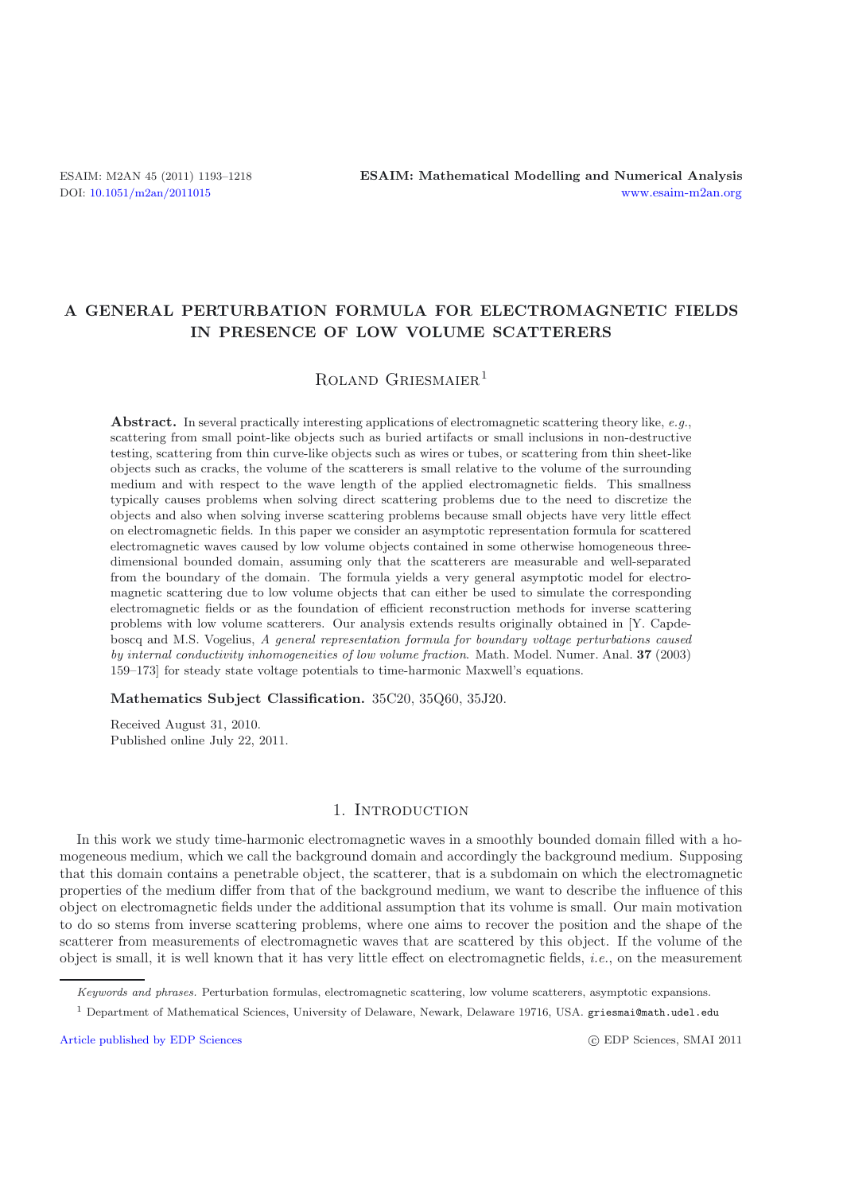# A GENERAL PERTURBATION FORMULA FOR ELECTROMAGNETIC FIELDS IN PRESENCE OF LOW VOLUME SCATTERERS

Roland Griesmaier[1]

**Abstract.** In several practically interesting applications of electromagnetic scattering theory like, *e.g.*, scattering from small point-like objects such as buried artifacts or small inclusions in non-destructive testing, scattering from thin curve-like objects such as wires or tubes, or scattering from thin sheet-like objects such as cracks, the volume of the scatterers is small relative to the volume of the surrounding medium and with respect to the wave length of the applied electromagnetic fields. This smallness typically causes problems when solving direct scattering problems due to the need to discretize the objects and also when solving inverse scattering problems because small objects have very little effect on electromagnetic fields. In this paper we consider an asymptotic representation formula for scattered electromagnetic waves caused by low volume objects contained in some otherwise homogeneous three-dimensional bounded domain, assuming only that the scatterers are measurable and well-separated from the boundary of the domain. The formula yields a very general asymptotic model for electromagnetic scattering due to low volume objects that can either be used to simulate the corresponding electromagnetic fields or as the foundation of efficient reconstruction methods for inverse scattering problems with low volume scatterers. Our analysis extends results originally obtained in [Y. Capdeboscq and M.S. Vogelius, *A general representation formula for boundary voltage perturbations caused by internal conductivity inhomogeneities of low volume fraction*. Math. Model. Numer. Anal. **37** (2003) 159–173] for steady state voltage potentials to time-harmonic Maxwell's equations.

**Mathematics Subject Classification.** 35C20, 35Q60, 35J20.

Received August 31, 2010.
Published online July 22, 2011.

## 1. Introduction

In this work we study time-harmonic electromagnetic waves in a smoothly bounded domain filled with a homogeneous medium, which we call the background domain and accordingly the background medium. Supposing that this domain contains a penetrable object, the scatterer, that is a subdomain on which the electromagnetic properties of the medium differ from that of the background medium, we want to describe the influence of this object on electromagnetic fields under the additional assumption that its volume is small. Our main motivation to do so stems from inverse scattering problems, where one aims to recover the position and the shape of the scatterer from measurements of electromagnetic waves that are scattered by this object. If the volume of the object is small, it is well known that it has very little effect on electromagnetic fields, *i.e.*, on the measurement

*Keywords and phrases.* Perturbation formulas, electromagnetic scattering, low volume scatterers, asymptotic expansions.

[1] Department of Mathematical Sciences, University of Delaware, Newark, Delaware 19716, USA. griesmai@math.udel.edu

Article published by EDP Sciences © EDP Sciences, SMAI 2011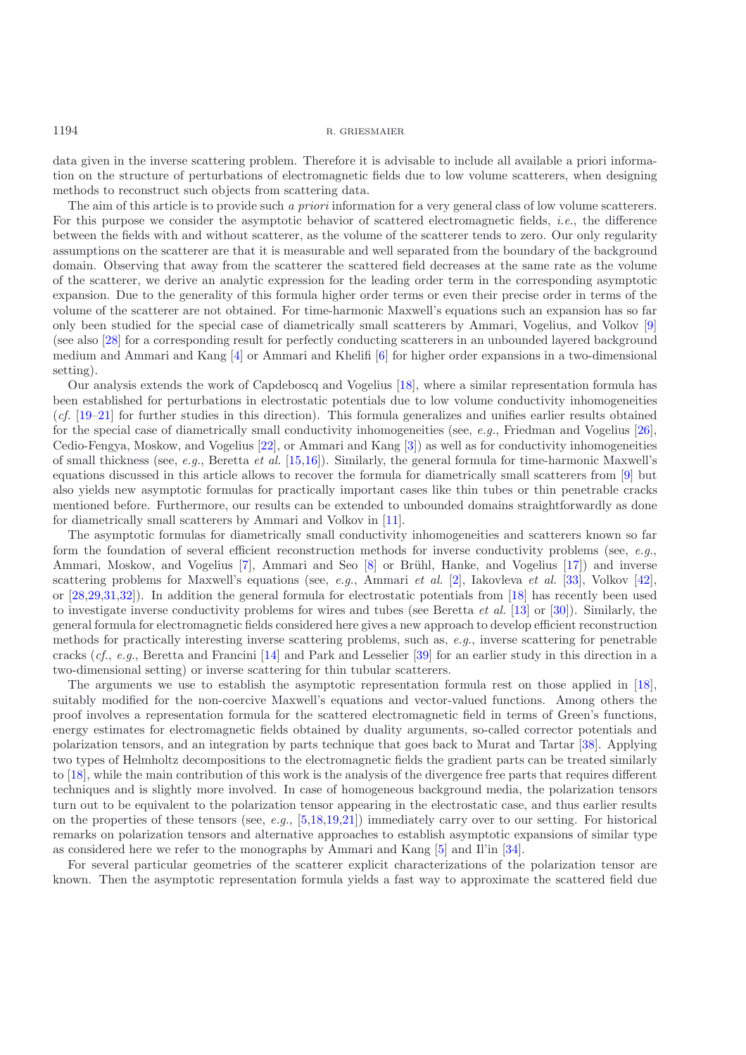data given in the inverse scattering problem. Therefore it is advisable to include all available a priori information on the structure of perturbations of electromagnetic fields due to low volume scatterers, when designing methods to reconstruct such objects from scattering data.

The aim of this article is to provide such *a priori* information for a very general class of low volume scatterers. For this purpose we consider the asymptotic behavior of scattered electromagnetic fields, *i.e.*, the difference between the fields with and without scatterer, as the volume of the scatterer tends to zero. Our only regularity assumptions on the scatterer are that it is measurable and well separated from the boundary of the background domain. Observing that away from the scatterer the scattered field decreases at the same rate as the volume of the scatterer, we derive an analytic expression for the leading order term in the corresponding asymptotic expansion. Due to the generality of this formula higher order terms or even their precise order in terms of the volume of the scatterer are not obtained. For time-harmonic Maxwell's equations such an expansion has so far only been studied for the special case of diametrically small scatterers by Ammari, Vogelius, and Volkov [9] (see also [28] for a corresponding result for perfectly conducting scatterers in an unbounded layered background medium and Ammari and Kang [4] or Ammari and Khelifi [6] for higher order expansions in a two-dimensional setting).

Our analysis extends the work of Capdeboscq and Vogelius [18], where a similar representation formula has been established for perturbations in electrostatic potentials due to low volume conductivity inhomogeneities (*cf.* [19–21] for further studies in this direction). This formula generalizes and unifies earlier results obtained for the special case of diametrically small conductivity inhomogeneities (see, *e.g.*, Friedman and Vogelius [26], Cedio-Fengya, Moskow, and Vogelius [22], or Ammari and Kang [3]) as well as for conductivity inhomogeneities of small thickness (see, *e.g.*, Beretta *et al.* [15,16]). Similarly, the general formula for time-harmonic Maxwell's equations discussed in this article allows to recover the formula for diametrically small scatterers from [9] but also yields new asymptotic formulas for practically important cases like thin tubes or thin penetrable cracks mentioned before. Furthermore, our results can be extended to unbounded domains straightforwardly as done for diametrically small scatterers by Ammari and Volkov in [11].

The asymptotic formulas for diametrically small conductivity inhomogeneities and scatterers known so far form the foundation of several efficient reconstruction methods for inverse conductivity problems (see, *e.g.*, Ammari, Moskow, and Vogelius [7], Ammari and Seo [8] or Brühl, Hanke, and Vogelius [17]) and inverse scattering problems for Maxwell's equations (see, *e.g.*, Ammari *et al.* [2], Iakovleva *et al.* [33], Volkov [42], or [28,29,31,32]). In addition the general formula for electrostatic potentials from [18] has recently been used to investigate inverse conductivity problems for wires and tubes (see Beretta *et al.* [13] or [30]). Similarly, the general formula for electromagnetic fields considered here gives a new approach to develop efficient reconstruction methods for practically interesting inverse scattering problems, such as, *e.g.*, inverse scattering for penetrable cracks (*cf.*, *e.g.*, Beretta and Francini [14] and Park and Lesselier [39] for an earlier study in this direction in a two-dimensional setting) or inverse scattering for thin tubular scatterers.

The arguments we use to establish the asymptotic representation formula rest on those applied in [18], suitably modified for the non-coercive Maxwell's equations and vector-valued functions. Among others the proof involves a representation formula for the scattered electromagnetic field in terms of Green's functions, energy estimates for electromagnetic fields obtained by duality arguments, so-called corrector potentials and polarization tensors, and an integration by parts technique that goes back to Murat and Tartar [38]. Applying two types of Helmholtz decompositions to the electromagnetic fields the gradient parts can be treated similarly to [18], while the main contribution of this work is the analysis of the divergence free parts that requires different techniques and is slightly more involved. In case of homogeneous background media, the polarization tensors turn out to be equivalent to the polarization tensor appearing in the electrostatic case, and thus earlier results on the properties of these tensors (see, *e.g.*, [5,18,19,21]) immediately carry over to our setting. For historical remarks on polarization tensors and alternative approaches to establish asymptotic expansions of similar type as considered here we refer to the monographs by Ammari and Kang [5] and Il'in [34].

For several particular geometries of the scatterer explicit characterizations of the polarization tensor are known. Then the asymptotic representation formula yields a fast way to approximate the scattered field due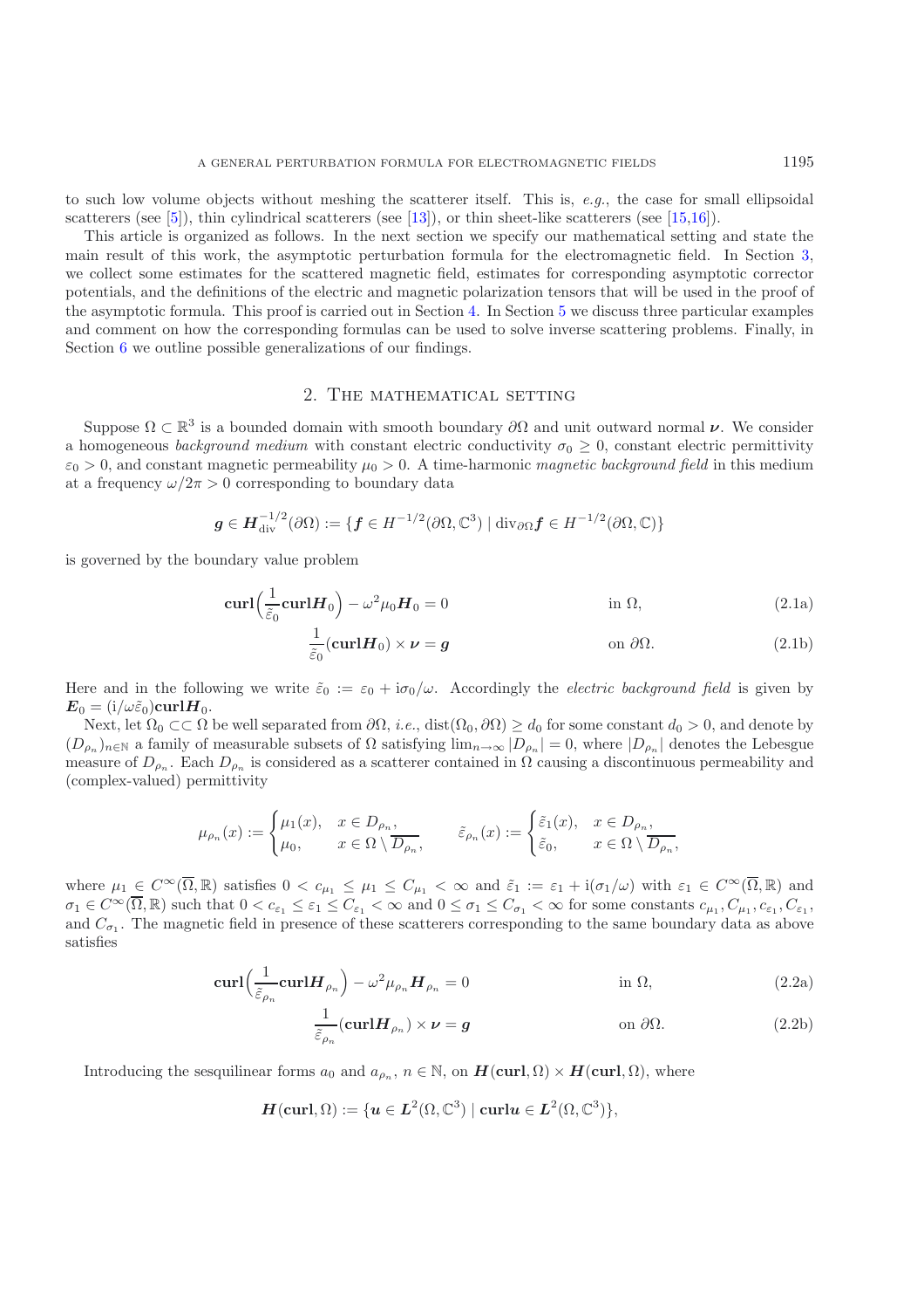to such low volume objects without meshing the scatterer itself. This is, *e.g.*, the case for small ellipsoidal scatterers (see [5]), thin cylindrical scatterers (see [13]), or thin sheet-like scatterers (see [15,16]).

This article is organized as follows. In the next section we specify our mathematical setting and state the main result of this work, the asymptotic perturbation formula for the electromagnetic field. In Section 3, we collect some estimates for the scattered magnetic field, estimates for corresponding asymptotic corrector potentials, and the definitions of the electric and magnetic polarization tensors that will be used in the proof of the asymptotic formula. This proof is carried out in Section 4. In Section 5 we discuss three particular examples and comment on how the corresponding formulas can be used to solve inverse scattering problems. Finally, in Section 6 we outline possible generalizations of our findings.

## 2. The mathematical setting

Suppose $\Omega \subset \mathbb{R}^3$ is a bounded domain with smooth boundary $\partial\Omega$ and unit outward normal $\boldsymbol{\nu}$. We consider a homogeneous *background medium* with constant electric conductivity $\sigma_0 \geq 0$, constant electric permittivity $\varepsilon_0 > 0$, and constant magnetic permeability $\mu_0 > 0$. A time-harmonic *magnetic background field* in this medium at a frequency $\omega/2\pi > 0$ corresponding to boundary data

$$\boldsymbol{g} \in \boldsymbol{H}^{-1/2}_{\mathrm{div}}(\partial\Omega) := \{\boldsymbol{f} \in H^{-1/2}(\partial\Omega, \mathbb{C}^3) \mid \mathrm{div}_{\partial\Omega}\boldsymbol{f} \in H^{-1/2}(\partial\Omega, \mathbb{C})\}$$

is governed by the boundary value problem

$$\mathbf{curl}\Big(\frac{1}{\tilde{\varepsilon}_0}\mathbf{curl}\boldsymbol{H}_0\Big) - \omega^2\mu_0\boldsymbol{H}_0 = 0 \qquad \text{in } \Omega, \tag{2.1a}$$

$$\frac{1}{\tilde{\varepsilon}_0}(\mathbf{curl}\boldsymbol{H}_0) \times \boldsymbol{\nu} = \boldsymbol{g} \qquad \text{on } \partial\Omega. \tag{2.1b}$$

Here and in the following we write $\tilde{\varepsilon}_0 := \varepsilon_0 + \mathrm{i}\sigma_0/\omega$. Accordingly the *electric background field* is given by $\boldsymbol{E}_0 = (\mathrm{i}/\omega\tilde{\varepsilon}_0)\mathbf{curl}\boldsymbol{H}_0$.

Next, let $\Omega_0 \subset\subset \Omega$ be well separated from $\partial\Omega$, *i.e.*, $\mathrm{dist}(\Omega_0, \partial\Omega) \geq d_0$ for some constant $d_0 > 0$, and denote by $(D_{\rho_n})_{n\in\mathbb{N}}$ a family of measurable subsets of $\Omega$ satisfying $\lim_{n\to\infty} |D_{\rho_n}| = 0$, where $|D_{\rho_n}|$ denotes the Lebesgue measure of $D_{\rho_n}$. Each $D_{\rho_n}$ is considered as a scatterer contained in $\Omega$ causing a discontinuous permeability and (complex-valued) permittivity

$$\mu_{\rho_n}(x) := \begin{cases} \mu_1(x), & x \in D_{\rho_n}, \\ \mu_0, & x \in \Omega \setminus \overline{D_{\rho_n}}, \end{cases} \qquad \tilde{\varepsilon}_{\rho_n}(x) := \begin{cases} \tilde{\varepsilon}_1(x), & x \in D_{\rho_n}, \\ \tilde{\varepsilon}_0, & x \in \Omega \setminus \overline{D_{\rho_n}}, \end{cases}$$

where $\mu_1 \in C^\infty(\overline{\Omega}, \mathbb{R})$ satisfies $0 < c_{\mu_1} \leq \mu_1 \leq C_{\mu_1} < \infty$ and $\tilde{\varepsilon}_1 := \varepsilon_1 + \mathrm{i}(\sigma_1/\omega)$ with $\varepsilon_1 \in C^\infty(\overline{\Omega}, \mathbb{R})$ and $\sigma_1 \in C^\infty(\overline{\Omega}, \mathbb{R})$ such that $0 < c_{\varepsilon_1} \leq \varepsilon_1 \leq C_{\varepsilon_1} < \infty$ and $0 \leq \sigma_1 \leq C_{\sigma_1} < \infty$ for some constants $c_{\mu_1}, C_{\mu_1}, c_{\varepsilon_1}, C_{\varepsilon_1}$, and $C_{\sigma_1}$. The magnetic field in presence of these scatterers corresponding to the same boundary data as above satisfies

$$\mathbf{curl}\Big(\frac{1}{\tilde{\varepsilon}_{\rho_n}}\mathbf{curl}\boldsymbol{H}_{\rho_n}\Big) - \omega^2\mu_{\rho_n}\boldsymbol{H}_{\rho_n} = 0 \qquad \text{in } \Omega, \tag{2.2a}$$

$$\frac{1}{\tilde{\varepsilon}_{\rho_n}}(\mathbf{curl}\boldsymbol{H}_{\rho_n}) \times \boldsymbol{\nu} = \boldsymbol{g} \qquad \text{on } \partial\Omega. \tag{2.2b}$$

Introducing the sesquilinear forms $a_0$ and $a_{\rho_n}$, $n \in \mathbb{N}$, on $\boldsymbol{H}(\mathbf{curl}, \Omega) \times \boldsymbol{H}(\mathbf{curl}, \Omega)$, where

$$\boldsymbol{H}(\mathbf{curl}, \Omega) := \{\boldsymbol{u} \in \boldsymbol{L}^2(\Omega, \mathbb{C}^3) \mid \mathbf{curl}\boldsymbol{u} \in \boldsymbol{L}^2(\Omega, \mathbb{C}^3)\},$$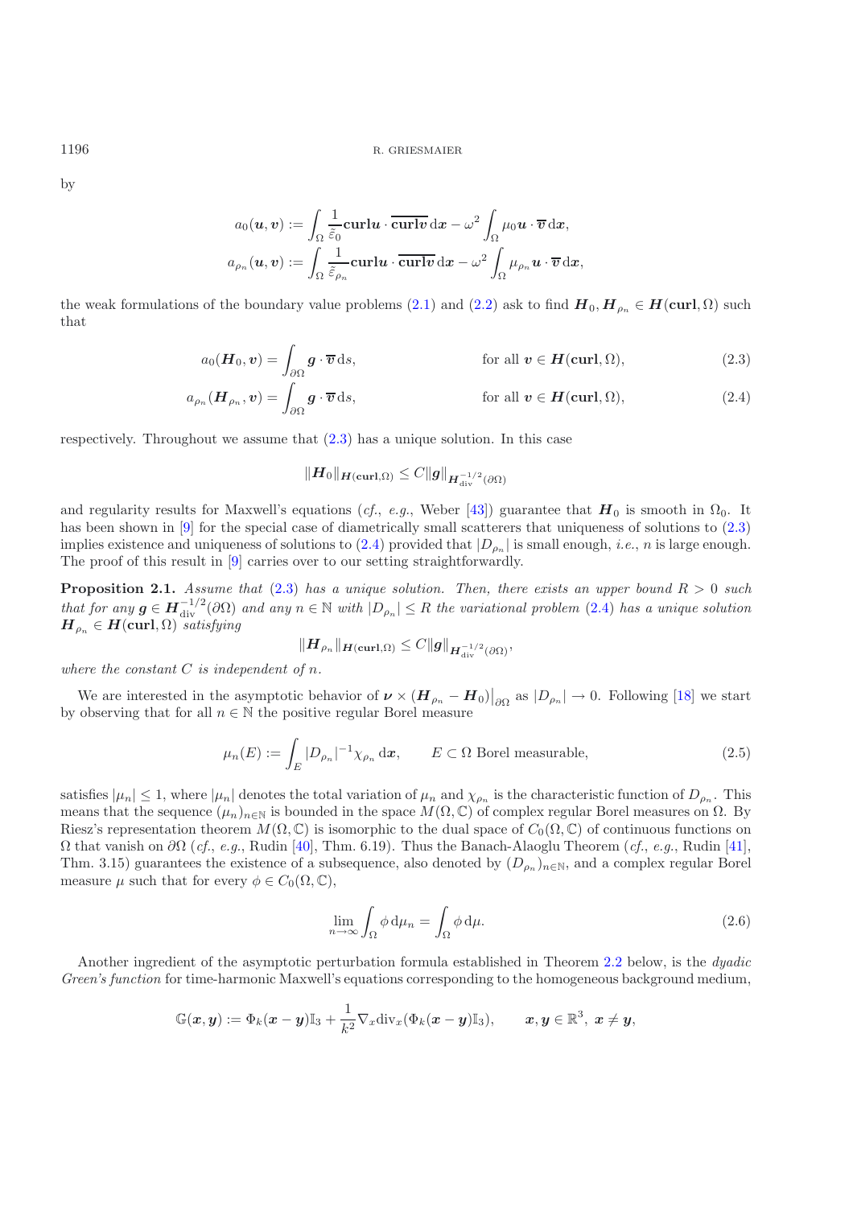by

$$a_0(\boldsymbol{u},\boldsymbol{v}) := \int_\Omega \frac{1}{\tilde{\tilde{\varepsilon}}_0}\mathbf{curl}\boldsymbol{u}\cdot\overline{\mathbf{curl}\boldsymbol{v}}\,\mathrm{d}\boldsymbol{x} - \omega^2\int_\Omega \mu_0\boldsymbol{u}\cdot\overline{\boldsymbol{v}}\,\mathrm{d}\boldsymbol{x},$$
$$a_{\rho_n}(\boldsymbol{u},\boldsymbol{v}) := \int_\Omega \frac{1}{\tilde{\tilde{\varepsilon}}_{\rho_n}}\mathbf{curl}\boldsymbol{u}\cdot\overline{\mathbf{curl}\boldsymbol{v}}\,\mathrm{d}\boldsymbol{x} - \omega^2\int_\Omega \mu_{\rho_n}\boldsymbol{u}\cdot\overline{\boldsymbol{v}}\,\mathrm{d}\boldsymbol{x},$$

the weak formulations of the boundary value problems (2.1) and (2.2) ask to find $\boldsymbol{H}_0, \boldsymbol{H}_{\rho_n} \in \boldsymbol{H}(\mathbf{curl},\Omega)$ such that

$$a_0(\boldsymbol{H}_0,\boldsymbol{v}) = \int_{\partial\Omega} \boldsymbol{g}\cdot\overline{\boldsymbol{v}}\,\mathrm{d}s, \qquad \text{for all } \boldsymbol{v}\in\boldsymbol{H}(\mathbf{curl},\Omega), \tag{2.3}$$

$$a_{\rho_n}(\boldsymbol{H}_{\rho_n},\boldsymbol{v}) = \int_{\partial\Omega} \boldsymbol{g}\cdot\overline{\boldsymbol{v}}\,\mathrm{d}s, \qquad \text{for all } \boldsymbol{v}\in\boldsymbol{H}(\mathbf{curl},\Omega), \tag{2.4}$$

respectively. Throughout we assume that (2.3) has a unique solution. In this case

$$\|\boldsymbol{H}_0\|_{\boldsymbol{H}(\mathbf{curl},\Omega)} \le C\|\boldsymbol{g}\|_{\boldsymbol{H}^{-1/2}_{\mathrm{div}}(\partial\Omega)}$$

and regularity results for Maxwell's equations (*cf.*, *e.g.*, Weber [43]) guarantee that $\boldsymbol{H}_0$ is smooth in $\Omega_0$. It has been shown in [9] for the special case of diametrically small scatterers that uniqueness of solutions to (2.3) implies existence and uniqueness of solutions to (2.4) provided that $|D_{\rho_n}|$ is small enough, *i.e.*, $n$ is large enough. The proof of this result in [9] carries over to our setting straightforwardly.

**Proposition 2.1.** *Assume that* (2.3) *has a unique solution. Then, there exists an upper bound $R > 0$ such that for any $\boldsymbol{g} \in \boldsymbol{H}^{-1/2}_{\mathrm{div}}(\partial\Omega)$ and any $n \in \mathbb{N}$ with $|D_{\rho_n}| \le R$ the variational problem* (2.4) *has a unique solution $\boldsymbol{H}_{\rho_n} \in \boldsymbol{H}(\mathbf{curl},\Omega)$ satisfying*

$$\|\boldsymbol{H}_{\rho_n}\|_{\boldsymbol{H}(\mathbf{curl},\Omega)} \le C\|\boldsymbol{g}\|_{\boldsymbol{H}^{-1/2}_{\mathrm{div}}(\partial\Omega)},$$

*where the constant $C$ is independent of $n$.*

We are interested in the asymptotic behavior of $\boldsymbol{\nu}\times(\boldsymbol{H}_{\rho_n}-\boldsymbol{H}_0)\big|_{\partial\Omega}$ as $|D_{\rho_n}| \to 0$. Following [18] we start by observing that for all $n\in\mathbb{N}$ the positive regular Borel measure

$$\mu_n(E) := \int_E |D_{\rho_n}|^{-1}\chi_{\rho_n}\,\mathrm{d}\boldsymbol{x}, \qquad E\subset\Omega \text{ Borel measurable}, \tag{2.5}$$

satisfies $|\mu_n| \le 1$, where $|\mu_n|$ denotes the total variation of $\mu_n$ and $\chi_{\rho_n}$ is the characteristic function of $D_{\rho_n}$. This means that the sequence $(\mu_n)_{n\in\mathbb{N}}$ is bounded in the space $M(\Omega,\mathbb{C})$ of complex regular Borel measures on $\Omega$. By Riesz's representation theorem $M(\Omega,\mathbb{C})$ is isomorphic to the dual space of $C_0(\Omega,\mathbb{C})$ of continuous functions on $\Omega$ that vanish on $\partial\Omega$ (*cf.*, *e.g.*, Rudin [40], Thm. 6.19). Thus the Banach-Alaoglu Theorem (*cf.*, *e.g.*, Rudin [41], Thm. 3.15) guarantees the existence of a subsequence, also denoted by $(D_{\rho_n})_{n\in\mathbb{N}}$, and a complex regular Borel measure $\mu$ such that for every $\phi\in C_0(\Omega,\mathbb{C})$,

$$\lim_{n\to\infty}\int_\Omega \phi\,\mathrm{d}\mu_n = \int_\Omega \phi\,\mathrm{d}\mu. \tag{2.6}$$

Another ingredient of the asymptotic perturbation formula established in Theorem 2.2 below, is the *dyadic Green's function* for time-harmonic Maxwell's equations corresponding to the homogeneous background medium,

$$\mathbb{G}(\boldsymbol{x},\boldsymbol{y}) := \Phi_k(\boldsymbol{x}-\boldsymbol{y})\mathbb{I}_3 + \frac{1}{k^2}\nabla_x\mathrm{div}_x(\Phi_k(\boldsymbol{x}-\boldsymbol{y})\mathbb{I}_3), \qquad \boldsymbol{x},\boldsymbol{y}\in\mathbb{R}^3,\ \boldsymbol{x}\neq\boldsymbol{y},$$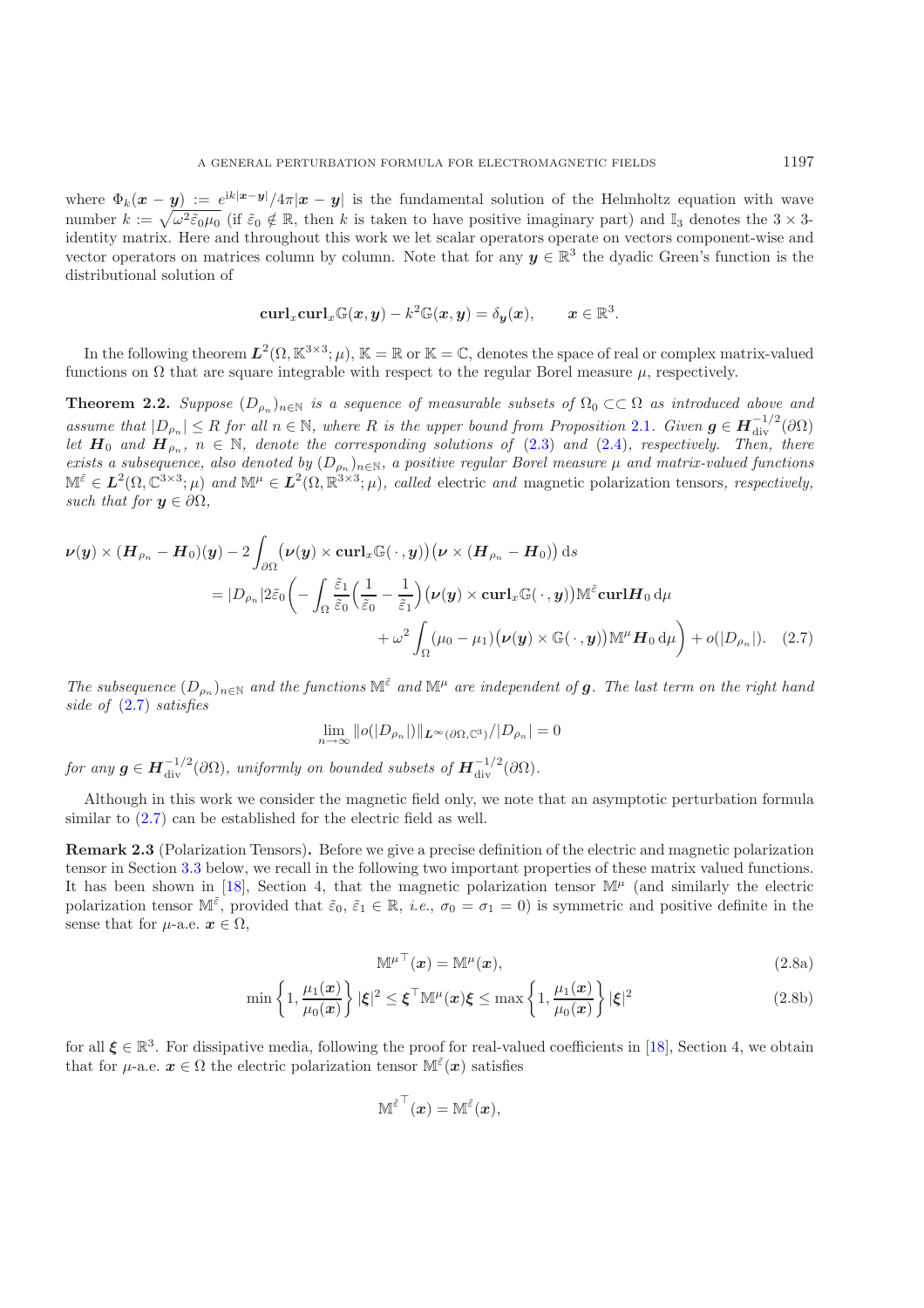where $\Phi_k(\boldsymbol{x}-\boldsymbol{y}) := e^{\mathrm{i}k|\boldsymbol{x}-\boldsymbol{y}|}/4\pi|\boldsymbol{x}-\boldsymbol{y}|$ is the fundamental solution of the Helmholtz equation with wave number $k := \sqrt{\omega^2\tilde{\varepsilon}_0\mu_0}$ (if $\tilde{\varepsilon}_0 \notin \mathbb{R}$, then $k$ is taken to have positive imaginary part) and $\mathbb{I}_3$ denotes the $3\times 3$-identity matrix. Here and throughout this work we let scalar operators operate on vectors component-wise and vector operators on matrices column by column. Note that for any $\boldsymbol{y} \in \mathbb{R}^3$ the dyadic Green's function is the distributional solution of

$$\mathbf{curl}_x\mathbf{curl}_x\mathbb{G}(\boldsymbol{x},\boldsymbol{y}) - k^2\mathbb{G}(\boldsymbol{x},\boldsymbol{y}) = \delta_{\boldsymbol{y}}(\boldsymbol{x}), \qquad \boldsymbol{x} \in \mathbb{R}^3.$$

In the following theorem $\boldsymbol{L}^2(\Omega,\mathbb{K}^{3\times 3};\mu)$, $\mathbb{K}=\mathbb{R}$ or $\mathbb{K}=\mathbb{C}$, denotes the space of real or complex matrix-valued functions on $\Omega$ that are square integrable with respect to the regular Borel measure $\mu$, respectively.

**Theorem 2.2.** *Suppose $(D_{\rho_n})_{n\in\mathbb{N}}$ is a sequence of measurable subsets of $\Omega_0 \subset\subset \Omega$ as introduced above and assume that $|D_{\rho_n}| \le R$ for all $n \in \mathbb{N}$, where $R$ is the upper bound from Proposition 2.1. Given $\boldsymbol{g} \in \boldsymbol{H}^{-1/2}_{\mathrm{div}}(\partial\Omega)$ let $\boldsymbol{H}_0$ and $\boldsymbol{H}_{\rho_n}$, $n \in \mathbb{N}$, denote the corresponding solutions of (2.3) and (2.4), respectively. Then, there exists a subsequence, also denoted by $(D_{\rho_n})_{n\in\mathbb{N}}$, a positive regular Borel measure $\mu$ and matrix-valued functions $\mathbb{M}^{\tilde{\varepsilon}} \in \boldsymbol{L}^2(\Omega,\mathbb{C}^{3\times 3};\mu)$ and $\mathbb{M}^{\mu} \in \boldsymbol{L}^2(\Omega,\mathbb{R}^{3\times 3};\mu)$, called* electric *and* magnetic polarization tensors*, respectively, such that for $\boldsymbol{y} \in \partial\Omega$,*

$$\begin{aligned}
\boldsymbol{\nu}(\boldsymbol{y}) \times (\boldsymbol{H}_{\rho_n} - \boldsymbol{H}_0)(\boldsymbol{y}) &- 2\int_{\partial\Omega} \big(\boldsymbol{\nu}(\boldsymbol{y}) \times \mathbf{curl}_x\mathbb{G}(\,\cdot\,,\boldsymbol{y})\big)\big(\boldsymbol{\nu}\times(\boldsymbol{H}_{\rho_n}-\boldsymbol{H}_0)\big)\,\mathrm{d}s \\
&= |D_{\rho_n}|2\tilde{\varepsilon}_0\bigg(-\int_\Omega \frac{\tilde{\varepsilon}_1}{\tilde{\varepsilon}_0}\Big(\frac{1}{\tilde{\varepsilon}_0}-\frac{1}{\tilde{\varepsilon}_1}\Big)\big(\boldsymbol{\nu}(\boldsymbol{y})\times\mathbf{curl}_x\mathbb{G}(\,\cdot\,,\boldsymbol{y})\big)\mathbb{M}^{\tilde{\varepsilon}}\mathbf{curl}\boldsymbol{H}_0\,\mathrm{d}\mu \\
&\qquad + \omega^2\int_\Omega (\mu_0-\mu_1)\big(\boldsymbol{\nu}(\boldsymbol{y})\times\mathbb{G}(\,\cdot\,,\boldsymbol{y})\big)\mathbb{M}^{\mu}\boldsymbol{H}_0\,\mathrm{d}\mu\bigg) + o(|D_{\rho_n}|). \quad (2.7)
\end{aligned}$$

*The subsequence $(D_{\rho_n})_{n\in\mathbb{N}}$ and the functions $\mathbb{M}^{\tilde{\varepsilon}}$ and $\mathbb{M}^{\mu}$ are independent of $\boldsymbol{g}$. The last term on the right hand side of (2.7) satisfies*

$$\lim_{n\to\infty} \|o(|D_{\rho_n}|)\|_{\boldsymbol{L}^\infty(\partial\Omega,\mathbb{C}^3)}/|D_{\rho_n}| = 0$$

*for any $\boldsymbol{g} \in \boldsymbol{H}^{-1/2}_{\mathrm{div}}(\partial\Omega)$, uniformly on bounded subsets of $\boldsymbol{H}^{-1/2}_{\mathrm{div}}(\partial\Omega)$.*

Although in this work we consider the magnetic field only, we note that an asymptotic perturbation formula similar to (2.7) can be established for the electric field as well.

**Remark 2.3** (Polarization Tensors)**.** Before we give a precise definition of the electric and magnetic polarization tensor in Section 3.3 below, we recall in the following two important properties of these matrix valued functions. It has been shown in [18], Section 4, that the magnetic polarization tensor $\mathbb{M}^{\mu}$ (and similarly the electric polarization tensor $\mathbb{M}^{\tilde{\varepsilon}}$, provided that $\tilde{\varepsilon}_0$, $\tilde{\varepsilon}_1 \in \mathbb{R}$, *i.e.*, $\sigma_0 = \sigma_1 = 0$) is symmetric and positive definite in the sense that for $\mu$-a.e. $\boldsymbol{x} \in \Omega$,

$$\mathbb{M}^{\mu\top}(\boldsymbol{x}) = \mathbb{M}^{\mu}(\boldsymbol{x}), \tag{2.8a}$$

$$\min\left\{1, \frac{\mu_1(\boldsymbol{x})}{\mu_0(\boldsymbol{x})}\right\}|\boldsymbol{\xi}|^2 \le \boldsymbol{\xi}^\top\mathbb{M}^{\mu}(\boldsymbol{x})\boldsymbol{\xi} \le \max\left\{1, \frac{\mu_1(\boldsymbol{x})}{\mu_0(\boldsymbol{x})}\right\}|\boldsymbol{\xi}|^2 \tag{2.8b}$$

for all $\boldsymbol{\xi} \in \mathbb{R}^3$. For dissipative media, following the proof for real-valued coefficients in [18], Section 4, we obtain that for $\mu$-a.e. $\boldsymbol{x} \in \Omega$ the electric polarization tensor $\mathbb{M}^{\tilde{\varepsilon}}(\boldsymbol{x})$ satisfies

$$\mathbb{M}^{\tilde{\varepsilon}\top}(\boldsymbol{x}) = \mathbb{M}^{\tilde{\varepsilon}}(\boldsymbol{x}),$$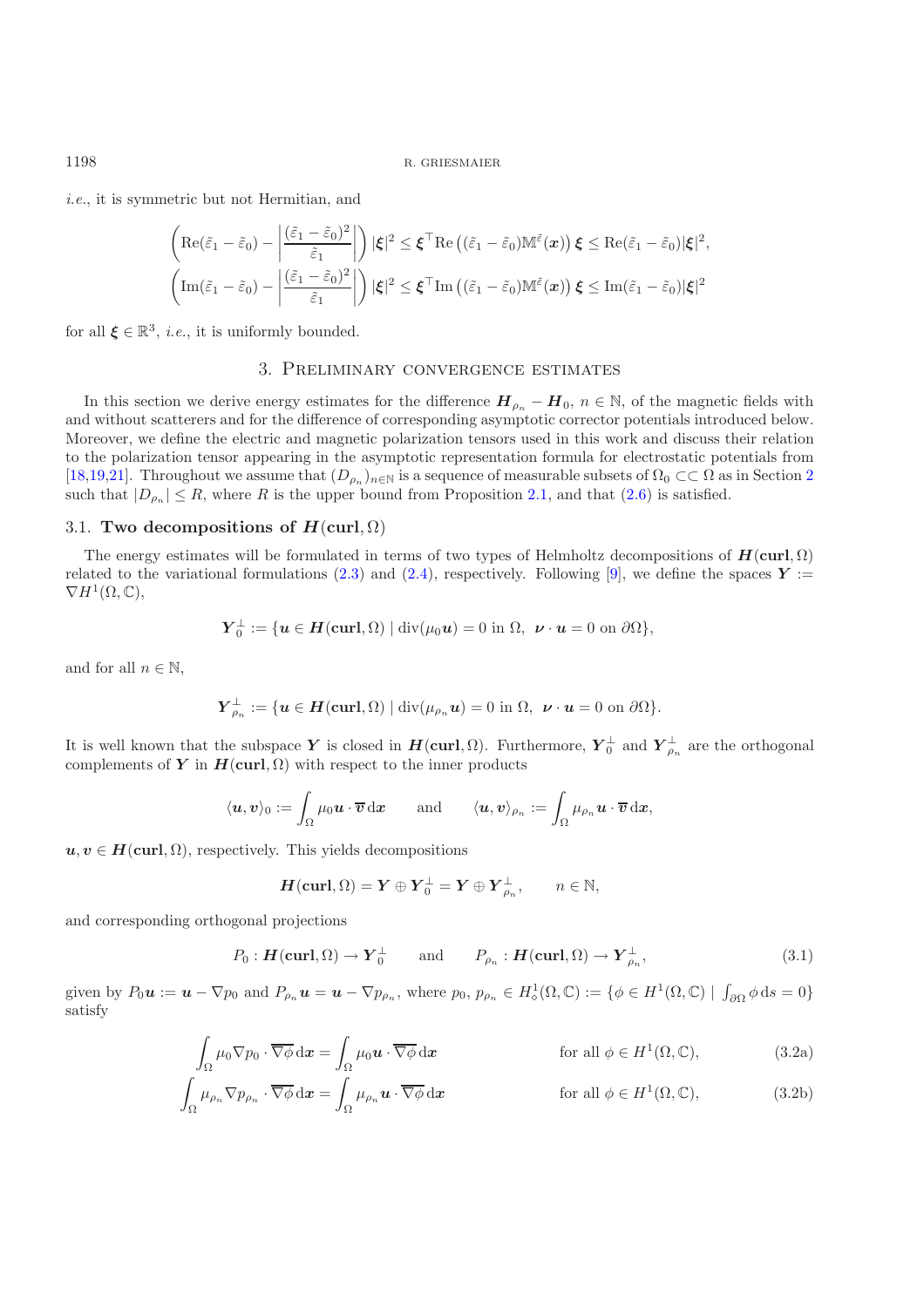*i.e.*, it is symmetric but not Hermitian, and

$$
\left(\mathrm{Re}(\tilde{\varepsilon}_1 - \tilde{\varepsilon}_0) - \left|\frac{(\tilde{\varepsilon}_1 - \tilde{\varepsilon}_0)^2}{\tilde{\varepsilon}_1}\right|\right)|\boldsymbol{\xi}|^2 \le \boldsymbol{\xi}^\top \mathrm{Re}\left((\tilde{\varepsilon}_1 - \tilde{\varepsilon}_0)\mathbb{M}^{\tilde{\varepsilon}}(\boldsymbol{x})\right)\boldsymbol{\xi} \le \mathrm{Re}(\tilde{\varepsilon}_1 - \tilde{\varepsilon}_0)|\boldsymbol{\xi}|^2,
$$

$$
\left(\mathrm{Im}(\tilde{\varepsilon}_1 - \tilde{\varepsilon}_0) - \left|\frac{(\tilde{\varepsilon}_1 - \tilde{\varepsilon}_0)^2}{\tilde{\varepsilon}_1}\right|\right)|\boldsymbol{\xi}|^2 \le \boldsymbol{\xi}^\top \mathrm{Im}\left((\tilde{\varepsilon}_1 - \tilde{\varepsilon}_0)\mathbb{M}^{\tilde{\varepsilon}}(\boldsymbol{x})\right)\boldsymbol{\xi} \le \mathrm{Im}(\tilde{\varepsilon}_1 - \tilde{\varepsilon}_0)|\boldsymbol{\xi}|^2
$$

for all $\boldsymbol{\xi} \in \mathbb{R}^3$, *i.e.*, it is uniformly bounded.

## 3. Preliminary convergence estimates

In this section we derive energy estimates for the difference $\boldsymbol{H}_{\rho_n} - \boldsymbol{H}_0$, $n \in \mathbb{N}$, of the magnetic fields with and without scatterers and for the difference of corresponding asymptotic corrector potentials introduced below. Moreover, we define the electric and magnetic polarization tensors used in this work and discuss their relation to the polarization tensor appearing in the asymptotic representation formula for electrostatic potentials from [18,19,21]. Throughout we assume that $(D_{\rho_n})_{n\in\mathbb{N}}$ is a sequence of measurable subsets of $\Omega_0 \subset\subset \Omega$ as in Section 2 such that $|D_{\rho_n}| \le R$, where $R$ is the upper bound from Proposition 2.1, and that (2.6) is satisfied.

### 3.1. Two decompositions of $\boldsymbol{H}(\mathbf{curl}, \Omega)$

The energy estimates will be formulated in terms of two types of Helmholtz decompositions of $\boldsymbol{H}(\mathbf{curl}, \Omega)$ related to the variational formulations (2.3) and (2.4), respectively. Following [9], we define the spaces $\boldsymbol{Y} := \nabla H^1(\Omega, \mathbb{C})$,

$$
\boldsymbol{Y}_0^\perp := \{\boldsymbol{u} \in \boldsymbol{H}(\mathbf{curl}, \Omega) \mid \mathrm{div}(\mu_0 \boldsymbol{u}) = 0 \text{ in } \Omega,\ \boldsymbol{\nu} \cdot \boldsymbol{u} = 0 \text{ on } \partial\Omega\},
$$

and for all $n \in \mathbb{N}$,

$$
\boldsymbol{Y}_{\rho_n}^\perp := \{\boldsymbol{u} \in \boldsymbol{H}(\mathbf{curl}, \Omega) \mid \mathrm{div}(\mu_{\rho_n} \boldsymbol{u}) = 0 \text{ in } \Omega,\ \boldsymbol{\nu} \cdot \boldsymbol{u} = 0 \text{ on } \partial\Omega\}.
$$

It is well known that the subspace $\boldsymbol{Y}$ is closed in $\boldsymbol{H}(\mathbf{curl}, \Omega)$. Furthermore, $\boldsymbol{Y}_0^\perp$ and $\boldsymbol{Y}_{\rho_n}^\perp$ are the orthogonal complements of $\boldsymbol{Y}$ in $\boldsymbol{H}(\mathbf{curl}, \Omega)$ with respect to the inner products

$$
\langle \boldsymbol{u}, \boldsymbol{v} \rangle_0 := \int_\Omega \mu_0 \boldsymbol{u} \cdot \overline{\boldsymbol{v}} \,\mathrm{d}\boldsymbol{x} \qquad \text{and} \qquad \langle \boldsymbol{u}, \boldsymbol{v} \rangle_{\rho_n} := \int_\Omega \mu_{\rho_n} \boldsymbol{u} \cdot \overline{\boldsymbol{v}} \,\mathrm{d}\boldsymbol{x},
$$

$\boldsymbol{u}, \boldsymbol{v} \in \boldsymbol{H}(\mathbf{curl}, \Omega)$, respectively. This yields decompositions

$$
\boldsymbol{H}(\mathbf{curl}, \Omega) = \boldsymbol{Y} \oplus \boldsymbol{Y}_0^\perp = \boldsymbol{Y} \oplus \boldsymbol{Y}_{\rho_n}^\perp, \qquad n \in \mathbb{N},
$$

and corresponding orthogonal projections

$$
P_0 : \boldsymbol{H}(\mathbf{curl}, \Omega) \to \boldsymbol{Y}_0^\perp \qquad \text{and} \qquad P_{\rho_n} : \boldsymbol{H}(\mathbf{curl}, \Omega) \to \boldsymbol{Y}_{\rho_n}^\perp, \tag{3.1}
$$

given by $P_0 \boldsymbol{u} := \boldsymbol{u} - \nabla p_0$ and $P_{\rho_n} \boldsymbol{u} = \boldsymbol{u} - \nabla p_{\rho_n}$, where $p_0, p_{\rho_n} \in H^1_\diamond(\Omega, \mathbb{C}) := \{\phi \in H^1(\Omega, \mathbb{C}) \mid \int_{\partial\Omega} \phi \,\mathrm{d}s = 0\}$ satisfy

$$
\int_\Omega \mu_0 \nabla p_0 \cdot \overline{\nabla \phi} \,\mathrm{d}\boldsymbol{x} = \int_\Omega \mu_0 \boldsymbol{u} \cdot \overline{\nabla \phi} \,\mathrm{d}\boldsymbol{x} \qquad \text{for all } \phi \in H^1(\Omega, \mathbb{C}), \tag{3.2a}
$$

$$
\int_\Omega \mu_{\rho_n} \nabla p_{\rho_n} \cdot \overline{\nabla \phi} \,\mathrm{d}\boldsymbol{x} = \int_\Omega \mu_{\rho_n} \boldsymbol{u} \cdot \overline{\nabla \phi} \,\mathrm{d}\boldsymbol{x} \qquad \text{for all } \phi \in H^1(\Omega, \mathbb{C}), \tag{3.2b}
$$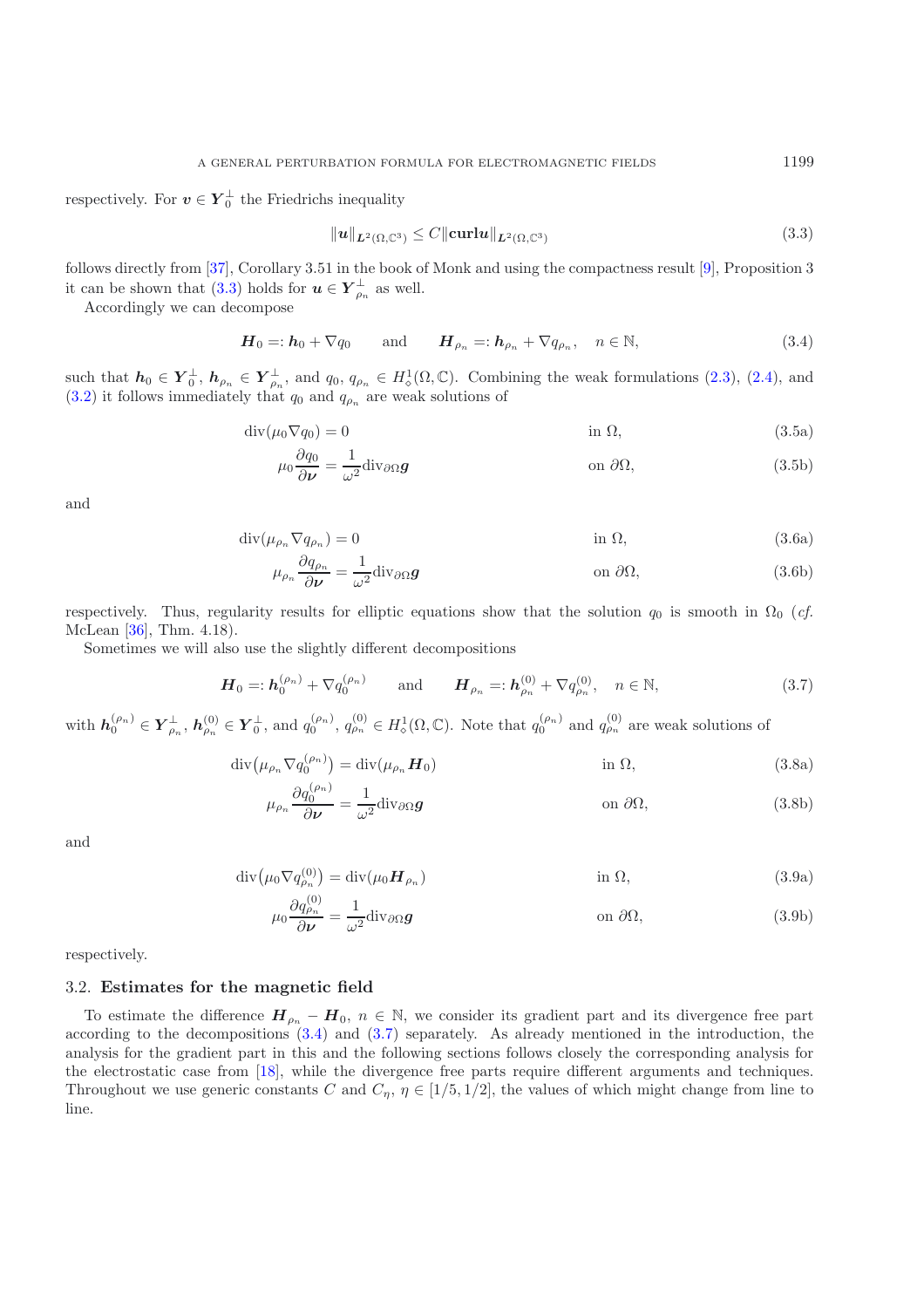respectively. For $\boldsymbol{v} \in \boldsymbol{Y}_0^\perp$ the Friedrichs inequality

$$\|\boldsymbol{u}\|_{\boldsymbol{L}^2(\Omega,\mathbb{C}^3)} \leq C\|\mathbf{curl}\boldsymbol{u}\|_{\boldsymbol{L}^2(\Omega,\mathbb{C}^3)} \tag{3.3}$$

follows directly from [37], Corollary 3.51 in the book of Monk and using the compactness result [9], Proposition 3 it can be shown that (3.3) holds for $\boldsymbol{u} \in \boldsymbol{Y}_{\rho_n}^\perp$ as well.

Accordingly we can decompose

$$\boldsymbol{H}_0 =: \boldsymbol{h}_0 + \nabla q_0 \qquad \text{and} \qquad \boldsymbol{H}_{\rho_n} =: \boldsymbol{h}_{\rho_n} + \nabla q_{\rho_n}, \quad n \in \mathbb{N}, \tag{3.4}$$

such that $\boldsymbol{h}_0 \in \boldsymbol{Y}_0^\perp$, $\boldsymbol{h}_{\rho_n} \in \boldsymbol{Y}_{\rho_n}^\perp$, and $q_0, q_{\rho_n} \in H^1_\diamond(\Omega,\mathbb{C})$. Combining the weak formulations (2.3), (2.4), and (3.2) it follows immediately that $q_0$ and $q_{\rho_n}$ are weak solutions of

$$\operatorname{div}(\mu_0 \nabla q_0) = 0 \qquad \text{in } \Omega, \tag{3.5a}$$

$$\mu_0 \frac{\partial q_0}{\partial \boldsymbol{\nu}} = \frac{1}{\omega^2}\operatorname{div}_{\partial\Omega}\boldsymbol{g} \qquad \text{on } \partial\Omega, \tag{3.5b}$$

and

$$\operatorname{div}(\mu_{\rho_n} \nabla q_{\rho_n}) = 0 \qquad \text{in } \Omega, \tag{3.6a}$$

$$\mu_{\rho_n} \frac{\partial q_{\rho_n}}{\partial \boldsymbol{\nu}} = \frac{1}{\omega^2}\operatorname{div}_{\partial\Omega}\boldsymbol{g} \qquad \text{on } \partial\Omega, \tag{3.6b}$$

respectively. Thus, regularity results for elliptic equations show that the solution $q_0$ is smooth in $\Omega_0$ (*cf.* McLean [36], Thm. 4.18).

Sometimes we will also use the slightly different decompositions

$$\boldsymbol{H}_0 =: \boldsymbol{h}_0^{(\rho_n)} + \nabla q_0^{(\rho_n)} \qquad \text{and} \qquad \boldsymbol{H}_{\rho_n} =: \boldsymbol{h}_{\rho_n}^{(0)} + \nabla q_{\rho_n}^{(0)}, \quad n \in \mathbb{N}, \tag{3.7}$$

with $\boldsymbol{h}_0^{(\rho_n)} \in \boldsymbol{Y}_{\rho_n}^\perp$, $\boldsymbol{h}_{\rho_n}^{(0)} \in \boldsymbol{Y}_0^\perp$, and $q_0^{(\rho_n)}, q_{\rho_n}^{(0)} \in H^1_\diamond(\Omega,\mathbb{C})$. Note that $q_0^{(\rho_n)}$ and $q_{\rho_n}^{(0)}$ are weak solutions of

$$\operatorname{div}\big(\mu_{\rho_n} \nabla q_0^{(\rho_n)}\big) = \operatorname{div}(\mu_{\rho_n}\boldsymbol{H}_0) \qquad \text{in } \Omega, \tag{3.8a}$$

$$\mu_{\rho_n} \frac{\partial q_0^{(\rho_n)}}{\partial \boldsymbol{\nu}} = \frac{1}{\omega^2}\operatorname{div}_{\partial\Omega}\boldsymbol{g} \qquad \text{on } \partial\Omega, \tag{3.8b}$$

and

$$\operatorname{div}\big(\mu_0 \nabla q_{\rho_n}^{(0)}\big) = \operatorname{div}(\mu_0\boldsymbol{H}_{\rho_n}) \qquad \text{in } \Omega, \tag{3.9a}$$

$$\mu_0 \frac{\partial q_{\rho_n}^{(0)}}{\partial \boldsymbol{\nu}} = \frac{1}{\omega^2}\operatorname{div}_{\partial\Omega}\boldsymbol{g} \qquad \text{on } \partial\Omega, \tag{3.9b}$$

respectively.

### 3.2. **Estimates for the magnetic field**

To estimate the difference $\boldsymbol{H}_{\rho_n} - \boldsymbol{H}_0$, $n \in \mathbb{N}$, we consider its gradient part and its divergence free part according to the decompositions (3.4) and (3.7) separately. As already mentioned in the introduction, the analysis for the gradient part in this and the following sections follows closely the corresponding analysis for the electrostatic case from [18], while the divergence free parts require different arguments and techniques. Throughout we use generic constants $C$ and $C_\eta$, $\eta \in [1/5, 1/2]$, the values of which might change from line to line.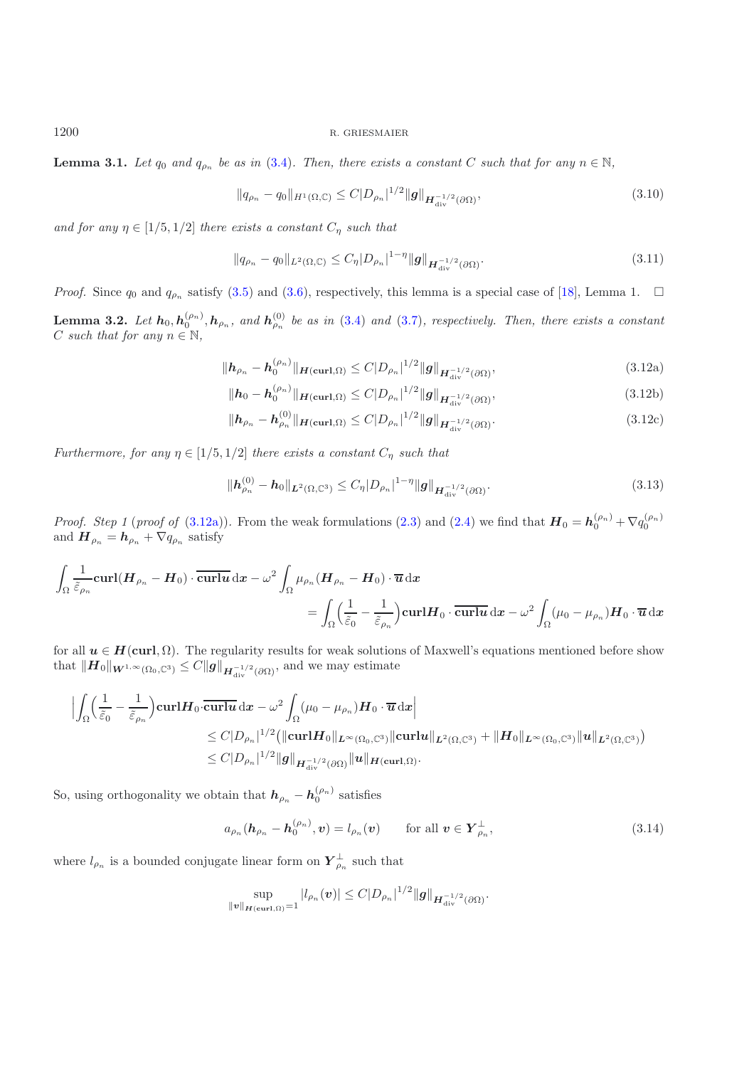**Lemma 3.1.** *Let $q_0$ and $q_{\rho_n}$ be as in* (3.4)*. Then, there exists a constant $C$ such that for any $n \in \mathbb{N}$,*

$$\|q_{\rho_n} - q_0\|_{H^1(\Omega,\mathbb{C})} \le C|D_{\rho_n}|^{1/2}\|\boldsymbol{g}\|_{\boldsymbol{H}^{-1/2}_{\mathrm{div}}(\partial\Omega)}, \tag{3.10}$$

*and for any $\eta \in [1/5, 1/2]$ there exists a constant $C_\eta$ such that*

$$\|q_{\rho_n} - q_0\|_{L^2(\Omega,\mathbb{C})} \le C_\eta|D_{\rho_n}|^{1-\eta}\|\boldsymbol{g}\|_{\boldsymbol{H}^{-1/2}_{\mathrm{div}}(\partial\Omega)}. \tag{3.11}$$

*Proof.* Since $q_0$ and $q_{\rho_n}$ satisfy (3.5) and (3.6), respectively, this lemma is a special case of [18], Lemma 1. $\square$

**Lemma 3.2.** *Let $\boldsymbol{h}_0, \boldsymbol{h}_0^{(\rho_n)}, \boldsymbol{h}_{\rho_n}$, and $\boldsymbol{h}_{\rho_n}^{(0)}$ be as in* (3.4) *and* (3.7)*, respectively. Then, there exists a constant $C$ such that for any $n \in \mathbb{N}$,*

$$\|\boldsymbol{h}_{\rho_n} - \boldsymbol{h}_0^{(\rho_n)}\|_{\boldsymbol{H}(\mathbf{curl},\Omega)} \le C|D_{\rho_n}|^{1/2}\|\boldsymbol{g}\|_{\boldsymbol{H}^{-1/2}_{\mathrm{div}}(\partial\Omega)}, \tag{3.12a}$$

$$\|\boldsymbol{h}_0 - \boldsymbol{h}_0^{(\rho_n)}\|_{\boldsymbol{H}(\mathbf{curl},\Omega)} \le C|D_{\rho_n}|^{1/2}\|\boldsymbol{g}\|_{\boldsymbol{H}^{-1/2}_{\mathrm{div}}(\partial\Omega)}, \tag{3.12b}$$

$$\|\boldsymbol{h}_{\rho_n} - \boldsymbol{h}_{\rho_n}^{(0)}\|_{\boldsymbol{H}(\mathbf{curl},\Omega)} \le C|D_{\rho_n}|^{1/2}\|\boldsymbol{g}\|_{\boldsymbol{H}^{-1/2}_{\mathrm{div}}(\partial\Omega)}. \tag{3.12c}$$

*Furthermore, for any $\eta \in [1/5, 1/2]$ there exists a constant $C_\eta$ such that*

$$\|\boldsymbol{h}_{\rho_n}^{(0)} - \boldsymbol{h}_0\|_{\boldsymbol{L}^2(\Omega,\mathbb{C}^3)} \le C_\eta|D_{\rho_n}|^{1-\eta}\|\boldsymbol{g}\|_{\boldsymbol{H}^{-1/2}_{\mathrm{div}}(\partial\Omega)}. \tag{3.13}$$

*Proof. Step 1* (*proof of* (3.12a)). From the weak formulations (2.3) and (2.4) we find that $\boldsymbol{H}_0 = \boldsymbol{h}_0^{(\rho_n)} + \nabla q_0^{(\rho_n)}$ and $\boldsymbol{H}_{\rho_n} = \boldsymbol{h}_{\rho_n} + \nabla q_{\rho_n}$ satisfy

$$\int_\Omega \frac{1}{\tilde{\varepsilon}_{\rho_n}}\mathbf{curl}(\boldsymbol{H}_{\rho_n} - \boldsymbol{H}_0)\cdot\overline{\mathbf{curl}\boldsymbol{u}}\,\mathrm{d}\boldsymbol{x} - \omega^2\int_\Omega \mu_{\rho_n}(\boldsymbol{H}_{\rho_n} - \boldsymbol{H}_0)\cdot\overline{\boldsymbol{u}}\,\mathrm{d}\boldsymbol{x}$$
$$= \int_\Omega\Big(\frac{1}{\tilde{\varepsilon}_0} - \frac{1}{\tilde{\varepsilon}_{\rho_n}}\Big)\mathbf{curl}\boldsymbol{H}_0\cdot\overline{\mathbf{curl}\boldsymbol{u}}\,\mathrm{d}\boldsymbol{x} - \omega^2\int_\Omega(\mu_0 - \mu_{\rho_n})\boldsymbol{H}_0\cdot\overline{\boldsymbol{u}}\,\mathrm{d}\boldsymbol{x}$$

for all $\boldsymbol{u} \in \boldsymbol{H}(\mathbf{curl},\Omega)$. The regularity results for weak solutions of Maxwell's equations mentioned before show that $\|\boldsymbol{H}_0\|_{\boldsymbol{W}^{1,\infty}(\Omega_0,\mathbb{C}^3)} \le C\|\boldsymbol{g}\|_{\boldsymbol{H}^{-1/2}_{\mathrm{div}}(\partial\Omega)}$, and we may estimate

$$\Big|\int_\Omega\Big(\frac{1}{\tilde{\varepsilon}_0} - \frac{1}{\tilde{\varepsilon}_{\rho_n}}\Big)\mathbf{curl}\boldsymbol{H}_0\cdot\overline{\mathbf{curl}\boldsymbol{u}}\,\mathrm{d}\boldsymbol{x} - \omega^2\int_\Omega(\mu_0 - \mu_{\rho_n})\boldsymbol{H}_0\cdot\overline{\boldsymbol{u}}\,\mathrm{d}\boldsymbol{x}\Big|$$
$$\le C|D_{\rho_n}|^{1/2}\big(\|\mathbf{curl}\boldsymbol{H}_0\|_{\boldsymbol{L}^\infty(\Omega_0,\mathbb{C}^3)}\|\mathbf{curl}\boldsymbol{u}\|_{\boldsymbol{L}^2(\Omega,\mathbb{C}^3)} + \|\boldsymbol{H}_0\|_{\boldsymbol{L}^\infty(\Omega_0,\mathbb{C}^3)}\|\boldsymbol{u}\|_{\boldsymbol{L}^2(\Omega,\mathbb{C}^3)}\big)$$
$$\le C|D_{\rho_n}|^{1/2}\|\boldsymbol{g}\|_{\boldsymbol{H}^{-1/2}_{\mathrm{div}}(\partial\Omega)}\|\boldsymbol{u}\|_{\boldsymbol{H}(\mathbf{curl},\Omega)}.$$

So, using orthogonality we obtain that $\boldsymbol{h}_{\rho_n} - \boldsymbol{h}_0^{(\rho_n)}$ satisfies

$$a_{\rho_n}(\boldsymbol{h}_{\rho_n} - \boldsymbol{h}_0^{(\rho_n)}, \boldsymbol{v}) = l_{\rho_n}(\boldsymbol{v}) \qquad \text{for all } \boldsymbol{v} \in \boldsymbol{Y}_{\rho_n}^\perp, \tag{3.14}$$

where $l_{\rho_n}$ is a bounded conjugate linear form on $\boldsymbol{Y}_{\rho_n}^\perp$ such that

$$\sup_{\|\boldsymbol{v}\|_{\boldsymbol{H}(\mathbf{curl},\Omega)}=1}|l_{\rho_n}(\boldsymbol{v})| \le C|D_{\rho_n}|^{1/2}\|\boldsymbol{g}\|_{\boldsymbol{H}^{-1/2}_{\mathrm{div}}(\partial\Omega)}.$$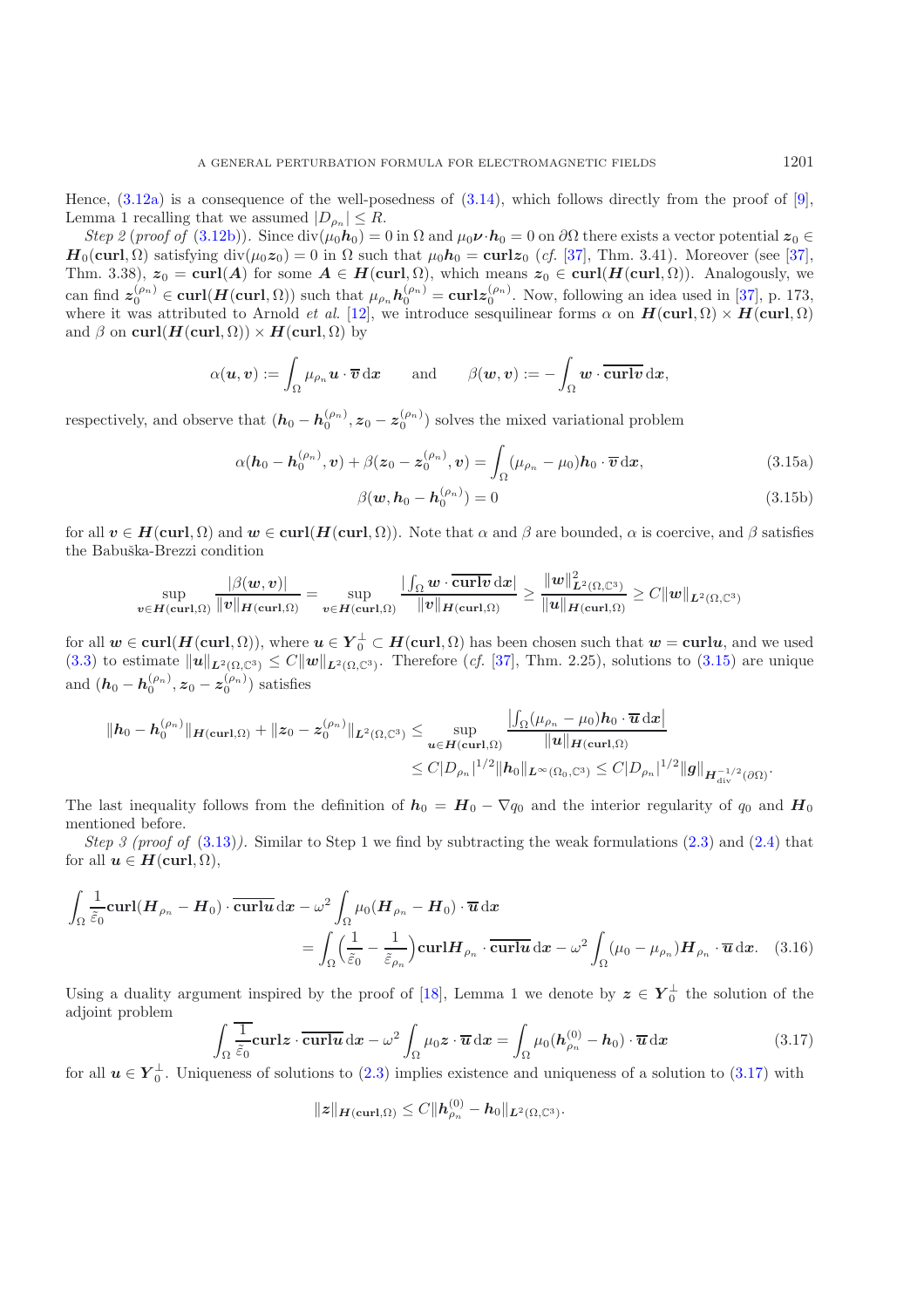Hence, (3.12a) is a consequence of the well-posedness of (3.14), which follows directly from the proof of [9], Lemma 1 recalling that we assumed $|D_{\rho_n}| \leq R$.

*Step 2* (*proof of* (3.12b)). Since $\operatorname{div}(\mu_0 \boldsymbol{h}_0) = 0$ in $\Omega$ and $\mu_0 \boldsymbol{\nu} \cdot \boldsymbol{h}_0 = 0$ on $\partial\Omega$ there exists a vector potential $\boldsymbol{z}_0 \in \boldsymbol{H}_0(\mathbf{curl}, \Omega)$ satisfying $\operatorname{div}(\mu_0 \boldsymbol{z}_0) = 0$ in $\Omega$ such that $\mu_0 \boldsymbol{h}_0 = \mathbf{curl} \boldsymbol{z}_0$ (*cf.* [37], Thm. 3.41). Moreover (see [37], Thm. 3.38), $\boldsymbol{z}_0 = \mathbf{curl}(\boldsymbol{A})$ for some $\boldsymbol{A} \in \boldsymbol{H}(\mathbf{curl}, \Omega)$, which means $\boldsymbol{z}_0 \in \mathbf{curl}(\boldsymbol{H}(\mathbf{curl}, \Omega))$. Analogously, we can find $\boldsymbol{z}_0^{(\rho_n)} \in \mathbf{curl}(\boldsymbol{H}(\mathbf{curl}, \Omega))$ such that $\mu_{\rho_n} \boldsymbol{h}_0^{(\rho_n)} = \mathbf{curl} \boldsymbol{z}_0^{(\rho_n)}$. Now, following an idea used in [37], p. 173, where it was attributed to Arnold *et al.* [12], we introduce sesquilinear forms $\alpha$ on $\boldsymbol{H}(\mathbf{curl}, \Omega) \times \boldsymbol{H}(\mathbf{curl}, \Omega)$ and $\beta$ on $\mathbf{curl}(\boldsymbol{H}(\mathbf{curl}, \Omega)) \times \boldsymbol{H}(\mathbf{curl}, \Omega)$ by

$$\alpha(\boldsymbol{u}, \boldsymbol{v}) := \int_\Omega \mu_{\rho_n} \boldsymbol{u} \cdot \overline{\boldsymbol{v}} \, \mathrm{d}\boldsymbol{x} \qquad \text{and} \qquad \beta(\boldsymbol{w}, \boldsymbol{v}) := -\int_\Omega \boldsymbol{w} \cdot \overline{\mathbf{curl} \boldsymbol{v}} \, \mathrm{d}\boldsymbol{x},$$

respectively, and observe that $(\boldsymbol{h}_0 - \boldsymbol{h}_0^{(\rho_n)}, \boldsymbol{z}_0 - \boldsymbol{z}_0^{(\rho_n)})$ solves the mixed variational problem

$$\alpha(\boldsymbol{h}_0 - \boldsymbol{h}_0^{(\rho_n)}, \boldsymbol{v}) + \beta(\boldsymbol{z}_0 - \boldsymbol{z}_0^{(\rho_n)}, \boldsymbol{v}) = \int_\Omega (\mu_{\rho_n} - \mu_0) \boldsymbol{h}_0 \cdot \overline{\boldsymbol{v}} \, \mathrm{d}\boldsymbol{x}, \tag{3.15a}$$

$$\beta(\boldsymbol{w}, \boldsymbol{h}_0 - \boldsymbol{h}_0^{(\rho_n)}) = 0 \tag{3.15b}$$

for all $\boldsymbol{v} \in \boldsymbol{H}(\mathbf{curl}, \Omega)$ and $\boldsymbol{w} \in \mathbf{curl}(\boldsymbol{H}(\mathbf{curl}, \Omega))$. Note that $\alpha$ and $\beta$ are bounded, $\alpha$ is coercive, and $\beta$ satisfies the Babuška-Brezzi condition

$$\sup_{\boldsymbol{v} \in \boldsymbol{H}(\mathbf{curl}, \Omega)} \frac{|\beta(\boldsymbol{w}, \boldsymbol{v})|}{\|\boldsymbol{v}\|_{\boldsymbol{H}(\mathbf{curl}, \Omega)}} = \sup_{\boldsymbol{v} \in \boldsymbol{H}(\mathbf{curl}, \Omega)} \frac{|\int_\Omega \boldsymbol{w} \cdot \overline{\mathbf{curl} \boldsymbol{v}} \, \mathrm{d}\boldsymbol{x}|}{\|\boldsymbol{v}\|_{\boldsymbol{H}(\mathbf{curl}, \Omega)}} \geq \frac{\|\boldsymbol{w}\|^2_{\boldsymbol{L}^2(\Omega, \mathbb{C}^3)}}{\|\boldsymbol{u}\|_{\boldsymbol{H}(\mathbf{curl}, \Omega)}} \geq C \|\boldsymbol{w}\|_{\boldsymbol{L}^2(\Omega, \mathbb{C}^3)}$$

for all $\boldsymbol{w} \in \mathbf{curl}(\boldsymbol{H}(\mathbf{curl}, \Omega))$, where $\boldsymbol{u} \in \boldsymbol{Y}_0^\perp \subset \boldsymbol{H}(\mathbf{curl}, \Omega)$ has been chosen such that $\boldsymbol{w} = \mathbf{curl} \boldsymbol{u}$, and we used (3.3) to estimate $\|\boldsymbol{u}\|_{\boldsymbol{L}^2(\Omega, \mathbb{C}^3)} \leq C \|\boldsymbol{w}\|_{\boldsymbol{L}^2(\Omega, \mathbb{C}^3)}$. Therefore (*cf.* [37], Thm. 2.25), solutions to (3.15) are unique and $(\boldsymbol{h}_0 - \boldsymbol{h}_0^{(\rho_n)}, \boldsymbol{z}_0 - \boldsymbol{z}_0^{(\rho_n)})$ satisfies

$$\begin{aligned} \|\boldsymbol{h}_0 - \boldsymbol{h}_0^{(\rho_n)}\|_{\boldsymbol{H}(\mathbf{curl}, \Omega)} + \|\boldsymbol{z}_0 - \boldsymbol{z}_0^{(\rho_n)}\|_{\boldsymbol{L}^2(\Omega, \mathbb{C}^3)} &\leq \sup_{\boldsymbol{u} \in \boldsymbol{H}(\mathbf{curl}, \Omega)} \frac{\left|\int_\Omega (\mu_{\rho_n} - \mu_0) \boldsymbol{h}_0 \cdot \overline{\boldsymbol{u}} \, \mathrm{d}\boldsymbol{x}\right|}{\|\boldsymbol{u}\|_{\boldsymbol{H}(\mathbf{curl}, \Omega)}} \\ &\leq C |D_{\rho_n}|^{1/2} \|\boldsymbol{h}_0\|_{\boldsymbol{L}^\infty(\Omega_0, \mathbb{C}^3)} \leq C |D_{\rho_n}|^{1/2} \|\boldsymbol{g}\|_{\boldsymbol{H}^{-1/2}_{\operatorname{div}}(\partial\Omega)}. \end{aligned}$$

The last inequality follows from the definition of $\boldsymbol{h}_0 = \boldsymbol{H}_0 - \nabla q_0$ and the interior regularity of $q_0$ and $\boldsymbol{H}_0$ mentioned before.

*Step 3* (*proof of* (3.13)). Similar to Step 1 we find by subtracting the weak formulations (2.3) and (2.4) that for all $\boldsymbol{u} \in \boldsymbol{H}(\mathbf{curl}, \Omega)$,

$$\begin{aligned} \int_\Omega \frac{1}{\tilde{\tilde{\varepsilon}}_0} \mathbf{curl}(\boldsymbol{H}_{\rho_n} - \boldsymbol{H}_0) \cdot \overline{\mathbf{curl} \boldsymbol{u}} \, \mathrm{d}\boldsymbol{x} &- \omega^2 \int_\Omega \mu_0 (\boldsymbol{H}_{\rho_n} - \boldsymbol{H}_0) \cdot \overline{\boldsymbol{u}} \, \mathrm{d}\boldsymbol{x} \\ &= \int_\Omega \Big(\frac{1}{\tilde{\tilde{\varepsilon}}_0} - \frac{1}{\tilde{\tilde{\varepsilon}}_{\rho_n}}\Big) \mathbf{curl} \boldsymbol{H}_{\rho_n} \cdot \overline{\mathbf{curl} \boldsymbol{u}} \, \mathrm{d}\boldsymbol{x} - \omega^2 \int_\Omega (\mu_0 - \mu_{\rho_n}) \boldsymbol{H}_{\rho_n} \cdot \overline{\boldsymbol{u}} \, \mathrm{d}\boldsymbol{x}. \end{aligned} \tag{3.16}$$

Using a duality argument inspired by the proof of [18], Lemma 1 we denote by $\boldsymbol{z} \in \boldsymbol{Y}_0^\perp$ the solution of the adjoint problem

$$\int_\Omega \overline{\frac{1}{\tilde{\tilde{\varepsilon}}_0}} \mathbf{curl} \boldsymbol{z} \cdot \overline{\mathbf{curl} \boldsymbol{u}} \, \mathrm{d}\boldsymbol{x} - \omega^2 \int_\Omega \mu_0 \boldsymbol{z} \cdot \overline{\boldsymbol{u}} \, \mathrm{d}\boldsymbol{x} = \int_\Omega \mu_0 (\boldsymbol{h}_{\rho_n}^{(0)} - \boldsymbol{h}_0) \cdot \overline{\boldsymbol{u}} \, \mathrm{d}\boldsymbol{x} \tag{3.17}$$

for all $\boldsymbol{u} \in \boldsymbol{Y}_0^\perp$. Uniqueness of solutions to (2.3) implies existence and uniqueness of a solution to (3.17) with

$$\|\boldsymbol{z}\|_{\boldsymbol{H}(\mathbf{curl}, \Omega)} \leq C \|\boldsymbol{h}_{\rho_n}^{(0)} - \boldsymbol{h}_0\|_{\boldsymbol{L}^2(\Omega, \mathbb{C}^3)}.$$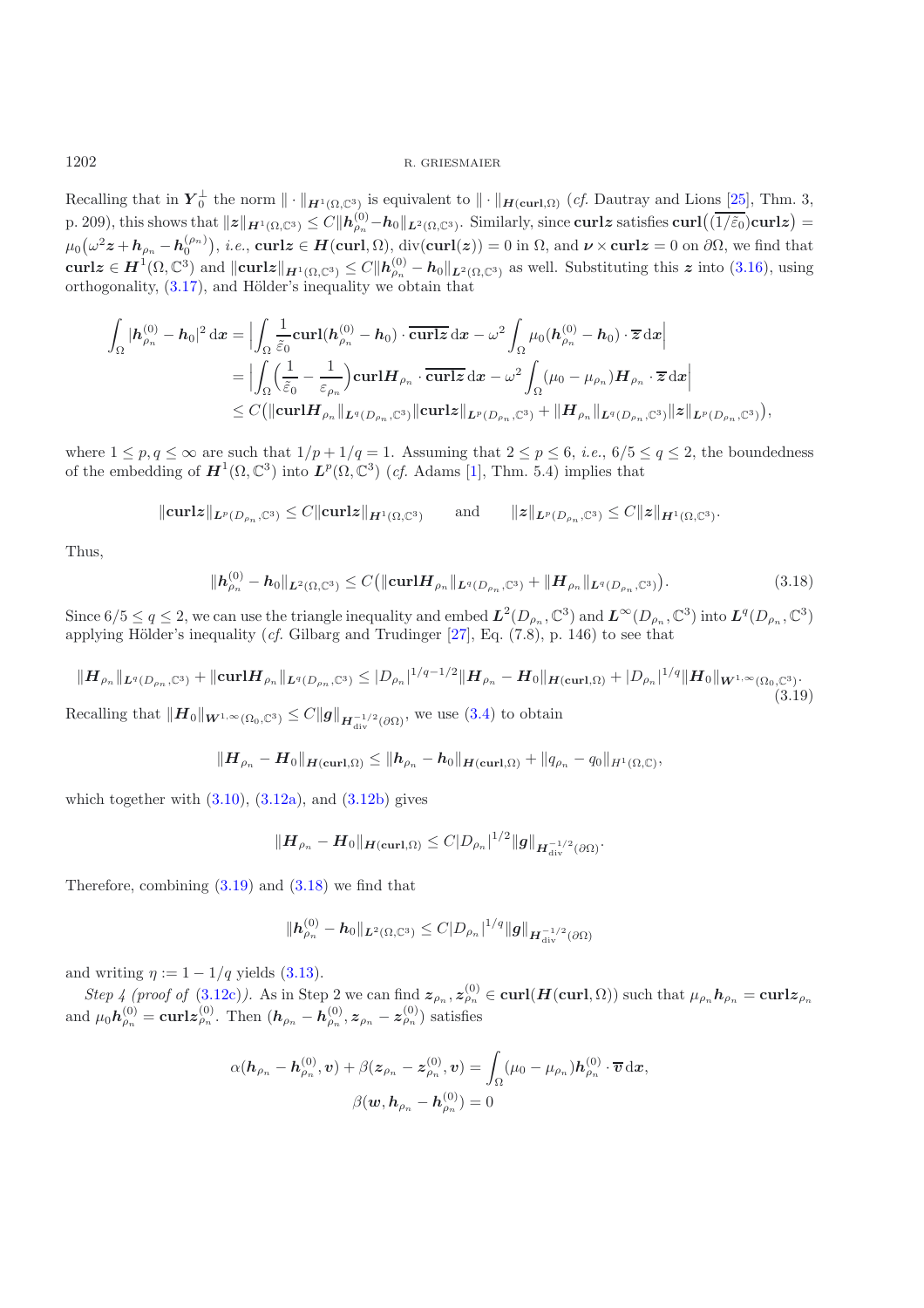Recalling that in $\boldsymbol{Y}_0^\perp$ the norm $\|\cdot\|_{\boldsymbol{H}^1(\Omega,\mathbb{C}^3)}$ is equivalent to $\|\cdot\|_{\boldsymbol{H}(\mathbf{curl},\Omega)}$ (*cf.* Dautray and Lions [25], Thm. 3, p. 209), this shows that $\|\boldsymbol{z}\|_{\boldsymbol{H}^1(\Omega,\mathbb{C}^3)} \le C\|\boldsymbol{h}_{\rho_n}^{(0)} - \boldsymbol{h}_0\|_{\boldsymbol{L}^2(\Omega,\mathbb{C}^3)}$. Similarly, since $\mathbf{curl}\boldsymbol{z}$ satisfies $\mathbf{curl}\big(\overline{(1/\tilde{\varepsilon}_0)}\mathbf{curl}\boldsymbol{z}\big) = \mu_0\big(\omega^2\boldsymbol{z} + \boldsymbol{h}_{\rho_n} - \boldsymbol{h}_0^{(\rho_n)}\big)$, *i.e.*, $\mathbf{curl}\boldsymbol{z} \in \boldsymbol{H}(\mathbf{curl},\Omega)$, $\operatorname{div}(\mathbf{curl}(\boldsymbol{z})) = 0$ in $\Omega$, and $\boldsymbol{\nu}\times\mathbf{curl}\boldsymbol{z} = 0$ on $\partial\Omega$, we find that $\mathbf{curl}\boldsymbol{z} \in \boldsymbol{H}^1(\Omega,\mathbb{C}^3)$ and $\|\mathbf{curl}\boldsymbol{z}\|_{\boldsymbol{H}^1(\Omega,\mathbb{C}^3)} \le C\|\boldsymbol{h}_{\rho_n}^{(0)} - \boldsymbol{h}_0\|_{\boldsymbol{L}^2(\Omega,\mathbb{C}^3)}$ as well. Substituting this $\boldsymbol{z}$ into (3.16), using orthogonality, (3.17), and Hölder's inequality we obtain that

$$
\begin{aligned}
\int_\Omega |\boldsymbol{h}_{\rho_n}^{(0)} - \boldsymbol{h}_0|^2\,\mathrm{d}\boldsymbol{x} &= \Big|\int_\Omega \frac{1}{\tilde{\varepsilon}_0}\mathbf{curl}(\boldsymbol{h}_{\rho_n}^{(0)} - \boldsymbol{h}_0)\cdot\overline{\mathbf{curl}\boldsymbol{z}}\,\mathrm{d}\boldsymbol{x} - \omega^2\int_\Omega \mu_0(\boldsymbol{h}_{\rho_n}^{(0)} - \boldsymbol{h}_0)\cdot\overline{\boldsymbol{z}}\,\mathrm{d}\boldsymbol{x}\Big| \\
&= \Big|\int_\Omega \Big(\frac{1}{\tilde{\varepsilon}_0} - \frac{1}{\varepsilon_{\rho_n}}\Big)\mathbf{curl}\boldsymbol{H}_{\rho_n}\cdot\overline{\mathbf{curl}\boldsymbol{z}}\,\mathrm{d}\boldsymbol{x} - \omega^2\int_\Omega (\mu_0 - \mu_{\rho_n})\boldsymbol{H}_{\rho_n}\cdot\overline{\boldsymbol{z}}\,\mathrm{d}\boldsymbol{x}\Big| \\
&\le C\big(\|\mathbf{curl}\boldsymbol{H}_{\rho_n}\|_{\boldsymbol{L}^q(D_{\rho_n},\mathbb{C}^3)}\|\mathbf{curl}\boldsymbol{z}\|_{\boldsymbol{L}^p(D_{\rho_n},\mathbb{C}^3)} + \|\boldsymbol{H}_{\rho_n}\|_{\boldsymbol{L}^q(D_{\rho_n},\mathbb{C}^3)}\|\boldsymbol{z}\|_{\boldsymbol{L}^p(D_{\rho_n},\mathbb{C}^3)}\big),
\end{aligned}
$$

where $1 \le p, q \le \infty$ are such that $1/p + 1/q = 1$. Assuming that $2 \le p \le 6$, *i.e.*, $6/5 \le q \le 2$, the boundedness of the embedding of $\boldsymbol{H}^1(\Omega,\mathbb{C}^3)$ into $\boldsymbol{L}^p(\Omega,\mathbb{C}^3)$ (*cf.* Adams [1], Thm. 5.4) implies that

$$
\|\mathbf{curl}\boldsymbol{z}\|_{\boldsymbol{L}^p(D_{\rho_n},\mathbb{C}^3)} \le C\|\mathbf{curl}\boldsymbol{z}\|_{\boldsymbol{H}^1(\Omega,\mathbb{C}^3)} \qquad \text{and} \qquad \|\boldsymbol{z}\|_{\boldsymbol{L}^p(D_{\rho_n},\mathbb{C}^3)} \le C\|\boldsymbol{z}\|_{\boldsymbol{H}^1(\Omega,\mathbb{C}^3)}.
$$

Thus,

$$
\|\boldsymbol{h}_{\rho_n}^{(0)} - \boldsymbol{h}_0\|_{\boldsymbol{L}^2(\Omega,\mathbb{C}^3)} \le C\big(\|\mathbf{curl}\boldsymbol{H}_{\rho_n}\|_{\boldsymbol{L}^q(D_{\rho_n},\mathbb{C}^3)} + \|\boldsymbol{H}_{\rho_n}\|_{\boldsymbol{L}^q(D_{\rho_n},\mathbb{C}^3)}\big). \tag{3.18}
$$

Since $6/5 \le q \le 2$, we can use the triangle inequality and embed $\boldsymbol{L}^2(D_{\rho_n},\mathbb{C}^3)$ and $\boldsymbol{L}^\infty(D_{\rho_n},\mathbb{C}^3)$ into $\boldsymbol{L}^q(D_{\rho_n},\mathbb{C}^3)$ applying Hölder's inequality (*cf.* Gilbarg and Trudinger [27], Eq. (7.8), p. 146) to see that

$$
\|\boldsymbol{H}_{\rho_n}\|_{\boldsymbol{L}^q(D_{\rho_n},\mathbb{C}^3)} + \|\mathbf{curl}\boldsymbol{H}_{\rho_n}\|_{\boldsymbol{L}^q(D_{\rho_n},\mathbb{C}^3)} \le |D_{\rho_n}|^{1/q-1/2}\|\boldsymbol{H}_{\rho_n} - \boldsymbol{H}_0\|_{\boldsymbol{H}(\mathbf{curl},\Omega)} + |D_{\rho_n}|^{1/q}\|\boldsymbol{H}_0\|_{\boldsymbol{W}^{1,\infty}(\Omega_0,\mathbb{C}^3)}. \tag{3.19}
$$

Recalling that $\|\boldsymbol{H}_0\|_{\boldsymbol{W}^{1,\infty}(\Omega_0,\mathbb{C}^3)} \le C\|\boldsymbol{g}\|_{\boldsymbol{H}_{\mathrm{div}}^{-1/2}(\partial\Omega)}$, we use (3.4) to obtain

$$
\|\boldsymbol{H}_{\rho_n} - \boldsymbol{H}_0\|_{\boldsymbol{H}(\mathbf{curl},\Omega)} \le \|\boldsymbol{h}_{\rho_n} - \boldsymbol{h}_0\|_{\boldsymbol{H}(\mathbf{curl},\Omega)} + \|q_{\rho_n} - q_0\|_{H^1(\Omega,\mathbb{C})},
$$

which together with (3.10), (3.12a), and (3.12b) gives

$$
\|\boldsymbol{H}_{\rho_n} - \boldsymbol{H}_0\|_{\boldsymbol{H}(\mathbf{curl},\Omega)} \le C|D_{\rho_n}|^{1/2}\|\boldsymbol{g}\|_{\boldsymbol{H}_{\mathrm{div}}^{-1/2}(\partial\Omega)}.
$$

Therefore, combining (3.19) and (3.18) we find that

$$
\|\boldsymbol{h}_{\rho_n}^{(0)} - \boldsymbol{h}_0\|_{\boldsymbol{L}^2(\Omega,\mathbb{C}^3)} \le C|D_{\rho_n}|^{1/q}\|\boldsymbol{g}\|_{\boldsymbol{H}_{\mathrm{div}}^{-1/2}(\partial\Omega)}
$$

and writing $\eta := 1 - 1/q$ yields (3.13).

*Step 4 (proof of* (3.12c)*).* As in Step 2 we can find $\boldsymbol{z}_{\rho_n}, \boldsymbol{z}_{\rho_n}^{(0)} \in \mathbf{curl}(\boldsymbol{H}(\mathbf{curl},\Omega))$ such that $\mu_{\rho_n}\boldsymbol{h}_{\rho_n} = \mathbf{curl}\boldsymbol{z}_{\rho_n}$ and $\mu_0\boldsymbol{h}_{\rho_n}^{(0)} = \mathbf{curl}\boldsymbol{z}_{\rho_n}^{(0)}$. Then $(\boldsymbol{h}_{\rho_n} - \boldsymbol{h}_{\rho_n}^{(0)}, \boldsymbol{z}_{\rho_n} - \boldsymbol{z}_{\rho_n}^{(0)})$ satisfies

$$
\begin{aligned}
\alpha(\boldsymbol{h}_{\rho_n} - \boldsymbol{h}_{\rho_n}^{(0)}, \boldsymbol{v}) + \beta(\boldsymbol{z}_{\rho_n} - \boldsymbol{z}_{\rho_n}^{(0)}, \boldsymbol{v}) &= \int_\Omega (\mu_0 - \mu_{\rho_n})\boldsymbol{h}_{\rho_n}^{(0)}\cdot\overline{\boldsymbol{v}}\,\mathrm{d}\boldsymbol{x}, \\
\beta(\boldsymbol{w}, \boldsymbol{h}_{\rho_n} - \boldsymbol{h}_{\rho_n}^{(0)}) &= 0
\end{aligned}
$$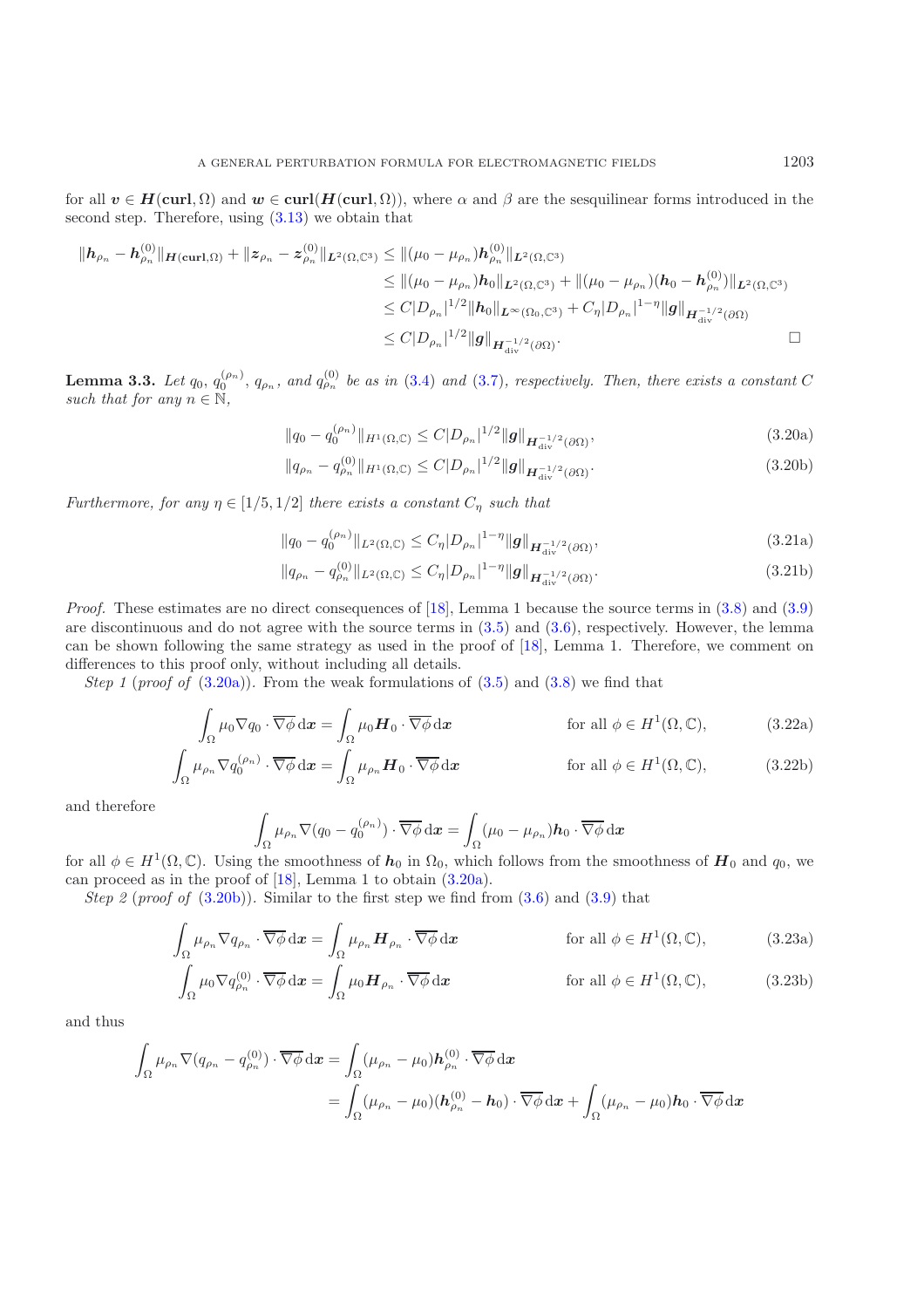for all $\boldsymbol{v} \in \boldsymbol{H}(\mathbf{curl}, \Omega)$ and $\boldsymbol{w} \in \mathbf{curl}(\boldsymbol{H}(\mathbf{curl}, \Omega))$, where $\alpha$ and $\beta$ are the sesquilinear forms introduced in the second step. Therefore, using (3.13) we obtain that

$$
\begin{aligned}
\|\boldsymbol{h}_{\rho_n} - \boldsymbol{h}_{\rho_n}^{(0)}\|_{\boldsymbol{H}(\mathbf{curl},\Omega)} + \|\boldsymbol{z}_{\rho_n} - \boldsymbol{z}_{\rho_n}^{(0)}\|_{\boldsymbol{L}^2(\Omega,\mathbb{C}^3)} &\leq \|(\mu_0 - \mu_{\rho_n})\boldsymbol{h}_{\rho_n}^{(0)}\|_{\boldsymbol{L}^2(\Omega,\mathbb{C}^3)} \\
&\leq \|(\mu_0 - \mu_{\rho_n})\boldsymbol{h}_0\|_{\boldsymbol{L}^2(\Omega,\mathbb{C}^3)} + \|(\mu_0 - \mu_{\rho_n})(\boldsymbol{h}_0 - \boldsymbol{h}_{\rho_n}^{(0)})\|_{\boldsymbol{L}^2(\Omega,\mathbb{C}^3)} \\
&\leq C|D_{\rho_n}|^{1/2}\|\boldsymbol{h}_0\|_{\boldsymbol{L}^\infty(\Omega_0,\mathbb{C}^3)} + C_\eta|D_{\rho_n}|^{1-\eta}\|\boldsymbol{g}\|_{\boldsymbol{H}_{\mathrm{div}}^{-1/2}(\partial\Omega)} \\
&\leq C|D_{\rho_n}|^{1/2}\|\boldsymbol{g}\|_{\boldsymbol{H}_{\mathrm{div}}^{-1/2}(\partial\Omega)}. \qquad \square
\end{aligned}
$$

**Lemma 3.3.** *Let $q_0$, $q_0^{(\rho_n)}$, $q_{\rho_n}$, and $q_{\rho_n}^{(0)}$ be as in (3.4) and (3.7), respectively. Then, there exists a constant $C$ such that for any $n \in \mathbb{N}$,*

$$
\|q_0 - q_0^{(\rho_n)}\|_{H^1(\Omega,\mathbb{C})} \leq C|D_{\rho_n}|^{1/2}\|\boldsymbol{g}\|_{\boldsymbol{H}_{\mathrm{div}}^{-1/2}(\partial\Omega)}, \tag{3.20a}
$$

$$
\|q_{\rho_n} - q_{\rho_n}^{(0)}\|_{H^1(\Omega,\mathbb{C})} \leq C|D_{\rho_n}|^{1/2}\|\boldsymbol{g}\|_{\boldsymbol{H}_{\mathrm{div}}^{-1/2}(\partial\Omega)}. \tag{3.20b}
$$

*Furthermore, for any $\eta \in [1/5, 1/2]$ there exists a constant $C_\eta$ such that*

$$
\|q_0 - q_0^{(\rho_n)}\|_{L^2(\Omega,\mathbb{C})} \leq C_\eta|D_{\rho_n}|^{1-\eta}\|\boldsymbol{g}\|_{\boldsymbol{H}_{\mathrm{div}}^{-1/2}(\partial\Omega)}, \tag{3.21a}
$$

$$
\|q_{\rho_n} - q_{\rho_n}^{(0)}\|_{L^2(\Omega,\mathbb{C})} \leq C_\eta|D_{\rho_n}|^{1-\eta}\|\boldsymbol{g}\|_{\boldsymbol{H}_{\mathrm{div}}^{-1/2}(\partial\Omega)}. \tag{3.21b}
$$

*Proof.* These estimates are no direct consequences of [18], Lemma 1 because the source terms in (3.8) and (3.9) are discontinuous and do not agree with the source terms in (3.5) and (3.6), respectively. However, the lemma can be shown following the same strategy as used in the proof of [18], Lemma 1. Therefore, we comment on differences to this proof only, without including all details.

*Step 1* (*proof of* (3.20a)). From the weak formulations of (3.5) and (3.8) we find that

$$
\int_\Omega \mu_0 \nabla q_0 \cdot \overline{\nabla\phi}\,\mathrm{d}\boldsymbol{x} = \int_\Omega \mu_0 \boldsymbol{H}_0 \cdot \overline{\nabla\phi}\,\mathrm{d}\boldsymbol{x} \qquad \text{for all } \phi \in H^1(\Omega,\mathbb{C}), \tag{3.22a}
$$

$$
\int_\Omega \mu_{\rho_n} \nabla q_0^{(\rho_n)} \cdot \overline{\nabla\phi}\,\mathrm{d}\boldsymbol{x} = \int_\Omega \mu_{\rho_n} \boldsymbol{H}_0 \cdot \overline{\nabla\phi}\,\mathrm{d}\boldsymbol{x} \qquad \text{for all } \phi \in H^1(\Omega,\mathbb{C}), \tag{3.22b}
$$

and therefore

$$
\int_\Omega \mu_{\rho_n} \nabla(q_0 - q_0^{(\rho_n)}) \cdot \overline{\nabla\phi}\,\mathrm{d}\boldsymbol{x} = \int_\Omega (\mu_0 - \mu_{\rho_n})\boldsymbol{h}_0 \cdot \overline{\nabla\phi}\,\mathrm{d}\boldsymbol{x}
$$

for all $\phi \in H^1(\Omega,\mathbb{C})$. Using the smoothness of $\boldsymbol{h}_0$ in $\Omega_0$, which follows from the smoothness of $\boldsymbol{H}_0$ and $q_0$, we can proceed as in the proof of [18], Lemma 1 to obtain (3.20a).

*Step 2* (*proof of* (3.20b)). Similar to the first step we find from (3.6) and (3.9) that

$$
\int_\Omega \mu_{\rho_n} \nabla q_{\rho_n} \cdot \overline{\nabla\phi}\,\mathrm{d}\boldsymbol{x} = \int_\Omega \mu_{\rho_n} \boldsymbol{H}_{\rho_n} \cdot \overline{\nabla\phi}\,\mathrm{d}\boldsymbol{x} \qquad \text{for all } \phi \in H^1(\Omega,\mathbb{C}), \tag{3.23a}
$$

$$
\int_\Omega \mu_0 \nabla q_{\rho_n}^{(0)} \cdot \overline{\nabla\phi}\,\mathrm{d}\boldsymbol{x} = \int_\Omega \mu_0 \boldsymbol{H}_{\rho_n} \cdot \overline{\nabla\phi}\,\mathrm{d}\boldsymbol{x} \qquad \text{for all } \phi \in H^1(\Omega,\mathbb{C}), \tag{3.23b}
$$

and thus

$$
\begin{aligned}
\int_\Omega \mu_{\rho_n} \nabla(q_{\rho_n} - q_{\rho_n}^{(0)}) \cdot \overline{\nabla\phi}\,\mathrm{d}\boldsymbol{x} &= \int_\Omega (\mu_{\rho_n} - \mu_0)\boldsymbol{h}_{\rho_n}^{(0)} \cdot \overline{\nabla\phi}\,\mathrm{d}\boldsymbol{x} \\
&= \int_\Omega (\mu_{\rho_n} - \mu_0)(\boldsymbol{h}_{\rho_n}^{(0)} - \boldsymbol{h}_0) \cdot \overline{\nabla\phi}\,\mathrm{d}\boldsymbol{x} + \int_\Omega (\mu_{\rho_n} - \mu_0)\boldsymbol{h}_0 \cdot \overline{\nabla\phi}\,\mathrm{d}\boldsymbol{x}
\end{aligned}
$$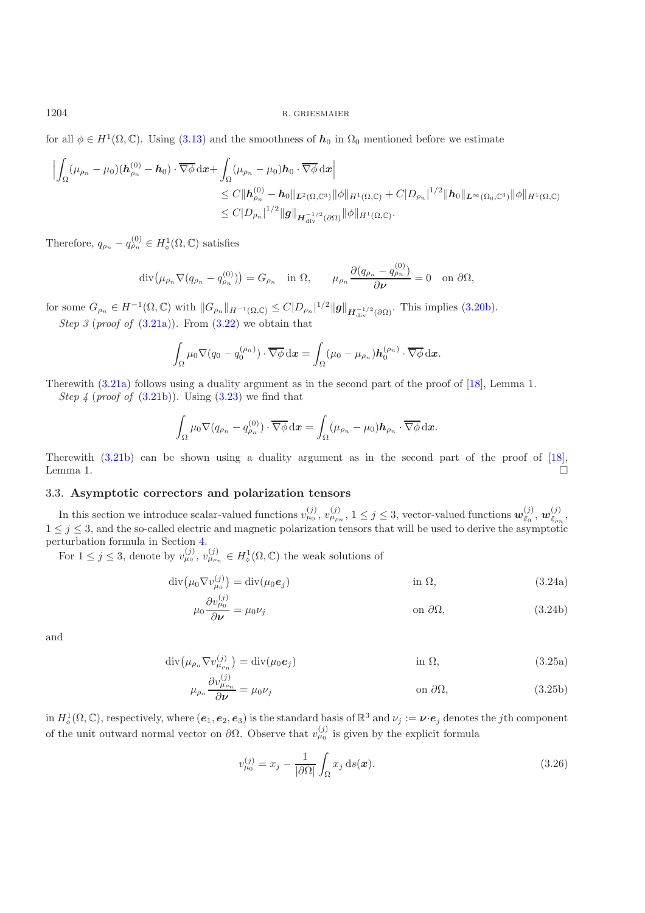for all $\phi \in H^1(\Omega, \mathbb{C})$. Using (3.13) and the smoothness of $\boldsymbol{h}_0$ in $\Omega_0$ mentioned before we estimate

$$
\begin{aligned}
\Big| \int_\Omega (\mu_{\rho_n} - \mu_0)(\boldsymbol{h}_{\rho_n}^{(0)} - \boldsymbol{h}_0) \cdot \overline{\nabla \phi} \, \mathrm{d}\boldsymbol{x} + & \int_\Omega (\mu_{\rho_n} - \mu_0) \boldsymbol{h}_0 \cdot \overline{\nabla \phi} \, \mathrm{d}\boldsymbol{x} \Big| \\
& \leq C \|\boldsymbol{h}_{\rho_n}^{(0)} - \boldsymbol{h}_0\|_{\boldsymbol{L}^2(\Omega, \mathbb{C}^3)} \|\phi\|_{H^1(\Omega, \mathbb{C})} + C |D_{\rho_n}|^{1/2} \|\boldsymbol{h}_0\|_{\boldsymbol{L}^\infty(\Omega_0, \mathbb{C}^3)} \|\phi\|_{H^1(\Omega, \mathbb{C})} \\
& \leq C |D_{\rho_n}|^{1/2} \|\boldsymbol{g}\|_{\boldsymbol{H}_{\mathrm{div}}^{-1/2}(\partial\Omega)} \|\phi\|_{H^1(\Omega, \mathbb{C})}.
\end{aligned}
$$

Therefore, $q_{\rho_n} - q_{\rho_n}^{(0)} \in H^1_\diamond(\Omega, \mathbb{C})$ satisfies

$$
\operatorname{div}\big(\mu_{\rho_n} \nabla (q_{\rho_n} - q_{\rho_n}^{(0)})\big) = G_{\rho_n} \quad \text{in } \Omega, \qquad \mu_{\rho_n} \frac{\partial (q_{\rho_n} - q_{\rho_n}^{(0)})}{\partial \boldsymbol{\nu}} = 0 \quad \text{on } \partial\Omega,
$$

for some $G_{\rho_n} \in H^{-1}(\Omega, \mathbb{C})$ with $\|G_{\rho_n}\|_{H^{-1}(\Omega,\mathbb{C})} \leq C |D_{\rho_n}|^{1/2} \|\boldsymbol{g}\|_{\boldsymbol{H}_{\mathrm{div}}^{-1/2}(\partial\Omega)}$. This implies (3.20b).

*Step 3* (*proof of* (3.21a)). From (3.22) we obtain that

$$
\int_\Omega \mu_0 \nabla (q_0 - q_0^{(\rho_n)}) \cdot \overline{\nabla \phi} \, \mathrm{d}\boldsymbol{x} = \int_\Omega (\mu_0 - \mu_{\rho_n}) \boldsymbol{h}_0^{(\rho_n)} \cdot \overline{\nabla \phi} \, \mathrm{d}\boldsymbol{x}.
$$

Therewith (3.21a) follows using a duality argument as in the second part of the proof of [18], Lemma 1.

*Step 4* (*proof of* (3.21b)). Using (3.23) we find that

$$
\int_\Omega \mu_0 \nabla (q_{\rho_n} - q_{\rho_n}^{(0)}) \cdot \overline{\nabla \phi} \, \mathrm{d}\boldsymbol{x} = \int_\Omega (\mu_{\rho_n} - \mu_0) \boldsymbol{h}_{\rho_n} \cdot \overline{\nabla \phi} \, \mathrm{d}\boldsymbol{x}.
$$

Therewith (3.21b) can be shown using a duality argument as in the second part of the proof of [18], Lemma 1. □

### 3.3. **Asymptotic correctors and polarization tensors**

In this section we introduce scalar-valued functions $v_{\mu_0}^{(j)}$, $v_{\mu_{\rho_n}}^{(j)}$, $1 \leq j \leq 3$, vector-valued functions $\boldsymbol{w}_{\varepsilon_0}^{(j)}$, $\boldsymbol{w}_{\varepsilon_{\rho_n}}^{(j)}$, $1 \leq j \leq 3$, and the so-called electric and magnetic polarization tensors that will be used to derive the asymptotic perturbation formula in Section 4.

For $1 \leq j \leq 3$, denote by $v_{\mu_0}^{(j)}$, $v_{\mu_{\rho_n}}^{(j)} \in H^1_\diamond(\Omega, \mathbb{C})$ the weak solutions of

$$
\operatorname{div}\big(\mu_0 \nabla v_{\mu_0}^{(j)}\big) = \operatorname{div}(\mu_0 \boldsymbol{e}_j) \qquad \text{in } \Omega, \tag{3.24a}
$$

$$
\mu_0 \frac{\partial v_{\mu_0}^{(j)}}{\partial \boldsymbol{\nu}} = \mu_0 \nu_j \qquad \text{on } \partial\Omega, \tag{3.24b}
$$

and

$$
\operatorname{div}\big(\mu_{\rho_n} \nabla v_{\mu_{\rho_n}}^{(j)}\big) = \operatorname{div}(\mu_0 \boldsymbol{e}_j) \qquad \text{in } \Omega, \tag{3.25a}
$$

$$
\mu_{\rho_n} \frac{\partial v_{\mu_{\rho_n}}^{(j)}}{\partial \boldsymbol{\nu}} = \mu_0 \nu_j \qquad \text{on } \partial\Omega, \tag{3.25b}
$$

in $H^1_\diamond(\Omega, \mathbb{C})$, respectively, where $(\boldsymbol{e}_1, \boldsymbol{e}_2, \boldsymbol{e}_3)$ is the standard basis of $\mathbb{R}^3$ and $\nu_j := \boldsymbol{\nu} \cdot \boldsymbol{e}_j$ denotes the $j$th component of the unit outward normal vector on $\partial\Omega$. Observe that $v_{\mu_0}^{(j)}$ is given by the explicit formula

$$
v_{\mu_0}^{(j)} = x_j - \frac{1}{|\partial\Omega|} \int_\Omega x_j \, \mathrm{d}s(\boldsymbol{x}). \tag{3.26}
$$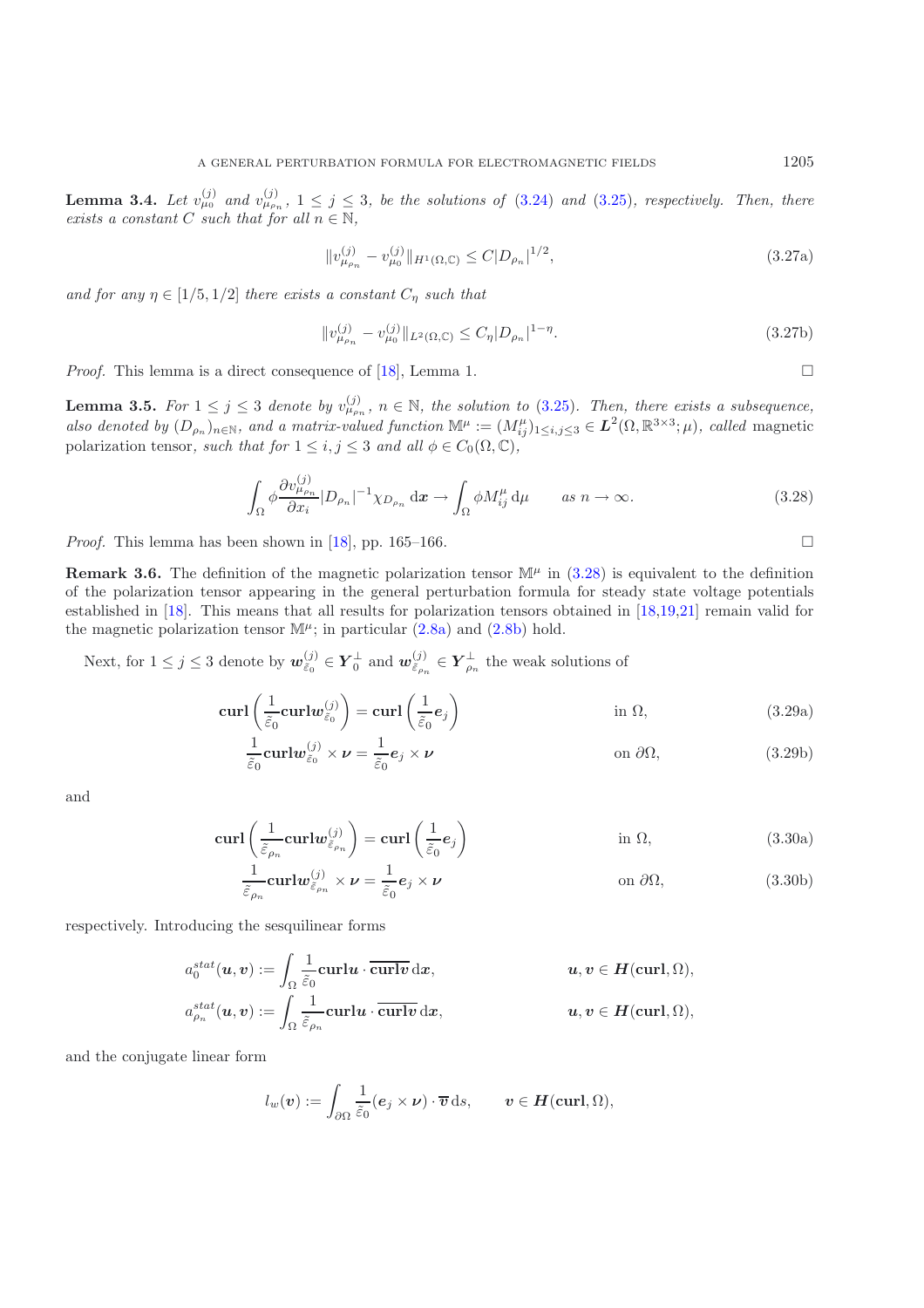**Lemma 3.4.** *Let $v_{\mu_0}^{(j)}$ and $v_{\mu_{\rho_n}}^{(j)}$, $1 \leq j \leq 3$, be the solutions of (3.24) and (3.25), respectively. Then, there exists a constant $C$ such that for all $n \in \mathbb{N}$,*

$$\|v_{\mu_{\rho_n}}^{(j)} - v_{\mu_0}^{(j)}\|_{H^1(\Omega,\mathbb{C})} \leq C|D_{\rho_n}|^{1/2}, \tag{3.27a}$$

*and for any $\eta \in [1/5, 1/2]$ there exists a constant $C_\eta$ such that*

$$\|v_{\mu_{\rho_n}}^{(j)} - v_{\mu_0}^{(j)}\|_{L^2(\Omega,\mathbb{C})} \leq C_\eta |D_{\rho_n}|^{1-\eta}. \tag{3.27b}$$

*Proof.* This lemma is a direct consequence of [18], Lemma 1. □

**Lemma 3.5.** *For $1 \leq j \leq 3$ denote by $v_{\mu_{\rho_n}}^{(j)}$, $n \in \mathbb{N}$, the solution to (3.25). Then, there exists a subsequence, also denoted by $(D_{\rho_n})_{n\in\mathbb{N}}$, and a matrix-valued function $\mathbb{M}^\mu := (M_{ij}^\mu)_{1\leq i,j\leq 3} \in \boldsymbol{L}^2(\Omega, \mathbb{R}^{3\times 3}; \mu)$, called* magnetic polarization tensor*, such that for $1 \leq i,j \leq 3$ and all $\phi \in C_0(\Omega, \mathbb{C})$,*

$$\int_\Omega \phi \frac{\partial v_{\mu_{\rho_n}}^{(j)}}{\partial x_i} |D_{\rho_n}|^{-1} \chi_{D_{\rho_n}} \,\mathrm{d}\boldsymbol{x} \to \int_\Omega \phi M_{ij}^\mu \,\mathrm{d}\mu \qquad \text{as } n \to \infty. \tag{3.28}$$

*Proof.* This lemma has been shown in [18], pp. 165–166. □

**Remark 3.6.** The definition of the magnetic polarization tensor $\mathbb{M}^\mu$ in (3.28) is equivalent to the definition of the polarization tensor appearing in the general perturbation formula for steady state voltage potentials established in [18]. This means that all results for polarization tensors obtained in [18,19,21] remain valid for the magnetic polarization tensor $\mathbb{M}^\mu$; in particular (2.8a) and (2.8b) hold.

Next, for $1 \leq j \leq 3$ denote by $\boldsymbol{w}_{\tilde{\varepsilon}_0}^{(j)} \in \boldsymbol{Y}_0^\perp$ and $\boldsymbol{w}_{\tilde{\varepsilon}_{\rho_n}}^{(j)} \in \boldsymbol{Y}_{\rho_n}^\perp$ the weak solutions of

$$\mathbf{curl}\left(\frac{1}{\tilde{\varepsilon}_0}\mathbf{curl}\boldsymbol{w}_{\tilde{\varepsilon}_0}^{(j)}\right) = \mathbf{curl}\left(\frac{1}{\tilde{\varepsilon}_0}\boldsymbol{e}_j\right) \qquad \text{in } \Omega, \tag{3.29a}$$

$$\frac{1}{\tilde{\varepsilon}_0}\mathbf{curl}\boldsymbol{w}_{\tilde{\varepsilon}_0}^{(j)} \times \boldsymbol{\nu} = \frac{1}{\tilde{\varepsilon}_0}\boldsymbol{e}_j \times \boldsymbol{\nu} \qquad \text{on } \partial\Omega, \tag{3.29b}$$

and

$$\mathbf{curl}\left(\frac{1}{\tilde{\varepsilon}_{\rho_n}}\mathbf{curl}\boldsymbol{w}_{\tilde{\varepsilon}_{\rho_n}}^{(j)}\right) = \mathbf{curl}\left(\frac{1}{\tilde{\varepsilon}_0}\boldsymbol{e}_j\right) \qquad \text{in } \Omega, \tag{3.30a}$$

$$\frac{1}{\tilde{\varepsilon}_{\rho_n}}\mathbf{curl}\boldsymbol{w}_{\tilde{\varepsilon}_{\rho_n}}^{(j)} \times \boldsymbol{\nu} = \frac{1}{\tilde{\varepsilon}_0}\boldsymbol{e}_j \times \boldsymbol{\nu} \qquad \text{on } \partial\Omega, \tag{3.30b}$$

respectively. Introducing the sesquilinear forms

$$a_0^{stat}(\boldsymbol{u},\boldsymbol{v}) := \int_\Omega \frac{1}{\tilde{\varepsilon}_0}\mathbf{curl}\boldsymbol{u} \cdot \overline{\mathbf{curl}\boldsymbol{v}} \,\mathrm{d}\boldsymbol{x}, \qquad \boldsymbol{u},\boldsymbol{v} \in \boldsymbol{H}(\mathbf{curl},\Omega),$$

$$a_{\rho_n}^{stat}(\boldsymbol{u},\boldsymbol{v}) := \int_\Omega \frac{1}{\tilde{\varepsilon}_{\rho_n}}\mathbf{curl}\boldsymbol{u} \cdot \overline{\mathbf{curl}\boldsymbol{v}} \,\mathrm{d}\boldsymbol{x}, \qquad \boldsymbol{u},\boldsymbol{v} \in \boldsymbol{H}(\mathbf{curl},\Omega),$$

and the conjugate linear form

$$l_w(\boldsymbol{v}) := \int_{\partial\Omega} \frac{1}{\tilde{\varepsilon}_0}(\boldsymbol{e}_j \times \boldsymbol{\nu}) \cdot \overline{\boldsymbol{v}} \,\mathrm{d}s, \qquad \boldsymbol{v} \in \boldsymbol{H}(\mathbf{curl},\Omega),$$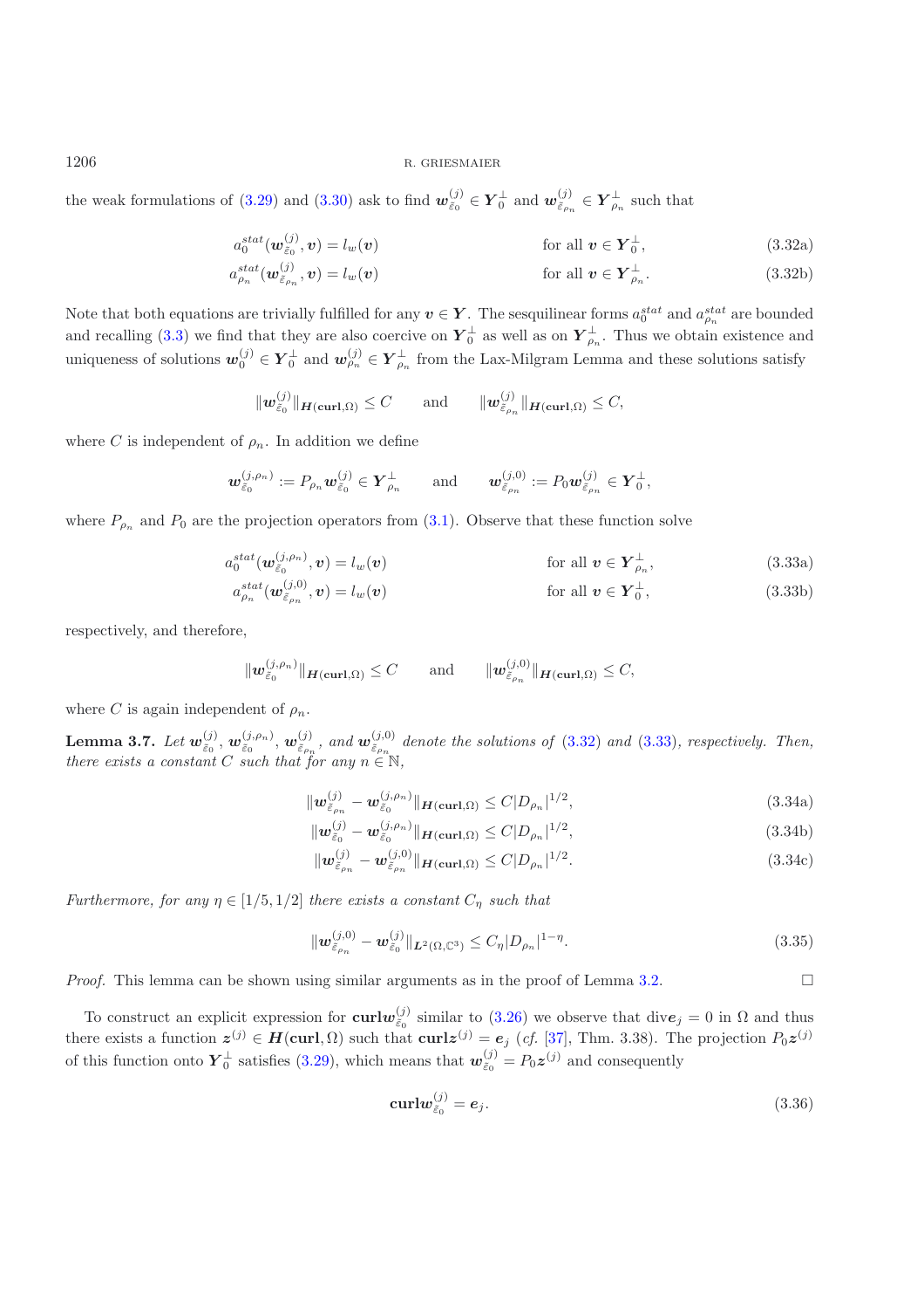the weak formulations of (3.29) and (3.30) ask to find $\boldsymbol{w}^{(j)}_{\tilde{\varepsilon}_0} \in \boldsymbol{Y}_0^\perp$ and $\boldsymbol{w}^{(j)}_{\tilde{\varepsilon}_{\rho_n}} \in \boldsymbol{Y}_{\rho_n}^\perp$ such that

$$a_0^{stat}(\boldsymbol{w}^{(j)}_{\tilde{\varepsilon}_0}, \boldsymbol{v}) = l_w(\boldsymbol{v}) \qquad \text{for all } \boldsymbol{v} \in \boldsymbol{Y}_0^\perp, \tag{3.32a}$$

$$a_{\rho_n}^{stat}(\boldsymbol{w}^{(j)}_{\tilde{\varepsilon}_{\rho_n}}, \boldsymbol{v}) = l_w(\boldsymbol{v}) \qquad \text{for all } \boldsymbol{v} \in \boldsymbol{Y}_{\rho_n}^\perp. \tag{3.32b}$$

Note that both equations are trivially fulfilled for any $\boldsymbol{v} \in \boldsymbol{Y}$. The sesquilinear forms $a_0^{stat}$ and $a_{\rho_n}^{stat}$ are bounded and recalling (3.3) we find that they are also coercive on $\boldsymbol{Y}_0^\perp$ as well as on $\boldsymbol{Y}_{\rho_n}^\perp$. Thus we obtain existence and uniqueness of solutions $\boldsymbol{w}^{(j)}_0 \in \boldsymbol{Y}_0^\perp$ and $\boldsymbol{w}^{(j)}_{\rho_n} \in \boldsymbol{Y}_{\rho_n}^\perp$ from the Lax-Milgram Lemma and these solutions satisfy

$$\|\boldsymbol{w}^{(j)}_{\tilde{\varepsilon}_0}\|_{\boldsymbol{H}(\mathbf{curl},\Omega)} \le C \qquad \text{and} \qquad \|\boldsymbol{w}^{(j)}_{\tilde{\varepsilon}_{\rho_n}}\|_{\boldsymbol{H}(\mathbf{curl},\Omega)} \le C,$$

where $C$ is independent of $\rho_n$. In addition we define

$$\boldsymbol{w}^{(j,\rho_n)}_{\tilde{\varepsilon}_0} := P_{\rho_n}\boldsymbol{w}^{(j)}_{\tilde{\varepsilon}_0} \in \boldsymbol{Y}_{\rho_n}^\perp \qquad \text{and} \qquad \boldsymbol{w}^{(j,0)}_{\tilde{\varepsilon}_{\rho_n}} := P_0\boldsymbol{w}^{(j)}_{\tilde{\varepsilon}_{\rho_n}} \in \boldsymbol{Y}_0^\perp,$$

where $P_{\rho_n}$ and $P_0$ are the projection operators from (3.1). Observe that these function solve

$$a_0^{stat}(\boldsymbol{w}^{(j,\rho_n)}_{\tilde{\varepsilon}_0}, \boldsymbol{v}) = l_w(\boldsymbol{v}) \qquad \text{for all } \boldsymbol{v} \in \boldsymbol{Y}_{\rho_n}^\perp, \tag{3.33a}$$

$$a_{\rho_n}^{stat}(\boldsymbol{w}^{(j,0)}_{\tilde{\varepsilon}_{\rho_n}}, \boldsymbol{v}) = l_w(\boldsymbol{v}) \qquad \text{for all } \boldsymbol{v} \in \boldsymbol{Y}_0^\perp, \tag{3.33b}$$

respectively, and therefore,

$$\|\boldsymbol{w}^{(j,\rho_n)}_{\tilde{\varepsilon}_0}\|_{\boldsymbol{H}(\mathbf{curl},\Omega)} \le C \qquad \text{and} \qquad \|\boldsymbol{w}^{(j,0)}_{\tilde{\varepsilon}_{\rho_n}}\|_{\boldsymbol{H}(\mathbf{curl},\Omega)} \le C,$$

where $C$ is again independent of $\rho_n$.

**Lemma 3.7.** *Let $\boldsymbol{w}^{(j)}_{\tilde{\varepsilon}_0}$, $\boldsymbol{w}^{(j,\rho_n)}_{\tilde{\varepsilon}_0}$, $\boldsymbol{w}^{(j)}_{\tilde{\varepsilon}_{\rho_n}}$, and $\boldsymbol{w}^{(j,0)}_{\tilde{\varepsilon}_{\rho_n}}$ denote the solutions of (3.32) and (3.33), respectively. Then, there exists a constant $C$ such that for any $n \in \mathbb{N}$,*

$$\|\boldsymbol{w}^{(j)}_{\tilde{\varepsilon}_{\rho_n}} - \boldsymbol{w}^{(j,\rho_n)}_{\tilde{\varepsilon}_0}\|_{\boldsymbol{H}(\mathbf{curl},\Omega)} \le C|D_{\rho_n}|^{1/2}, \tag{3.34a}$$

$$\|\boldsymbol{w}^{(j)}_{\tilde{\varepsilon}_0} - \boldsymbol{w}^{(j,\rho_n)}_{\tilde{\varepsilon}_0}\|_{\boldsymbol{H}(\mathbf{curl},\Omega)} \le C|D_{\rho_n}|^{1/2}, \tag{3.34b}$$

$$\|\boldsymbol{w}^{(j)}_{\tilde{\varepsilon}_{\rho_n}} - \boldsymbol{w}^{(j,0)}_{\tilde{\varepsilon}_{\rho_n}}\|_{\boldsymbol{H}(\mathbf{curl},\Omega)} \le C|D_{\rho_n}|^{1/2}. \tag{3.34c}$$

*Furthermore, for any $\eta \in [1/5, 1/2]$ there exists a constant $C_\eta$ such that*

$$\|\boldsymbol{w}^{(j,0)}_{\tilde{\varepsilon}_{\rho_n}} - \boldsymbol{w}^{(j)}_{\tilde{\varepsilon}_0}\|_{\boldsymbol{L}^2(\Omega,\mathbb{C}^3)} \le C_\eta|D_{\rho_n}|^{1-\eta}. \tag{3.35}$$

*Proof.* This lemma can be shown using similar arguments as in the proof of Lemma 3.2. $\square$

To construct an explicit expression for $\mathbf{curl}\boldsymbol{w}^{(j)}_{\tilde{\varepsilon}_0}$ similar to (3.26) we observe that $\operatorname{div}\boldsymbol{e}_j = 0$ in $\Omega$ and thus there exists a function $\boldsymbol{z}^{(j)} \in \boldsymbol{H}(\mathbf{curl},\Omega)$ such that $\mathbf{curl}\boldsymbol{z}^{(j)} = \boldsymbol{e}_j$ (*cf.* [37], Thm. 3.38). The projection $P_0\boldsymbol{z}^{(j)}$ of this function onto $\boldsymbol{Y}_0^\perp$ satisfies (3.29), which means that $\boldsymbol{w}^{(j)}_{\tilde{\varepsilon}_0} = P_0\boldsymbol{z}^{(j)}$ and consequently

$$\mathbf{curl}\boldsymbol{w}^{(j)}_{\tilde{\varepsilon}_0} = \boldsymbol{e}_j. \tag{3.36}$$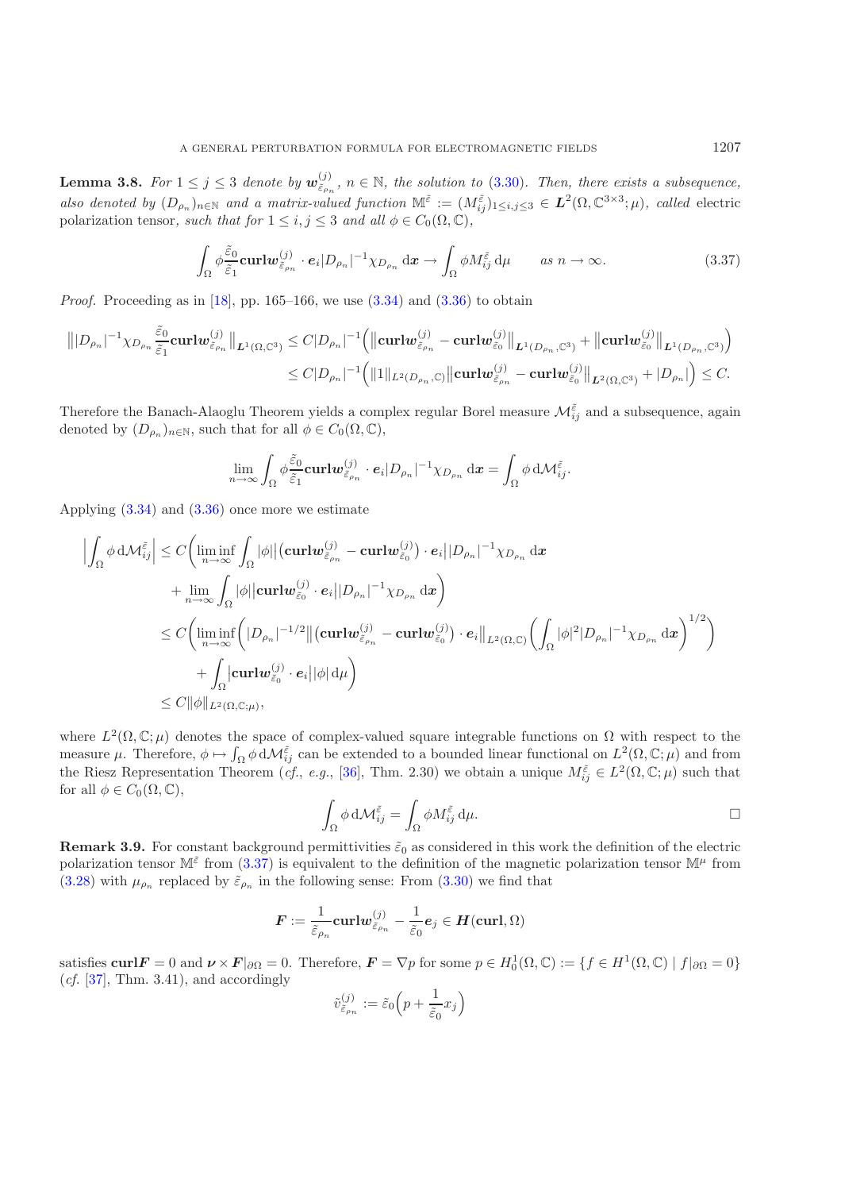**Lemma 3.8.** *For $1 \le j \le 3$ denote by $\boldsymbol{w}^{(j)}_{\tilde{\varepsilon}_{\rho_n}}$, $n \in \mathbb{N}$, the solution to (3.30). Then, there exists a subsequence, also denoted by $(D_{\rho_n})_{n\in\mathbb{N}}$ and a matrix-valued function $\mathbb{M}^{\tilde{\varepsilon}} := (M^{\tilde{\varepsilon}}_{ij})_{1\le i,j\le 3} \in \boldsymbol{L}^2(\Omega, \mathbb{C}^{3\times 3}; \mu)$, called* electric polarization tensor*, such that for $1 \le i, j \le 3$ and all $\phi \in C_0(\Omega, \mathbb{C})$,*

$$\int_\Omega \phi \frac{\tilde{\varepsilon}_0}{\tilde{\varepsilon}_1} \mathbf{curl} \boldsymbol{w}^{(j)}_{\tilde{\varepsilon}_{\rho_n}} \cdot \boldsymbol{e}_i |D_{\rho_n}|^{-1} \chi_{D_{\rho_n}} \,\mathrm{d}\boldsymbol{x} \to \int_\Omega \phi M^{\tilde{\varepsilon}}_{ij} \,\mathrm{d}\mu \qquad \text{as } n \to \infty. \tag{3.37}$$

*Proof.* Proceeding as in [18], pp. 165–166, we use (3.34) and (3.36) to obtain

$$\begin{aligned}
\big\| |D_{\rho_n}|^{-1} \chi_{D_{\rho_n}} \frac{\tilde{\varepsilon}_0}{\tilde{\varepsilon}_1} \mathbf{curl} \boldsymbol{w}^{(j)}_{\tilde{\varepsilon}_{\rho_n}} \big\|_{\boldsymbol{L}^1(\Omega,\mathbb{C}^3)} &\le C |D_{\rho_n}|^{-1} \Big( \big\| \mathbf{curl} \boldsymbol{w}^{(j)}_{\tilde{\varepsilon}_{\rho_n}} - \mathbf{curl} \boldsymbol{w}^{(j)}_{\tilde{\varepsilon}_0} \big\|_{\boldsymbol{L}^1(D_{\rho_n},\mathbb{C}^3)} + \big\| \mathbf{curl} \boldsymbol{w}^{(j)}_{\tilde{\varepsilon}_0} \big\|_{\boldsymbol{L}^1(D_{\rho_n},\mathbb{C}^3)} \Big) \\
&\le C |D_{\rho_n}|^{-1} \Big( \|1\|_{L^2(D_{\rho_n},\mathbb{C})} \big\| \mathbf{curl} \boldsymbol{w}^{(j)}_{\tilde{\varepsilon}_{\rho_n}} - \mathbf{curl} \boldsymbol{w}^{(j)}_{\tilde{\varepsilon}_0} \big\|_{\boldsymbol{L}^2(\Omega,\mathbb{C}^3)} + |D_{\rho_n}| \Big) \le C.
\end{aligned}$$

Therefore the Banach-Alaoglu Theorem yields a complex regular Borel measure $\mathcal{M}^{\tilde{\varepsilon}}_{ij}$ and a subsequence, again denoted by $(D_{\rho_n})_{n\in\mathbb{N}}$, such that for all $\phi \in C_0(\Omega, \mathbb{C})$,

$$\lim_{n\to\infty} \int_\Omega \phi \frac{\tilde{\varepsilon}_0}{\tilde{\varepsilon}_1} \mathbf{curl} \boldsymbol{w}^{(j)}_{\tilde{\varepsilon}_{\rho_n}} \cdot \boldsymbol{e}_i |D_{\rho_n}|^{-1} \chi_{D_{\rho_n}} \,\mathrm{d}\boldsymbol{x} = \int_\Omega \phi \,\mathrm{d}\mathcal{M}^{\tilde{\varepsilon}}_{ij}.$$

Applying (3.34) and (3.36) once more we estimate

$$\begin{aligned}
\Big| \int_\Omega \phi \,\mathrm{d}\mathcal{M}^{\tilde{\varepsilon}}_{ij} \Big| &\le C \Big( \liminf_{n\to\infty} \int_\Omega |\phi| \big| \big(\mathbf{curl} \boldsymbol{w}^{(j)}_{\tilde{\varepsilon}_{\rho_n}} - \mathbf{curl} \boldsymbol{w}^{(j)}_{\tilde{\varepsilon}_0}\big) \cdot \boldsymbol{e}_i \big| |D_{\rho_n}|^{-1} \chi_{D_{\rho_n}} \,\mathrm{d}\boldsymbol{x} \\
&\qquad + \lim_{n\to\infty} \int_\Omega |\phi| \big| \mathbf{curl} \boldsymbol{w}^{(j)}_{\tilde{\varepsilon}_0} \cdot \boldsymbol{e}_i \big| |D_{\rho_n}|^{-1} \chi_{D_{\rho_n}} \,\mathrm{d}\boldsymbol{x} \Big) \\
&\le C \Big( \liminf_{n\to\infty} \Big( |D_{\rho_n}|^{-1/2} \big\| \big(\mathbf{curl} \boldsymbol{w}^{(j)}_{\tilde{\varepsilon}_{\rho_n}} - \mathbf{curl} \boldsymbol{w}^{(j)}_{\tilde{\varepsilon}_0}\big) \cdot \boldsymbol{e}_i \big\|_{L^2(\Omega,\mathbb{C})} \Big( \int_\Omega |\phi|^2 |D_{\rho_n}|^{-1} \chi_{D_{\rho_n}} \,\mathrm{d}\boldsymbol{x} \Big)^{1/2} \Big) \\
&\qquad + \int_\Omega \big| \mathbf{curl} \boldsymbol{w}^{(j)}_{\tilde{\varepsilon}_0} \cdot \boldsymbol{e}_i \big| |\phi| \,\mathrm{d}\mu \Big) \\
&\le C \|\phi\|_{L^2(\Omega,\mathbb{C};\mu)},
\end{aligned}$$

where $L^2(\Omega, \mathbb{C}; \mu)$ denotes the space of complex-valued square integrable functions on $\Omega$ with respect to the measure $\mu$. Therefore, $\phi \mapsto \int_\Omega \phi \,\mathrm{d}\mathcal{M}^{\tilde{\varepsilon}}_{ij}$ can be extended to a bounded linear functional on $L^2(\Omega, \mathbb{C}; \mu)$ and from the Riesz Representation Theorem (*cf.*, *e.g.*, [36], Thm. 2.30) we obtain a unique $M^{\tilde{\varepsilon}}_{ij} \in L^2(\Omega, \mathbb{C}; \mu)$ such that for all $\phi \in C_0(\Omega, \mathbb{C})$,

$$\int_\Omega \phi \,\mathrm{d}\mathcal{M}^{\tilde{\varepsilon}}_{ij} = \int_\Omega \phi M^{\tilde{\varepsilon}}_{ij} \,\mathrm{d}\mu. \qquad \square$$

**Remark 3.9.** For constant background permittivities $\tilde{\varepsilon}_0$ as considered in this work the definition of the electric polarization tensor $\mathbb{M}^{\tilde{\varepsilon}}$ from (3.37) is equivalent to the definition of the magnetic polarization tensor $\mathbb{M}^{\mu}$ from (3.28) with $\mu_{\rho_n}$ replaced by $\tilde{\varepsilon}_{\rho_n}$ in the following sense: From (3.30) we find that

$$\boldsymbol{F} := \frac{1}{\tilde{\varepsilon}_{\rho_n}} \mathbf{curl} \boldsymbol{w}^{(j)}_{\tilde{\varepsilon}_{\rho_n}} - \frac{1}{\tilde{\varepsilon}_0} \boldsymbol{e}_j \in \boldsymbol{H}(\mathbf{curl}, \Omega)$$

satisfies $\mathbf{curl} \boldsymbol{F} = 0$ and $\boldsymbol{\nu} \times \boldsymbol{F}|_{\partial\Omega} = 0$. Therefore, $\boldsymbol{F} = \nabla p$ for some $p \in H^1_0(\Omega, \mathbb{C}) := \{ f \in H^1(\Omega, \mathbb{C}) \mid f|_{\partial\Omega} = 0 \}$ (*cf.* [37], Thm. 3.41), and accordingly

$$\tilde{v}^{(j)}_{\tilde{\varepsilon}_{\rho_n}} := \tilde{\varepsilon}_0 \Big( p + \frac{1}{\tilde{\varepsilon}_0} x_j \Big)$$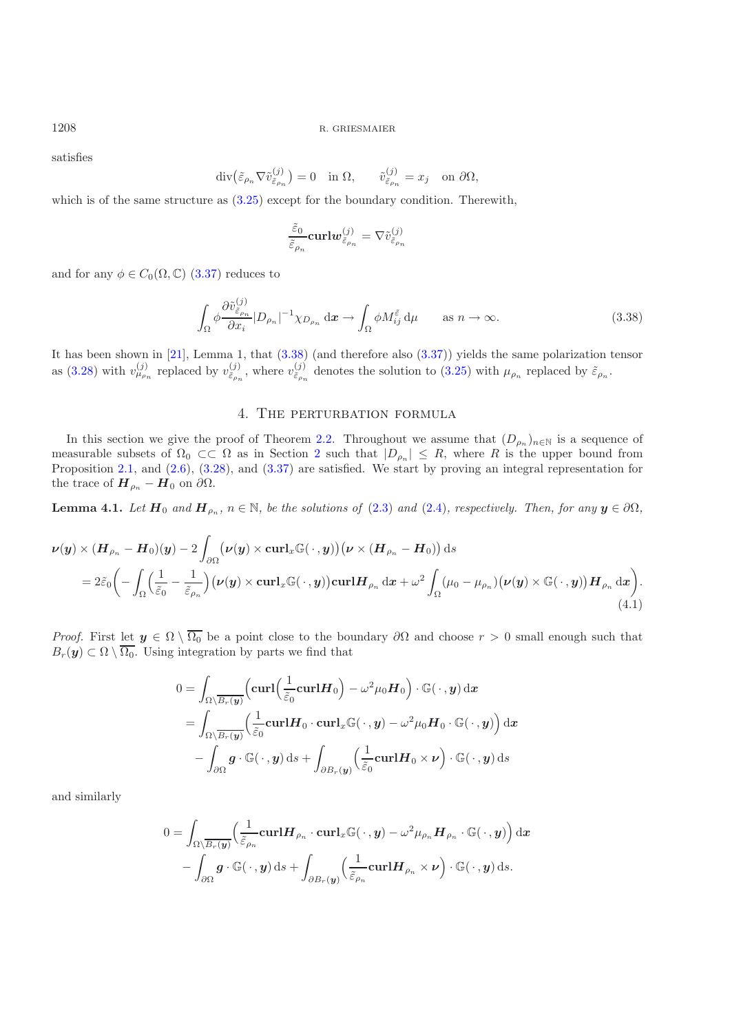satisfies

$$\operatorname{div}\big(\tilde{\varepsilon}_{\rho_n} \nabla \tilde{v}^{(j)}_{\tilde{\varepsilon}_{\rho_n}}\big) = 0 \quad \text{in } \Omega, \qquad \tilde{v}^{(j)}_{\tilde{\varepsilon}_{\rho_n}} = x_j \quad \text{on } \partial\Omega,$$

which is of the same structure as (3.25) except for the boundary condition. Therewith,

$$\frac{\tilde{\varepsilon}_0}{\tilde{\varepsilon}_{\rho_n}} \mathbf{curl} \boldsymbol{w}^{(j)}_{\tilde{\varepsilon}_{\rho_n}} = \nabla \tilde{v}^{(j)}_{\tilde{\varepsilon}_{\rho_n}}$$

and for any $\phi \in C_0(\Omega, \mathbb{C})$ (3.37) reduces to

$$\int_\Omega \phi \frac{\partial \tilde{v}^{(j)}_{\tilde{\varepsilon}_{\rho_n}}}{\partial x_i} |D_{\rho_n}|^{-1} \chi_{D_{\rho_n}} \, \mathrm{d}\boldsymbol{x} \to \int_\Omega \phi M^{\tilde{\varepsilon}}_{ij} \, \mathrm{d}\mu \qquad \text{as } n \to \infty. \tag{3.38}$$

It has been shown in [21], Lemma 1, that (3.38) (and therefore also (3.37)) yields the same polarization tensor as (3.28) with $v^{(j)}_{\mu_{\rho_n}}$ replaced by $v^{(j)}_{\tilde{\varepsilon}_{\rho_n}}$, where $v^{(j)}_{\tilde{\varepsilon}_{\rho_n}}$ denotes the solution to (3.25) with $\mu_{\rho_n}$ replaced by $\tilde{\varepsilon}_{\rho_n}$.

## 4. The perturbation formula

In this section we give the proof of Theorem 2.2. Throughout we assume that $(D_{\rho_n})_{n\in\mathbb{N}}$ is a sequence of measurable subsets of $\Omega_0 \subset\subset \Omega$ as in Section 2 such that $|D_{\rho_n}| \le R$, where $R$ is the upper bound from Proposition 2.1, and (2.6), (3.28), and (3.37) are satisfied. We start by proving an integral representation for the trace of $\boldsymbol{H}_{\rho_n} - \boldsymbol{H}_0$ on $\partial\Omega$.

**Lemma 4.1.** *Let $\boldsymbol{H}_0$ and $\boldsymbol{H}_{\rho_n}$, $n \in \mathbb{N}$, be the solutions of (2.3) and (2.4), respectively. Then, for any $\boldsymbol{y} \in \partial\Omega$,*

$$\begin{aligned}
&\boldsymbol{\nu}(\boldsymbol{y}) \times (\boldsymbol{H}_{\rho_n} - \boldsymbol{H}_0)(\boldsymbol{y}) - 2\int_{\partial\Omega} \big(\boldsymbol{\nu}(\boldsymbol{y}) \times \mathbf{curl}_x \mathbb{G}(\,\cdot\,, \boldsymbol{y})\big)\big(\boldsymbol{\nu} \times (\boldsymbol{H}_{\rho_n} - \boldsymbol{H}_0)\big) \, \mathrm{d}s \\
&\quad = 2\tilde{\varepsilon}_0 \bigg( -\int_\Omega \Big(\frac{1}{\tilde{\varepsilon}_0} - \frac{1}{\tilde{\varepsilon}_{\rho_n}}\Big)\big(\boldsymbol{\nu}(\boldsymbol{y}) \times \mathbf{curl}_x \mathbb{G}(\,\cdot\,, \boldsymbol{y})\big) \mathbf{curl} \boldsymbol{H}_{\rho_n} \, \mathrm{d}\boldsymbol{x} + \omega^2 \int_\Omega (\mu_0 - \mu_{\rho_n})\big(\boldsymbol{\nu}(\boldsymbol{y}) \times \mathbb{G}(\,\cdot\,, \boldsymbol{y})\big) \boldsymbol{H}_{\rho_n} \, \mathrm{d}\boldsymbol{x} \bigg).
\end{aligned} \tag{4.1}$$

*Proof.* First let $\boldsymbol{y} \in \Omega \setminus \overline{\Omega_0}$ be a point close to the boundary $\partial\Omega$ and choose $r > 0$ small enough such that $B_r(\boldsymbol{y}) \subset \Omega \setminus \overline{\Omega_0}$. Using integration by parts we find that

$$\begin{aligned}
0 &= \int_{\Omega \setminus \overline{B_r(\boldsymbol{y})}} \Big( \mathbf{curl}\Big(\frac{1}{\tilde{\varepsilon}_0} \mathbf{curl} \boldsymbol{H}_0\Big) - \omega^2 \mu_0 \boldsymbol{H}_0 \Big) \cdot \mathbb{G}(\,\cdot\,, \boldsymbol{y}) \, \mathrm{d}\boldsymbol{x} \\
&= \int_{\Omega \setminus \overline{B_r(\boldsymbol{y})}} \Big( \frac{1}{\tilde{\varepsilon}_0} \mathbf{curl} \boldsymbol{H}_0 \cdot \mathbf{curl}_x \mathbb{G}(\,\cdot\,, \boldsymbol{y}) - \omega^2 \mu_0 \boldsymbol{H}_0 \cdot \mathbb{G}(\,\cdot\,, \boldsymbol{y}) \Big) \, \mathrm{d}\boldsymbol{x} \\
&\quad - \int_{\partial\Omega} \boldsymbol{g} \cdot \mathbb{G}(\,\cdot\,, \boldsymbol{y}) \, \mathrm{d}s + \int_{\partial B_r(\boldsymbol{y})} \Big( \frac{1}{\tilde{\varepsilon}_0} \mathbf{curl} \boldsymbol{H}_0 \times \boldsymbol{\nu} \Big) \cdot \mathbb{G}(\,\cdot\,, \boldsymbol{y}) \, \mathrm{d}s
\end{aligned}$$

and similarly

$$\begin{aligned}
0 &= \int_{\Omega \setminus \overline{B_r(\boldsymbol{y})}} \Big( \frac{1}{\tilde{\varepsilon}_{\rho_n}} \mathbf{curl} \boldsymbol{H}_{\rho_n} \cdot \mathbf{curl}_x \mathbb{G}(\,\cdot\,, \boldsymbol{y}) - \omega^2 \mu_{\rho_n} \boldsymbol{H}_{\rho_n} \cdot \mathbb{G}(\,\cdot\,, \boldsymbol{y}) \Big) \, \mathrm{d}\boldsymbol{x} \\
&\quad - \int_{\partial\Omega} \boldsymbol{g} \cdot \mathbb{G}(\,\cdot\,, \boldsymbol{y}) \, \mathrm{d}s + \int_{\partial B_r(\boldsymbol{y})} \Big( \frac{1}{\tilde{\varepsilon}_{\rho_n}} \mathbf{curl} \boldsymbol{H}_{\rho_n} \times \boldsymbol{\nu} \Big) \cdot \mathbb{G}(\,\cdot\,, \boldsymbol{y}) \, \mathrm{d}s.
\end{aligned}$$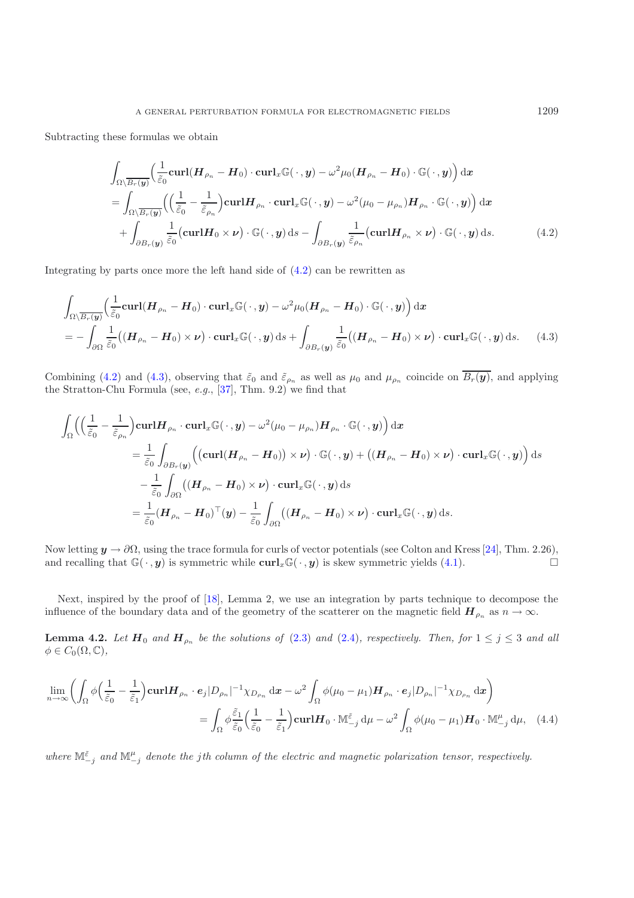Subtracting these formulas we obtain

$$
\begin{aligned}
\int_{\Omega\setminus\overline{B_r(\boldsymbol{y})}} &\Big(\frac{1}{\tilde{\varepsilon}_0}\mathbf{curl}(\boldsymbol{H}_{\rho_n}-\boldsymbol{H}_0)\cdot\mathbf{curl}_x\mathbb{G}(\,\cdot\,,\boldsymbol{y})-\omega^2\mu_0(\boldsymbol{H}_{\rho_n}-\boldsymbol{H}_0)\cdot\mathbb{G}(\,\cdot\,,\boldsymbol{y})\Big)\,\mathrm{d}\boldsymbol{x}\\
&=\int_{\Omega\setminus\overline{B_r(\boldsymbol{y})}}\Big(\Big(\frac{1}{\tilde{\varepsilon}_0}-\frac{1}{\tilde{\varepsilon}_{\rho_n}}\Big)\mathbf{curl}\boldsymbol{H}_{\rho_n}\cdot\mathbf{curl}_x\mathbb{G}(\,\cdot\,,\boldsymbol{y})-\omega^2(\mu_0-\mu_{\rho_n})\boldsymbol{H}_{\rho_n}\cdot\mathbb{G}(\,\cdot\,,\boldsymbol{y})\Big)\,\mathrm{d}\boldsymbol{x}\\
&\quad+\int_{\partial B_r(\boldsymbol{y})}\frac{1}{\tilde{\varepsilon}_0}\big(\mathbf{curl}\boldsymbol{H}_0\times\boldsymbol{\nu}\big)\cdot\mathbb{G}(\,\cdot\,,\boldsymbol{y})\,\mathrm{d}s-\int_{\partial B_r(\boldsymbol{y})}\frac{1}{\tilde{\varepsilon}_{\rho_n}}\big(\mathbf{curl}\boldsymbol{H}_{\rho_n}\times\boldsymbol{\nu}\big)\cdot\mathbb{G}(\,\cdot\,,\boldsymbol{y})\,\mathrm{d}s.
\end{aligned}
\tag{4.2}
$$

Integrating by parts once more the left hand side of (4.2) can be rewritten as

$$
\begin{aligned}
\int_{\Omega\setminus\overline{B_r(\boldsymbol{y})}} &\Big(\frac{1}{\tilde{\varepsilon}_0}\mathbf{curl}(\boldsymbol{H}_{\rho_n}-\boldsymbol{H}_0)\cdot\mathbf{curl}_x\mathbb{G}(\,\cdot\,,\boldsymbol{y})-\omega^2\mu_0(\boldsymbol{H}_{\rho_n}-\boldsymbol{H}_0)\cdot\mathbb{G}(\,\cdot\,,\boldsymbol{y})\Big)\,\mathrm{d}\boldsymbol{x}\\
&=-\int_{\partial\Omega}\frac{1}{\tilde{\varepsilon}_0}\big((\boldsymbol{H}_{\rho_n}-\boldsymbol{H}_0)\times\boldsymbol{\nu}\big)\cdot\mathbf{curl}_x\mathbb{G}(\,\cdot\,,\boldsymbol{y})\,\mathrm{d}s+\int_{\partial B_r(\boldsymbol{y})}\frac{1}{\tilde{\varepsilon}_0}\big((\boldsymbol{H}_{\rho_n}-\boldsymbol{H}_0)\times\boldsymbol{\nu}\big)\cdot\mathbf{curl}_x\mathbb{G}(\,\cdot\,,\boldsymbol{y})\,\mathrm{d}s.
\end{aligned}
\tag{4.3}
$$

Combining (4.2) and (4.3), observing that $\tilde{\varepsilon}_0$ and $\tilde{\varepsilon}_{\rho_n}$ as well as $\mu_0$ and $\mu_{\rho_n}$ coincide on $\overline{B_r(\boldsymbol{y})}$, and applying the Stratton-Chu Formula (see, *e.g.*, [37], Thm. 9.2) we find that

$$
\begin{aligned}
\int_\Omega\Big(\Big(\frac{1}{\tilde{\varepsilon}_0}-\frac{1}{\tilde{\varepsilon}_{\rho_n}}\Big)&\mathbf{curl}\boldsymbol{H}_{\rho_n}\cdot\mathbf{curl}_x\mathbb{G}(\,\cdot\,,\boldsymbol{y})-\omega^2(\mu_0-\mu_{\rho_n})\boldsymbol{H}_{\rho_n}\cdot\mathbb{G}(\,\cdot\,,\boldsymbol{y})\Big)\,\mathrm{d}\boldsymbol{x}\\
&=\frac{1}{\tilde{\varepsilon}_0}\int_{\partial B_r(\boldsymbol{y})}\Big(\big(\mathbf{curl}(\boldsymbol{H}_{\rho_n}-\boldsymbol{H}_0)\big)\times\boldsymbol{\nu}\big)\cdot\mathbb{G}(\,\cdot\,,\boldsymbol{y})+\big((\boldsymbol{H}_{\rho_n}-\boldsymbol{H}_0)\times\boldsymbol{\nu}\big)\cdot\mathbf{curl}_x\mathbb{G}(\,\cdot\,,\boldsymbol{y})\Big)\,\mathrm{d}s\\
&\quad-\frac{1}{\tilde{\varepsilon}_0}\int_{\partial\Omega}\big((\boldsymbol{H}_{\rho_n}-\boldsymbol{H}_0)\times\boldsymbol{\nu}\big)\cdot\mathbf{curl}_x\mathbb{G}(\,\cdot\,,\boldsymbol{y})\,\mathrm{d}s\\
&=\frac{1}{\tilde{\varepsilon}_0}(\boldsymbol{H}_{\rho_n}-\boldsymbol{H}_0)^\top(\boldsymbol{y})-\frac{1}{\tilde{\varepsilon}_0}\int_{\partial\Omega}\big((\boldsymbol{H}_{\rho_n}-\boldsymbol{H}_0)\times\boldsymbol{\nu}\big)\cdot\mathbf{curl}_x\mathbb{G}(\,\cdot\,,\boldsymbol{y})\,\mathrm{d}s.
\end{aligned}
$$

Now letting $\boldsymbol{y}\to\partial\Omega$, using the trace formula for curls of vector potentials (see Colton and Kress [24], Thm. 2.26), and recalling that $\mathbb{G}(\,\cdot\,,\boldsymbol{y})$ is symmetric while $\mathbf{curl}_x\mathbb{G}(\,\cdot\,,\boldsymbol{y})$ is skew symmetric yields (4.1). □

Next, inspired by the proof of [18], Lemma 2, we use an integration by parts technique to decompose the influence of the boundary data and of the geometry of the scatterer on the magnetic field $\boldsymbol{H}_{\rho_n}$ as $n\to\infty$.

**Lemma 4.2.** *Let $\boldsymbol{H}_0$ and $\boldsymbol{H}_{\rho_n}$ be the solutions of (2.3) and (2.4), respectively. Then, for $1\le j\le 3$ and all $\phi\in C_0(\Omega,\mathbb{C})$,*

$$
\begin{aligned}
\lim_{n\to\infty}\Big(\int_\Omega\phi\Big(\frac{1}{\tilde{\varepsilon}_0}-\frac{1}{\tilde{\varepsilon}_1}\Big)&\mathbf{curl}\boldsymbol{H}_{\rho_n}\cdot\boldsymbol{e}_j|D_{\rho_n}|^{-1}\chi_{D_{\rho_n}}\,\mathrm{d}\boldsymbol{x}-\omega^2\int_\Omega\phi(\mu_0-\mu_1)\boldsymbol{H}_{\rho_n}\cdot\boldsymbol{e}_j|D_{\rho_n}|^{-1}\chi_{D_{\rho_n}}\,\mathrm{d}\boldsymbol{x}\Big)\\
&=\int_\Omega\phi\frac{\tilde{\varepsilon}_1}{\tilde{\varepsilon}_0}\Big(\frac{1}{\tilde{\varepsilon}_0}-\frac{1}{\tilde{\varepsilon}_1}\Big)\mathbf{curl}\boldsymbol{H}_0\cdot\mathbb{M}^{\tilde{\varepsilon}}_{-j}\,\mathrm{d}\mu-\omega^2\int_\Omega\phi(\mu_0-\mu_1)\boldsymbol{H}_0\cdot\mathbb{M}^{\mu}_{-j}\,\mathrm{d}\mu,
\end{aligned}
\tag{4.4}
$$

*where $\mathbb{M}^{\tilde{\varepsilon}}_{-j}$ and $\mathbb{M}^{\mu}_{-j}$ denote the $j$th column of the electric and magnetic polarization tensor, respectively.*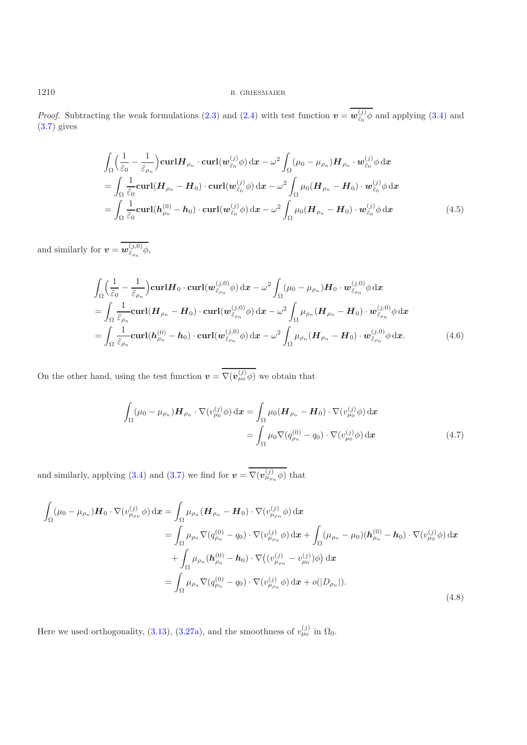*Proof.* Subtracting the weak formulations (2.3) and (2.4) with test function $\boldsymbol{v} = \overline{\boldsymbol{w}_{\tilde{\varepsilon}_0}^{(j)}\phi}$ and applying (3.4) and (3.7) gives

$$
\begin{aligned}
&\int_\Omega \Big(\frac{1}{\tilde{\varepsilon}_0} - \frac{1}{\tilde{\varepsilon}_{\rho_n}}\Big)\mathbf{curl}\boldsymbol{H}_{\rho_n} \cdot \mathbf{curl}(\boldsymbol{w}_{\tilde{\varepsilon}_0}^{(j)}\phi)\,\mathrm{d}\boldsymbol{x} - \omega^2 \int_\Omega (\mu_0 - \mu_{\rho_n})\boldsymbol{H}_{\rho_n} \cdot \boldsymbol{w}_{\tilde{\varepsilon}_0}^{(j)}\phi\,\mathrm{d}\boldsymbol{x} \\
&= \int_\Omega \frac{1}{\tilde{\varepsilon}_0}\mathbf{curl}(\boldsymbol{H}_{\rho_n} - \boldsymbol{H}_0) \cdot \mathbf{curl}(\boldsymbol{w}_{\tilde{\varepsilon}_0}^{(j)}\phi)\,\mathrm{d}\boldsymbol{x} - \omega^2 \int_\Omega \mu_0(\boldsymbol{H}_{\rho_n} - \boldsymbol{H}_0) \cdot \boldsymbol{w}_{\tilde{\varepsilon}_0}^{(j)}\phi\,\mathrm{d}\boldsymbol{x} \\
&= \int_\Omega \frac{1}{\tilde{\varepsilon}_0}\mathbf{curl}(\boldsymbol{h}_{\rho_n}^{(0)} - \boldsymbol{h}_0) \cdot \mathbf{curl}(\boldsymbol{w}_{\tilde{\varepsilon}_0}^{(j)}\phi)\,\mathrm{d}\boldsymbol{x} - \omega^2 \int_\Omega \mu_0(\boldsymbol{H}_{\rho_n} - \boldsymbol{H}_0) \cdot \boldsymbol{w}_{\tilde{\varepsilon}_0}^{(j)}\phi\,\mathrm{d}\boldsymbol{x}
\end{aligned}
\tag{4.5}
$$

and similarly for $\boldsymbol{v} = \overline{\boldsymbol{w}_{\tilde{\varepsilon}_{\rho_n}}^{(j,0)}\phi}$,

$$
\begin{aligned}
&\int_\Omega \Big(\frac{1}{\tilde{\varepsilon}_0} - \frac{1}{\tilde{\varepsilon}_{\rho_n}}\Big)\mathbf{curl}\boldsymbol{H}_0 \cdot \mathbf{curl}(\boldsymbol{w}_{\tilde{\varepsilon}_{\rho_n}}^{(j,0)}\phi)\,\mathrm{d}\boldsymbol{x} - \omega^2 \int_\Omega (\mu_0 - \mu_{\rho_n})\boldsymbol{H}_0 \cdot \boldsymbol{w}_{\tilde{\varepsilon}_{\rho_n}}^{(j,0)}\phi\,\mathrm{d}\boldsymbol{x} \\
&= \int_\Omega \frac{1}{\tilde{\varepsilon}_{\rho_n}}\mathbf{curl}(\boldsymbol{H}_{\rho_n} - \boldsymbol{H}_0) \cdot \mathbf{curl}(\boldsymbol{w}_{\tilde{\varepsilon}_{\rho_n}}^{(j,0)}\phi)\,\mathrm{d}\boldsymbol{x} - \omega^2 \int_\Omega \mu_{\rho_n}(\boldsymbol{H}_{\rho_n} - \boldsymbol{H}_0) \cdot \boldsymbol{w}_{\tilde{\varepsilon}_{\rho_n}}^{(j,0)}\phi\,\mathrm{d}\boldsymbol{x} \\
&= \int_\Omega \frac{1}{\tilde{\varepsilon}_{\rho_n}}\mathbf{curl}(\boldsymbol{h}_{\rho_n}^{(0)} - \boldsymbol{h}_0) \cdot \mathbf{curl}(\boldsymbol{w}_{\tilde{\varepsilon}_{\rho_n}}^{(j,0)}\phi)\,\mathrm{d}\boldsymbol{x} - \omega^2 \int_\Omega \mu_{\rho_n}(\boldsymbol{H}_{\rho_n} - \boldsymbol{H}_0) \cdot \boldsymbol{w}_{\tilde{\varepsilon}_{\rho_n}}^{(j,0)}\phi\,\mathrm{d}\boldsymbol{x}.
\end{aligned}
\tag{4.6}
$$

On the other hand, using the test function $\boldsymbol{v} = \overline{\nabla(\boldsymbol{v}_{\mu_0}^{(j)}\phi)}$ we obtain that

$$
\begin{aligned}
\int_\Omega (\mu_0 - \mu_{\rho_n})\boldsymbol{H}_{\rho_n} \cdot \nabla(v_{\mu_0}^{(j)}\phi)\,\mathrm{d}\boldsymbol{x} &= \int_\Omega \mu_0(\boldsymbol{H}_{\rho_n} - \boldsymbol{H}_0) \cdot \nabla(v_{\mu_0}^{(j)}\phi)\,\mathrm{d}\boldsymbol{x} \\
&= \int_\Omega \mu_0 \nabla(q_{\rho_n}^{(0)} - q_0) \cdot \nabla(v_{\mu_0}^{(j)}\phi)\,\mathrm{d}\boldsymbol{x}
\end{aligned}
\tag{4.7}
$$

and similarly, applying (3.4) and (3.7) we find for $\boldsymbol{v} = \overline{\nabla(\boldsymbol{v}_{\mu_{\rho_n}}^{(j)}\phi)}$ that

$$
\begin{aligned}
\int_\Omega (\mu_0 - \mu_{\rho_n})\boldsymbol{H}_0 \cdot \nabla(v_{\mu_{\rho_n}}^{(j)}\phi)\,\mathrm{d}\boldsymbol{x} &= \int_\Omega \mu_{\rho_n}(\boldsymbol{H}_{\rho_n} - \boldsymbol{H}_0) \cdot \nabla(v_{\mu_{\rho_n}}^{(j)}\phi)\,\mathrm{d}\boldsymbol{x} \\
&= \int_\Omega \mu_{\rho_n} \nabla(q_{\rho_n}^{(0)} - q_0) \cdot \nabla(v_{\mu_{\rho_n}}^{(j)}\phi)\,\mathrm{d}\boldsymbol{x} + \int_\Omega (\mu_{\rho_n} - \mu_0)(\boldsymbol{h}_{\rho_n}^{(0)} - \boldsymbol{h}_0) \cdot \nabla(v_{\mu_0}^{(j)}\phi)\,\mathrm{d}\boldsymbol{x} \\
&\quad + \int_\Omega \mu_{\rho_n}(\boldsymbol{h}_{\rho_n}^{(0)} - \boldsymbol{h}_0) \cdot \nabla\big((v_{\mu_{\rho_n}}^{(j)} - v_{\mu_0}^{(j)})\phi\big)\,\mathrm{d}\boldsymbol{x} \\
&= \int_\Omega \mu_{\rho_n} \nabla(q_{\rho_n}^{(0)} - q_0) \cdot \nabla(v_{\mu_{\rho_n}}^{(j)}\phi)\,\mathrm{d}\boldsymbol{x} + o(|D_{\rho_n}|).
\end{aligned}
\tag{4.8}
$$

Here we used orthogonality, (3.13), (3.27a), and the smoothness of $v_{\mu_0}^{(j)}$ in $\Omega_0$.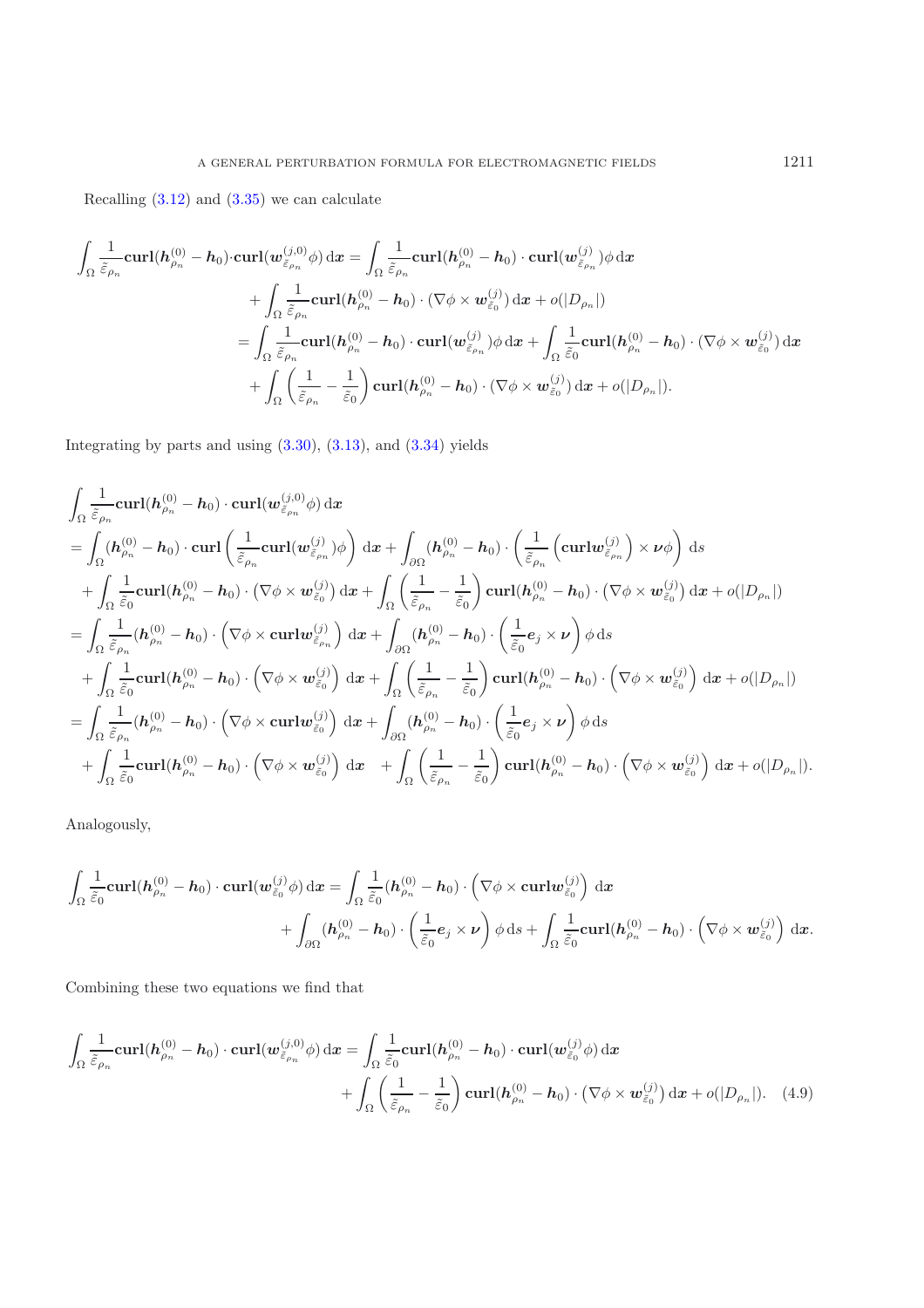Recalling (3.12) and (3.35) we can calculate

$$
\begin{aligned}
\int_\Omega \frac{1}{\tilde{\varepsilon}_{\rho_n}} \mathbf{curl}(\boldsymbol{h}^{(0)}_{\rho_n} - \boldsymbol{h}_0) \cdot \mathbf{curl}(\boldsymbol{w}^{(j,0)}_{\tilde{\varepsilon}_{\rho_n}} \phi)\,\mathrm{d}\boldsymbol{x} &= \int_\Omega \frac{1}{\tilde{\varepsilon}_{\rho_n}} \mathbf{curl}(\boldsymbol{h}^{(0)}_{\rho_n} - \boldsymbol{h}_0) \cdot \mathbf{curl}(\boldsymbol{w}^{(j)}_{\tilde{\varepsilon}_{\rho_n}})\phi\,\mathrm{d}\boldsymbol{x} \\
&\quad + \int_\Omega \frac{1}{\tilde{\varepsilon}_{\rho_n}} \mathbf{curl}(\boldsymbol{h}^{(0)}_{\rho_n} - \boldsymbol{h}_0) \cdot (\nabla\phi \times \boldsymbol{w}^{(j)}_{\tilde{\varepsilon}_0})\,\mathrm{d}\boldsymbol{x} + o(|D_{\rho_n}|) \\
&= \int_\Omega \frac{1}{\tilde{\varepsilon}_{\rho_n}} \mathbf{curl}(\boldsymbol{h}^{(0)}_{\rho_n} - \boldsymbol{h}_0) \cdot \mathbf{curl}(\boldsymbol{w}^{(j)}_{\tilde{\varepsilon}_{\rho_n}})\phi\,\mathrm{d}\boldsymbol{x} + \int_\Omega \frac{1}{\tilde{\varepsilon}_0} \mathbf{curl}(\boldsymbol{h}^{(0)}_{\rho_n} - \boldsymbol{h}_0) \cdot (\nabla\phi \times \boldsymbol{w}^{(j)}_{\tilde{\varepsilon}_0})\,\mathrm{d}\boldsymbol{x} \\
&\quad + \int_\Omega \left(\frac{1}{\tilde{\varepsilon}_{\rho_n}} - \frac{1}{\tilde{\varepsilon}_0}\right) \mathbf{curl}(\boldsymbol{h}^{(0)}_{\rho_n} - \boldsymbol{h}_0) \cdot (\nabla\phi \times \boldsymbol{w}^{(j)}_{\tilde{\varepsilon}_0})\,\mathrm{d}\boldsymbol{x} + o(|D_{\rho_n}|).
\end{aligned}
$$

Integrating by parts and using (3.30), (3.13), and (3.34) yields

$$
\begin{aligned}
&\int_\Omega \frac{1}{\tilde{\varepsilon}_{\rho_n}} \mathbf{curl}(\boldsymbol{h}^{(0)}_{\rho_n} - \boldsymbol{h}_0) \cdot \mathbf{curl}(\boldsymbol{w}^{(j,0)}_{\tilde{\varepsilon}_{\rho_n}} \phi)\,\mathrm{d}\boldsymbol{x} \\
&= \int_\Omega (\boldsymbol{h}^{(0)}_{\rho_n} - \boldsymbol{h}_0) \cdot \mathbf{curl}\left(\frac{1}{\tilde{\varepsilon}_{\rho_n}} \mathbf{curl}(\boldsymbol{w}^{(j)}_{\tilde{\varepsilon}_{\rho_n}})\phi\right)\,\mathrm{d}\boldsymbol{x} + \int_{\partial\Omega} (\boldsymbol{h}^{(0)}_{\rho_n} - \boldsymbol{h}_0) \cdot \left(\frac{1}{\tilde{\varepsilon}_{\rho_n}} \left(\mathbf{curl}\boldsymbol{w}^{(j)}_{\tilde{\varepsilon}_{\rho_n}}\right) \times \boldsymbol{\nu}\phi\right)\,\mathrm{d}s \\
&\quad + \int_\Omega \frac{1}{\tilde{\varepsilon}_0} \mathbf{curl}(\boldsymbol{h}^{(0)}_{\rho_n} - \boldsymbol{h}_0) \cdot \left(\nabla\phi \times \boldsymbol{w}^{(j)}_{\tilde{\varepsilon}_0}\right)\mathrm{d}\boldsymbol{x} + \int_\Omega \left(\frac{1}{\tilde{\varepsilon}_{\rho_n}} - \frac{1}{\tilde{\varepsilon}_0}\right) \mathbf{curl}(\boldsymbol{h}^{(0)}_{\rho_n} - \boldsymbol{h}_0) \cdot \left(\nabla\phi \times \boldsymbol{w}^{(j)}_{\tilde{\varepsilon}_0}\right)\mathrm{d}\boldsymbol{x} + o(|D_{\rho_n}|) \\
&= \int_\Omega \frac{1}{\tilde{\varepsilon}_{\rho_n}} (\boldsymbol{h}^{(0)}_{\rho_n} - \boldsymbol{h}_0) \cdot \left(\nabla\phi \times \mathbf{curl}\boldsymbol{w}^{(j)}_{\tilde{\varepsilon}_{\rho_n}}\right)\,\mathrm{d}\boldsymbol{x} + \int_{\partial\Omega} (\boldsymbol{h}^{(0)}_{\rho_n} - \boldsymbol{h}_0) \cdot \left(\frac{1}{\tilde{\varepsilon}_0} \boldsymbol{e}_j \times \boldsymbol{\nu}\right)\phi\,\mathrm{d}s \\
&\quad + \int_\Omega \frac{1}{\tilde{\varepsilon}_0} \mathbf{curl}(\boldsymbol{h}^{(0)}_{\rho_n} - \boldsymbol{h}_0) \cdot \left(\nabla\phi \times \boldsymbol{w}^{(j)}_{\tilde{\varepsilon}_0}\right)\,\mathrm{d}\boldsymbol{x} + \int_\Omega \left(\frac{1}{\tilde{\varepsilon}_{\rho_n}} - \frac{1}{\tilde{\varepsilon}_0}\right) \mathbf{curl}(\boldsymbol{h}^{(0)}_{\rho_n} - \boldsymbol{h}_0) \cdot \left(\nabla\phi \times \boldsymbol{w}^{(j)}_{\tilde{\varepsilon}_0}\right)\,\mathrm{d}\boldsymbol{x} + o(|D_{\rho_n}|) \\
&= \int_\Omega \frac{1}{\tilde{\varepsilon}_{\rho_n}} (\boldsymbol{h}^{(0)}_{\rho_n} - \boldsymbol{h}_0) \cdot \left(\nabla\phi \times \mathbf{curl}\boldsymbol{w}^{(j)}_{\tilde{\varepsilon}_0}\right)\,\mathrm{d}\boldsymbol{x} + \int_{\partial\Omega} (\boldsymbol{h}^{(0)}_{\rho_n} - \boldsymbol{h}_0) \cdot \left(\frac{1}{\tilde{\varepsilon}_0} \boldsymbol{e}_j \times \boldsymbol{\nu}\right)\phi\,\mathrm{d}s \\
&\quad + \int_\Omega \frac{1}{\tilde{\varepsilon}_0} \mathbf{curl}(\boldsymbol{h}^{(0)}_{\rho_n} - \boldsymbol{h}_0) \cdot \left(\nabla\phi \times \boldsymbol{w}^{(j)}_{\tilde{\varepsilon}_0}\right)\,\mathrm{d}\boldsymbol{x} \quad + \int_\Omega \left(\frac{1}{\tilde{\varepsilon}_{\rho_n}} - \frac{1}{\tilde{\varepsilon}_0}\right) \mathbf{curl}(\boldsymbol{h}^{(0)}_{\rho_n} - \boldsymbol{h}_0) \cdot \left(\nabla\phi \times \boldsymbol{w}^{(j)}_{\tilde{\varepsilon}_0}\right)\,\mathrm{d}\boldsymbol{x} + o(|D_{\rho_n}|).
\end{aligned}
$$

Analogously,

$$
\begin{aligned}
\int_\Omega \frac{1}{\tilde{\varepsilon}_0} \mathbf{curl}(\boldsymbol{h}^{(0)}_{\rho_n} - \boldsymbol{h}_0) \cdot \mathbf{curl}(\boldsymbol{w}^{(j)}_{\tilde{\varepsilon}_0}\phi)\,\mathrm{d}\boldsymbol{x} &= \int_\Omega \frac{1}{\tilde{\varepsilon}_0} (\boldsymbol{h}^{(0)}_{\rho_n} - \boldsymbol{h}_0) \cdot \left(\nabla\phi \times \mathbf{curl}\boldsymbol{w}^{(j)}_{\tilde{\varepsilon}_0}\right)\,\mathrm{d}\boldsymbol{x} \\
&\quad + \int_{\partial\Omega} (\boldsymbol{h}^{(0)}_{\rho_n} - \boldsymbol{h}_0) \cdot \left(\frac{1}{\tilde{\varepsilon}_0} \boldsymbol{e}_j \times \boldsymbol{\nu}\right)\phi\,\mathrm{d}s + \int_\Omega \frac{1}{\tilde{\varepsilon}_0} \mathbf{curl}(\boldsymbol{h}^{(0)}_{\rho_n} - \boldsymbol{h}_0) \cdot \left(\nabla\phi \times \boldsymbol{w}^{(j)}_{\tilde{\varepsilon}_0}\right)\,\mathrm{d}\boldsymbol{x}.
\end{aligned}
$$

Combining these two equations we find that

$$
\begin{aligned}
\int_\Omega \frac{1}{\tilde{\varepsilon}_{\rho_n}} \mathbf{curl}(\boldsymbol{h}^{(0)}_{\rho_n} - \boldsymbol{h}_0) \cdot \mathbf{curl}(\boldsymbol{w}^{(j,0)}_{\tilde{\varepsilon}_{\rho_n}}\phi)\,\mathrm{d}\boldsymbol{x} &= \int_\Omega \frac{1}{\tilde{\varepsilon}_0} \mathbf{curl}(\boldsymbol{h}^{(0)}_{\rho_n} - \boldsymbol{h}_0) \cdot \mathbf{curl}(\boldsymbol{w}^{(j)}_{\tilde{\varepsilon}_0}\phi)\,\mathrm{d}\boldsymbol{x} \\
&\quad + \int_\Omega \left(\frac{1}{\tilde{\varepsilon}_{\rho_n}} - \frac{1}{\tilde{\varepsilon}_0}\right) \mathbf{curl}(\boldsymbol{h}^{(0)}_{\rho_n} - \boldsymbol{h}_0) \cdot \left(\nabla\phi \times \boldsymbol{w}^{(j)}_{\tilde{\varepsilon}_0}\right)\mathrm{d}\boldsymbol{x} + o(|D_{\rho_n}|). \quad (4.9)
\end{aligned}
$$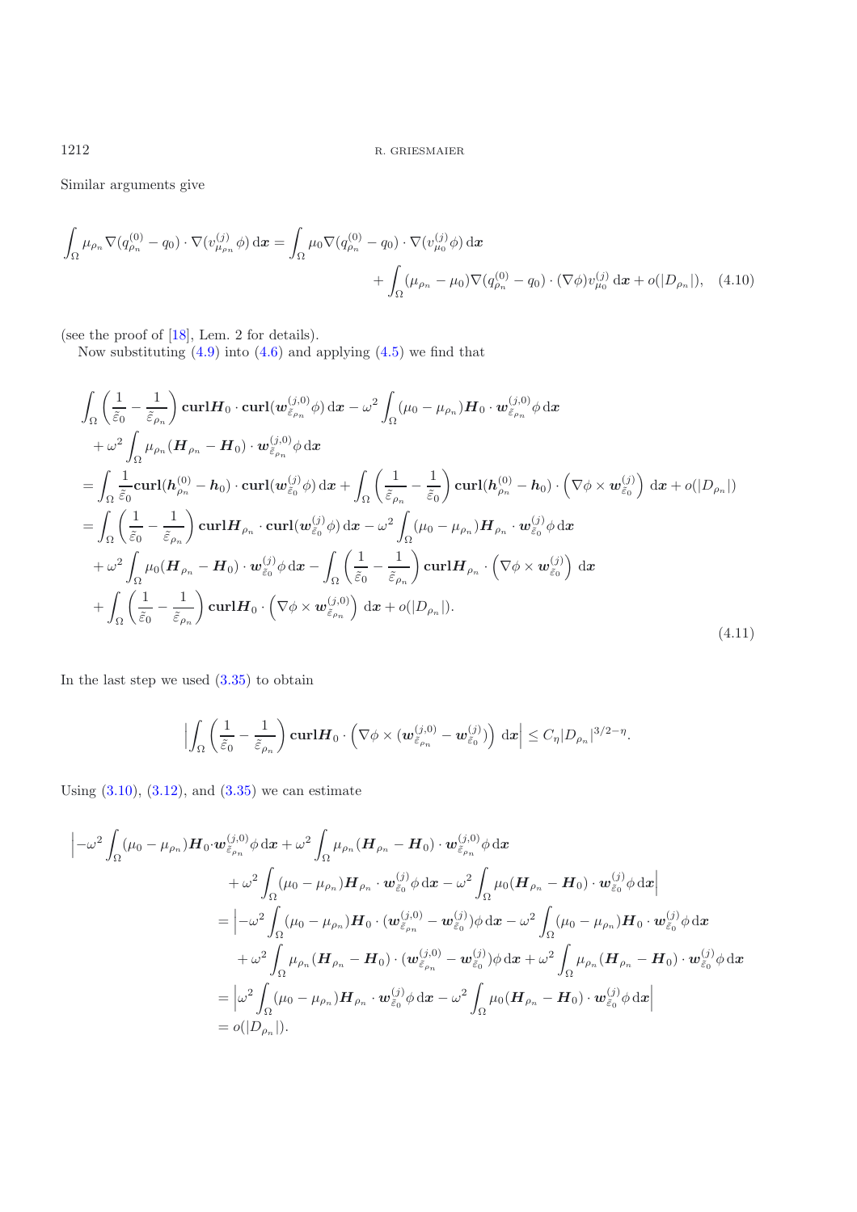Similar arguments give

$$\int_\Omega \mu_{\rho_n} \nabla(q_{\rho_n}^{(0)} - q_0) \cdot \nabla(v_{\mu_{\rho_n}}^{(j)} \phi) \,\mathrm{d}\boldsymbol{x} = \int_\Omega \mu_0 \nabla(q_{\rho_n}^{(0)} - q_0) \cdot \nabla(v_{\mu_0}^{(j)} \phi) \,\mathrm{d}\boldsymbol{x} + \int_\Omega (\mu_{\rho_n} - \mu_0) \nabla(q_{\rho_n}^{(0)} - q_0) \cdot (\nabla \phi) v_{\mu_0}^{(j)} \,\mathrm{d}\boldsymbol{x} + o(|D_{\rho_n}|), \quad (4.10)$$

(see the proof of [18], Lem. 2 for details).

Now substituting (4.9) into (4.6) and applying (4.5) we find that

$$\begin{aligned}
&\int_\Omega \left(\frac{1}{\tilde{\varepsilon}_0} - \frac{1}{\tilde{\varepsilon}_{\rho_n}}\right) \mathbf{curl}\boldsymbol{H}_0 \cdot \mathbf{curl}(\boldsymbol{w}_{\tilde{\varepsilon}_{\rho_n}}^{(j,0)} \phi) \,\mathrm{d}\boldsymbol{x} - \omega^2 \int_\Omega (\mu_0 - \mu_{\rho_n}) \boldsymbol{H}_0 \cdot \boldsymbol{w}_{\tilde{\varepsilon}_{\rho_n}}^{(j,0)} \phi \,\mathrm{d}\boldsymbol{x} \\
&\quad + \omega^2 \int_\Omega \mu_{\rho_n} (\boldsymbol{H}_{\rho_n} - \boldsymbol{H}_0) \cdot \boldsymbol{w}_{\tilde{\varepsilon}_{\rho_n}}^{(j,0)} \phi \,\mathrm{d}\boldsymbol{x} \\
&= \int_\Omega \frac{1}{\tilde{\varepsilon}_0} \mathbf{curl}(\boldsymbol{h}_{\rho_n}^{(0)} - \boldsymbol{h}_0) \cdot \mathbf{curl}(\boldsymbol{w}_{\tilde{\varepsilon}_0}^{(j)} \phi) \,\mathrm{d}\boldsymbol{x} + \int_\Omega \left(\frac{1}{\tilde{\varepsilon}_{\rho_n}} - \frac{1}{\tilde{\varepsilon}_0}\right) \mathbf{curl}(\boldsymbol{h}_{\rho_n}^{(0)} - \boldsymbol{h}_0) \cdot \left(\nabla \phi \times \boldsymbol{w}_{\tilde{\varepsilon}_0}^{(j)}\right) \,\mathrm{d}\boldsymbol{x} + o(|D_{\rho_n}|) \\
&= \int_\Omega \left(\frac{1}{\tilde{\varepsilon}_0} - \frac{1}{\tilde{\varepsilon}_{\rho_n}}\right) \mathbf{curl}\boldsymbol{H}_{\rho_n} \cdot \mathbf{curl}(\boldsymbol{w}_{\tilde{\varepsilon}_0}^{(j)} \phi) \,\mathrm{d}\boldsymbol{x} - \omega^2 \int_\Omega (\mu_0 - \mu_{\rho_n}) \boldsymbol{H}_{\rho_n} \cdot \boldsymbol{w}_{\tilde{\varepsilon}_0}^{(j)} \phi \,\mathrm{d}\boldsymbol{x} \\
&\quad + \omega^2 \int_\Omega \mu_0 (\boldsymbol{H}_{\rho_n} - \boldsymbol{H}_0) \cdot \boldsymbol{w}_{\tilde{\varepsilon}_0}^{(j)} \phi \,\mathrm{d}\boldsymbol{x} - \int_\Omega \left(\frac{1}{\tilde{\varepsilon}_0} - \frac{1}{\tilde{\varepsilon}_{\rho_n}}\right) \mathbf{curl}\boldsymbol{H}_{\rho_n} \cdot \left(\nabla \phi \times \boldsymbol{w}_{\tilde{\varepsilon}_0}^{(j)}\right) \,\mathrm{d}\boldsymbol{x} \\
&\quad + \int_\Omega \left(\frac{1}{\tilde{\varepsilon}_0} - \frac{1}{\tilde{\varepsilon}_{\rho_n}}\right) \mathbf{curl}\boldsymbol{H}_0 \cdot \left(\nabla \phi \times \boldsymbol{w}_{\tilde{\varepsilon}_{\rho_n}}^{(j,0)}\right) \,\mathrm{d}\boldsymbol{x} + o(|D_{\rho_n}|).
\end{aligned} \quad (4.11)$$

In the last step we used (3.35) to obtain

$$\left|\int_\Omega \left(\frac{1}{\tilde{\varepsilon}_0} - \frac{1}{\tilde{\varepsilon}_{\rho_n}}\right) \mathbf{curl}\boldsymbol{H}_0 \cdot \left(\nabla \phi \times (\boldsymbol{w}_{\tilde{\varepsilon}_{\rho_n}}^{(j,0)} - \boldsymbol{w}_{\tilde{\varepsilon}_0}^{(j)})\right) \,\mathrm{d}\boldsymbol{x}\right| \le C_\eta |D_{\rho_n}|^{3/2-\eta}.$$

Using (3.10), (3.12), and (3.35) we can estimate

$$\begin{aligned}
&\Big| -\omega^2 \int_\Omega (\mu_0 - \mu_{\rho_n}) \boldsymbol{H}_0 \cdot \boldsymbol{w}_{\tilde{\varepsilon}_{\rho_n}}^{(j,0)} \phi \,\mathrm{d}\boldsymbol{x} + \omega^2 \int_\Omega \mu_{\rho_n} (\boldsymbol{H}_{\rho_n} - \boldsymbol{H}_0) \cdot \boldsymbol{w}_{\tilde{\varepsilon}_{\rho_n}}^{(j,0)} \phi \,\mathrm{d}\boldsymbol{x} \\
&\qquad + \omega^2 \int_\Omega (\mu_0 - \mu_{\rho_n}) \boldsymbol{H}_{\rho_n} \cdot \boldsymbol{w}_{\tilde{\varepsilon}_0}^{(j)} \phi \,\mathrm{d}\boldsymbol{x} - \omega^2 \int_\Omega \mu_0 (\boldsymbol{H}_{\rho_n} - \boldsymbol{H}_0) \cdot \boldsymbol{w}_{\tilde{\varepsilon}_0}^{(j)} \phi \,\mathrm{d}\boldsymbol{x} \Big| \\
&= \Big| -\omega^2 \int_\Omega (\mu_0 - \mu_{\rho_n}) \boldsymbol{H}_0 \cdot (\boldsymbol{w}_{\tilde{\varepsilon}_{\rho_n}}^{(j,0)} - \boldsymbol{w}_{\tilde{\varepsilon}_0}^{(j)}) \phi \,\mathrm{d}\boldsymbol{x} - \omega^2 \int_\Omega (\mu_0 - \mu_{\rho_n}) \boldsymbol{H}_0 \cdot \boldsymbol{w}_{\tilde{\varepsilon}_0}^{(j)} \phi \,\mathrm{d}\boldsymbol{x} \\
&\qquad + \omega^2 \int_\Omega \mu_{\rho_n} (\boldsymbol{H}_{\rho_n} - \boldsymbol{H}_0) \cdot (\boldsymbol{w}_{\tilde{\varepsilon}_{\rho_n}}^{(j,0)} - \boldsymbol{w}_{\tilde{\varepsilon}_0}^{(j)}) \phi \,\mathrm{d}\boldsymbol{x} + \omega^2 \int_\Omega \mu_{\rho_n} (\boldsymbol{H}_{\rho_n} - \boldsymbol{H}_0) \cdot \boldsymbol{w}_{\tilde{\varepsilon}_0}^{(j)} \phi \,\mathrm{d}\boldsymbol{x} \\
&= \Big| \omega^2 \int_\Omega (\mu_0 - \mu_{\rho_n}) \boldsymbol{H}_{\rho_n} \cdot \boldsymbol{w}_{\tilde{\varepsilon}_0}^{(j)} \phi \,\mathrm{d}\boldsymbol{x} - \omega^2 \int_\Omega \mu_0 (\boldsymbol{H}_{\rho_n} - \boldsymbol{H}_0) \cdot \boldsymbol{w}_{\tilde{\varepsilon}_0}^{(j)} \phi \,\mathrm{d}\boldsymbol{x} \Big| \\
&= o(|D_{\rho_n}|).
\end{aligned}$$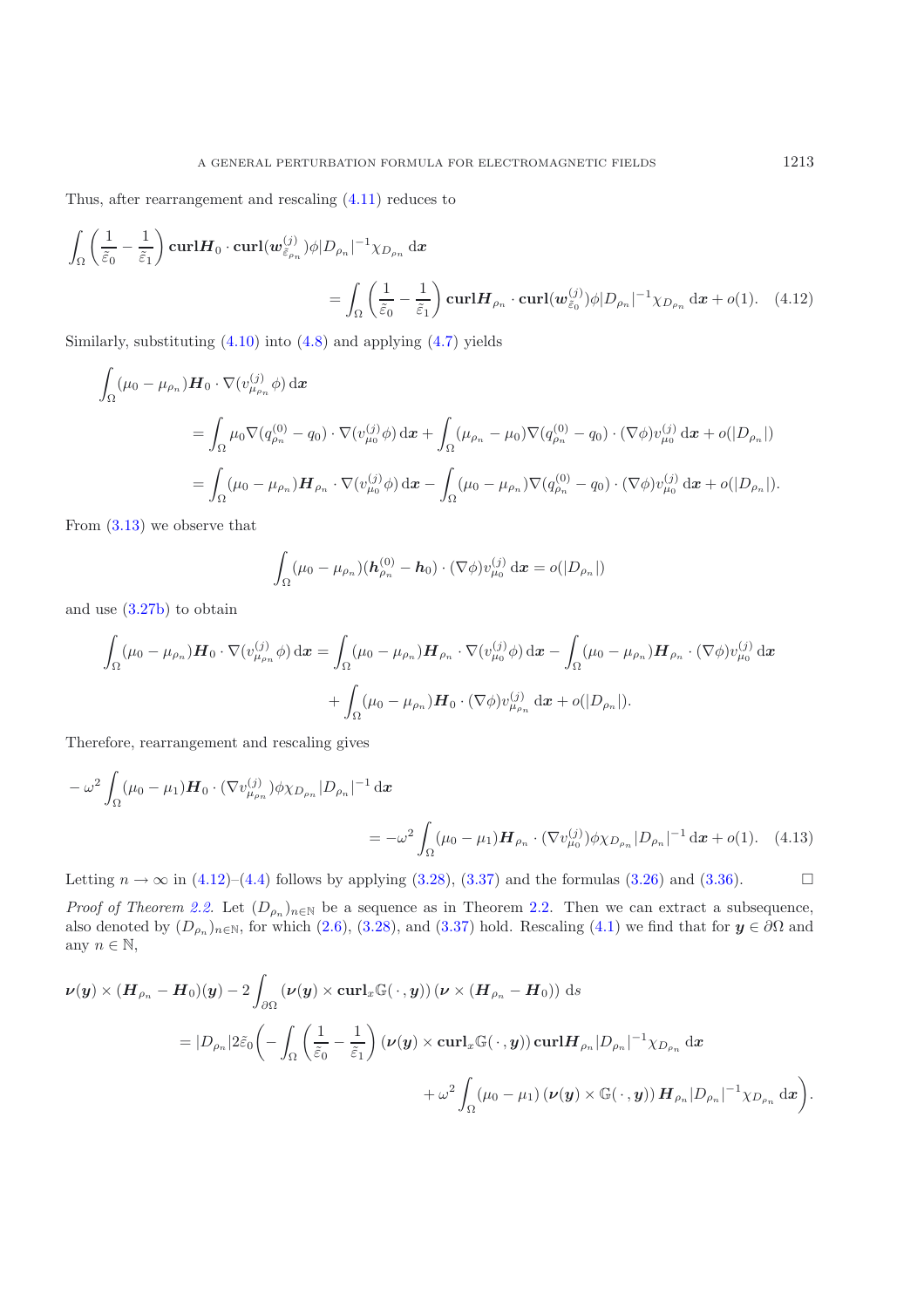Thus, after rearrangement and rescaling (4.11) reduces to

$$
\int_\Omega \left(\frac{1}{\tilde{\tilde{\varepsilon}}_0} - \frac{1}{\tilde{\tilde{\varepsilon}}_1}\right) \mathbf{curl}\boldsymbol{H}_0 \cdot \mathbf{curl}(\boldsymbol{w}^{(j)}_{\tilde{\varepsilon}_{\rho_n}})\phi |D_{\rho_n}|^{-1}\chi_{D_{\rho_n}}\,\mathrm{d}\boldsymbol{x}
= \int_\Omega \left(\frac{1}{\tilde{\varepsilon}_0} - \frac{1}{\tilde{\varepsilon}_1}\right) \mathbf{curl}\boldsymbol{H}_{\rho_n} \cdot \mathbf{curl}(\boldsymbol{w}^{(j)}_{\tilde{\varepsilon}_0})\phi |D_{\rho_n}|^{-1}\chi_{D_{\rho_n}}\,\mathrm{d}\boldsymbol{x} + o(1). \quad (4.12)
$$

Similarly, substituting (4.10) into (4.8) and applying (4.7) yields

$$
\begin{aligned}
\int_\Omega (\mu_0 - \mu_{\rho_n})\boldsymbol{H}_0 \cdot \nabla(v^{(j)}_{\mu_{\rho_n}}\,\phi)\,\mathrm{d}\boldsymbol{x}
&= \int_\Omega \mu_0 \nabla(q^{(0)}_{\rho_n} - q_0)\cdot \nabla(v^{(j)}_{\mu_0}\phi)\,\mathrm{d}\boldsymbol{x} + \int_\Omega (\mu_{\rho_n} - \mu_0)\nabla(q^{(0)}_{\rho_n} - q_0)\cdot(\nabla\phi)v^{(j)}_{\mu_0}\,\mathrm{d}\boldsymbol{x} + o(|D_{\rho_n}|) \\
&= \int_\Omega (\mu_0 - \mu_{\rho_n})\boldsymbol{H}_{\rho_n}\cdot\nabla(v^{(j)}_{\mu_0}\phi)\,\mathrm{d}\boldsymbol{x} - \int_\Omega (\mu_0 - \mu_{\rho_n})\nabla(q^{(0)}_{\rho_n} - q_0)\cdot(\nabla\phi)v^{(j)}_{\mu_0}\,\mathrm{d}\boldsymbol{x} + o(|D_{\rho_n}|).
\end{aligned}
$$

From (3.13) we observe that

$$
\int_\Omega (\mu_0 - \mu_{\rho_n})(\boldsymbol{h}^{(0)}_{\rho_n} - \boldsymbol{h}_0)\cdot(\nabla\phi)v^{(j)}_{\mu_0}\,\mathrm{d}\boldsymbol{x} = o(|D_{\rho_n}|)
$$

and use (3.27b) to obtain

$$
\int_\Omega (\mu_0 - \mu_{\rho_n})\boldsymbol{H}_0\cdot\nabla(v^{(j)}_{\mu_{\rho_n}}\phi)\,\mathrm{d}\boldsymbol{x} = \int_\Omega (\mu_0 - \mu_{\rho_n})\boldsymbol{H}_{\rho_n}\cdot\nabla(v^{(j)}_{\mu_0}\phi)\,\mathrm{d}\boldsymbol{x} - \int_\Omega (\mu_0 - \mu_{\rho_n})\boldsymbol{H}_{\rho_n}\cdot(\nabla\phi)v^{(j)}_{\mu_0}\,\mathrm{d}\boldsymbol{x}
+ \int_\Omega (\mu_0 - \mu_{\rho_n})\boldsymbol{H}_0\cdot(\nabla\phi)v^{(j)}_{\mu_{\rho_n}}\,\mathrm{d}\boldsymbol{x} + o(|D_{\rho_n}|).
$$

Therefore, rearrangement and rescaling gives

$$
-\omega^2 \int_\Omega (\mu_0 - \mu_1)\boldsymbol{H}_0\cdot(\nabla v^{(j)}_{\mu_{\rho_n}})\phi\chi_{D_{\rho_n}}|D_{\rho_n}|^{-1}\,\mathrm{d}\boldsymbol{x}
= -\omega^2 \int_\Omega (\mu_0 - \mu_1)\boldsymbol{H}_{\rho_n}\cdot(\nabla v^{(j)}_{\mu_0})\phi\chi_{D_{\rho_n}}|D_{\rho_n}|^{-1}\,\mathrm{d}\boldsymbol{x} + o(1). \quad (4.13)
$$

Letting $n \to \infty$ in (4.12)–(4.4) follows by applying (3.28), (3.37) and the formulas (3.26) and (3.36). $\square$

*Proof of Theorem 2.2.* Let $(D_{\rho_n})_{n\in\mathbb{N}}$ be a sequence as in Theorem 2.2. Then we can extract a subsequence, also denoted by $(D_{\rho_n})_{n\in\mathbb{N}}$, for which (2.6), (3.28), and (3.37) hold. Rescaling (4.1) we find that for $\boldsymbol{y} \in \partial\Omega$ and any $n \in \mathbb{N}$,

$$
\begin{aligned}
\boldsymbol{\nu}(\boldsymbol{y}) \times (\boldsymbol{H}_{\rho_n} - \boldsymbol{H}_0)(\boldsymbol{y}) &- 2\int_{\partial\Omega} (\boldsymbol{\nu}(\boldsymbol{y}) \times \mathbf{curl}_x \mathbb{G}(\,\cdot\,,\boldsymbol{y}))\,(\boldsymbol{\nu}\times(\boldsymbol{H}_{\rho_n} - \boldsymbol{H}_0))\,\mathrm{d}s \\
&= |D_{\rho_n}|2\tilde{\varepsilon}_0\bigg(-\int_\Omega \left(\frac{1}{\tilde{\varepsilon}_0} - \frac{1}{\tilde{\varepsilon}_1}\right)(\boldsymbol{\nu}(\boldsymbol{y}) \times \mathbf{curl}_x\mathbb{G}(\,\cdot\,,\boldsymbol{y}))\,\mathbf{curl}\boldsymbol{H}_{\rho_n}|D_{\rho_n}|^{-1}\chi_{D_{\rho_n}}\,\mathrm{d}\boldsymbol{x} \\
&\qquad + \omega^2\int_\Omega (\mu_0 - \mu_1)\,(\boldsymbol{\nu}(\boldsymbol{y}) \times \mathbb{G}(\,\cdot\,,\boldsymbol{y}))\,\boldsymbol{H}_{\rho_n}|D_{\rho_n}|^{-1}\chi_{D_{\rho_n}}\,\mathrm{d}\boldsymbol{x}\bigg).
\end{aligned}
$$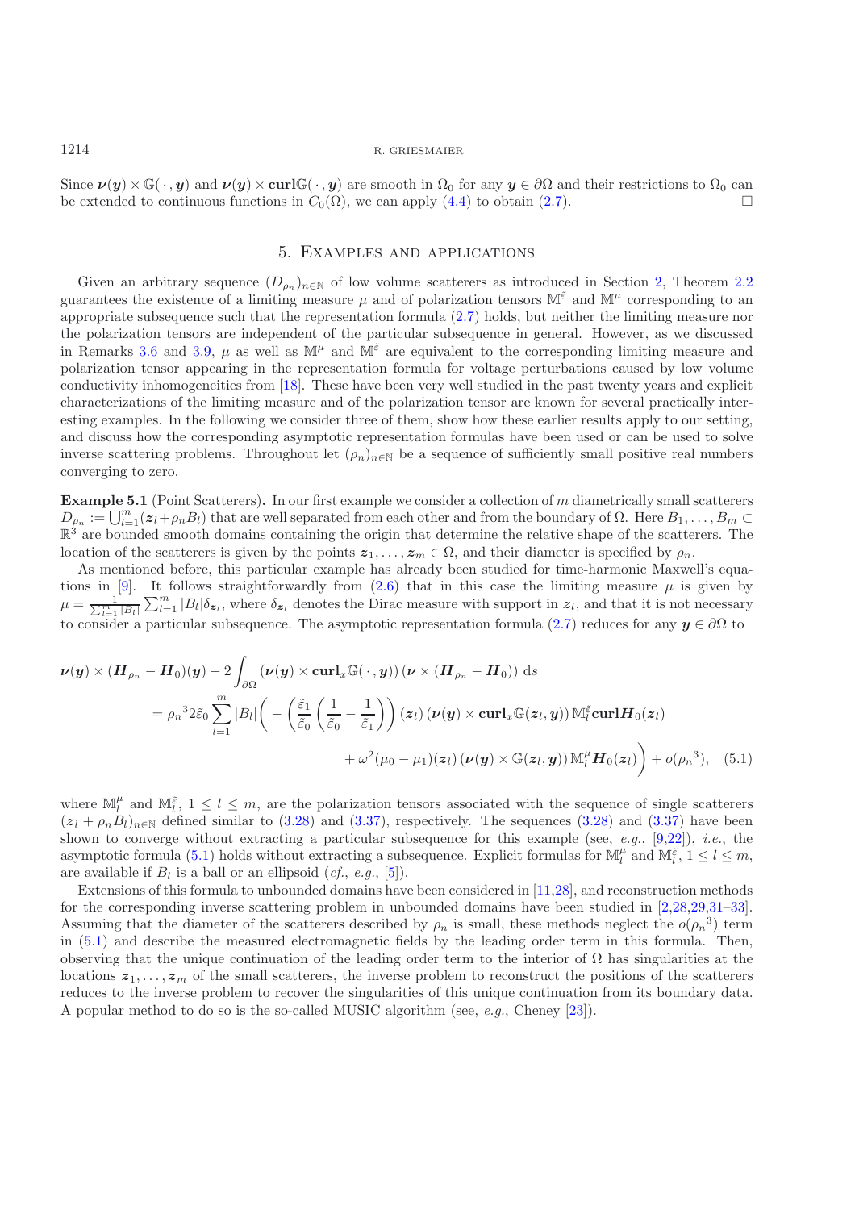Since $\boldsymbol{\nu}(\boldsymbol{y}) \times \mathbb{G}(\,\cdot\,, \boldsymbol{y})$ and $\boldsymbol{\nu}(\boldsymbol{y}) \times \mathbf{curl}\mathbb{G}(\,\cdot\,, \boldsymbol{y})$ are smooth in $\Omega_0$ for any $\boldsymbol{y} \in \partial\Omega$ and their restrictions to $\Omega_0$ can be extended to continuous functions in $C_0(\Omega)$, we can apply (4.4) to obtain (2.7). □

## 5. Examples and applications

Given an arbitrary sequence $(D_{\rho_n})_{n\in\mathbb{N}}$ of low volume scatterers as introduced in Section 2, Theorem 2.2 guarantees the existence of a limiting measure $\mu$ and of polarization tensors $\mathbb{M}^{\tilde{\varepsilon}}$ and $\mathbb{M}^{\mu}$ corresponding to an appropriate subsequence such that the representation formula (2.7) holds, but neither the limiting measure nor the polarization tensors are independent of the particular subsequence in general. However, as we discussed in Remarks 3.6 and 3.9, $\mu$ as well as $\mathbb{M}^{\mu}$ and $\mathbb{M}^{\tilde{\varepsilon}}$ are equivalent to the corresponding limiting measure and polarization tensor appearing in the representation formula for voltage perturbations caused by low volume conductivity inhomogeneities from [18]. These have been very well studied in the past twenty years and explicit characterizations of the limiting measure and of the polarization tensor are known for several practically interesting examples. In the following we consider three of them, show how these earlier results apply to our setting, and discuss how the corresponding asymptotic representation formulas have been used or can be used to solve inverse scattering problems. Throughout let $(\rho_n)_{n\in\mathbb{N}}$ be a sequence of sufficiently small positive real numbers converging to zero.

**Example 5.1** (Point Scatterers)**.** In our first example we consider a collection of $m$ diametrically small scatterers $D_{\rho_n} := \bigcup_{l=1}^{m}(\boldsymbol{z}_l + \rho_n B_l)$ that are well separated from each other and from the boundary of $\Omega$. Here $B_1, \ldots, B_m \subset \mathbb{R}^3$ are bounded smooth domains containing the origin that determine the relative shape of the scatterers. The location of the scatterers is given by the points $\boldsymbol{z}_1, \ldots, \boldsymbol{z}_m \in \Omega$, and their diameter is specified by $\rho_n$.

As mentioned before, this particular example has already been studied for time-harmonic Maxwell's equations in [9]. It follows straightforwardly from (2.6) that in this case the limiting measure $\mu$ is given by $\mu = \frac{1}{\sum_{l=1}^{m}|B_l|}\sum_{l=1}^{m}|B_l|\delta_{\boldsymbol{z}_l}$, where $\delta_{\boldsymbol{z}_l}$ denotes the Dirac measure with support in $\boldsymbol{z}_l$, and that it is not necessary to consider a particular subsequence. The asymptotic representation formula (2.7) reduces for any $\boldsymbol{y} \in \partial\Omega$ to

$$
\begin{aligned}
\boldsymbol{\nu}(\boldsymbol{y}) \times (\boldsymbol{H}_{\rho_n} - \boldsymbol{H}_0)(\boldsymbol{y}) - 2\int_{\partial\Omega} (\boldsymbol{\nu}(\boldsymbol{y}) \times \mathbf{curl}_x\mathbb{G}(\,\cdot\,, \boldsymbol{y}))\,(\boldsymbol{\nu} \times (\boldsymbol{H}_{\rho_n} - \boldsymbol{H}_0))\,\mathrm{d}s \\
= {\rho_n}^3 2\tilde{\varepsilon}_0 \sum_{l=1}^{m} |B_l| \bigg( -\left(\frac{\tilde{\varepsilon}_1}{\tilde{\varepsilon}_0}\left(\frac{1}{\tilde{\varepsilon}_0} - \frac{1}{\tilde{\varepsilon}_1}\right)\right)(\boldsymbol{z}_l)\,(\boldsymbol{\nu}(\boldsymbol{y}) \times \mathbf{curl}_x\mathbb{G}(\boldsymbol{z}_l, \boldsymbol{y}))\,\mathbb{M}_l^{\tilde{\varepsilon}}\mathbf{curl}\boldsymbol{H}_0(\boldsymbol{z}_l) \\
+ \,\omega^2(\mu_0 - \mu_1)(\boldsymbol{z}_l)\,(\boldsymbol{\nu}(\boldsymbol{y}) \times \mathbb{G}(\boldsymbol{z}_l, \boldsymbol{y}))\,\mathbb{M}_l^{\mu}\boldsymbol{H}_0(\boldsymbol{z}_l)\bigg) + o({\rho_n}^3), \quad (5.1)
\end{aligned}
$$

where $\mathbb{M}_l^{\mu}$ and $\mathbb{M}_l^{\tilde{\varepsilon}}$, $1 \le l \le m$, are the polarization tensors associated with the sequence of single scatterers $(\boldsymbol{z}_l + \rho_n B_l)_{n\in\mathbb{N}}$ defined similar to (3.28) and (3.37), respectively. The sequences (3.28) and (3.37) have been shown to converge without extracting a particular subsequence for this example (see, *e.g.*, [9,22]), *i.e.*, the asymptotic formula (5.1) holds without extracting a subsequence. Explicit formulas for $\mathbb{M}_l^{\mu}$ and $\mathbb{M}_l^{\tilde{\varepsilon}}$, $1 \le l \le m$, are available if $B_l$ is a ball or an ellipsoid (*cf.*, *e.g.*, [5]).

Extensions of this formula to unbounded domains have been considered in [11,28], and reconstruction methods for the corresponding inverse scattering problem in unbounded domains have been studied in [2,28,29,31–33]. Assuming that the diameter of the scatterers described by $\rho_n$ is small, these methods neglect the $o({\rho_n}^3)$ term in (5.1) and describe the measured electromagnetic fields by the leading order term in this formula. Then, observing that the unique continuation of the leading order term to the interior of $\Omega$ has singularities at the locations $\boldsymbol{z}_1, \ldots, \boldsymbol{z}_m$ of the small scatterers, the inverse problem to reconstruct the positions of the scatterers reduces to the inverse problem to recover the singularities of this unique continuation from its boundary data. A popular method to do so is the so-called MUSIC algorithm (see, *e.g.*, Cheney [23]).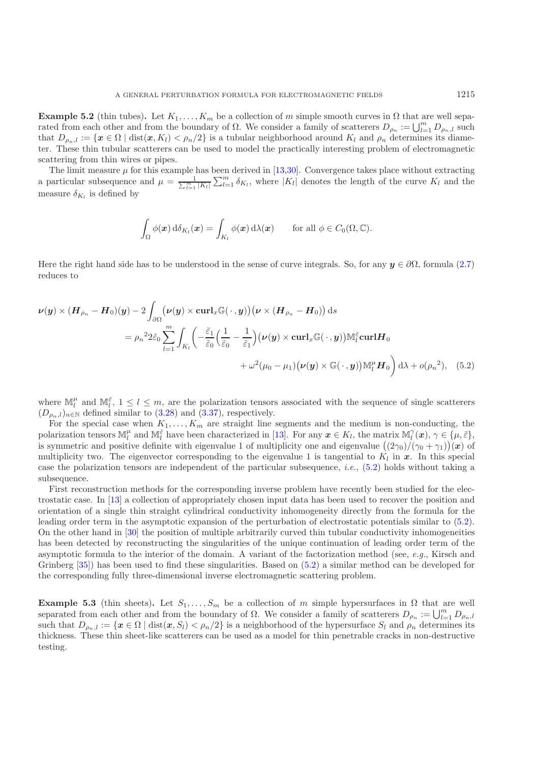**Example 5.2** (thin tubes)**.** Let $K_1, \ldots, K_m$ be a collection of $m$ simple smooth curves in $\Omega$ that are well separated from each other and from the boundary of $\Omega$. We consider a family of scatterers $D_{\rho_n} := \bigcup_{l=1}^m D_{\rho_n,l}$ such that $D_{\rho_n,l} := \{\boldsymbol{x} \in \Omega \mid \operatorname{dist}(\boldsymbol{x}, K_l) < \rho_n/2\}$ is a tubular neighborhood around $K_l$ and $\rho_n$ determines its diameter. These thin tubular scatterers can be used to model the practically interesting problem of electromagnetic scattering from thin wires or pipes.

The limit measure $\mu$ for this example has been derived in [13,30]. Convergence takes place without extracting a particular subsequence and $\mu = \frac{1}{\sum_{l=1}^m |K_l|} \sum_{l=1}^m \delta_{K_l}$, where $|K_l|$ denotes the length of the curve $K_l$ and the measure $\delta_{K_l}$ is defined by

$$\int_\Omega \phi(\boldsymbol{x}) \,\mathrm{d}\delta_{K_l}(\boldsymbol{x}) = \int_{K_l} \phi(\boldsymbol{x}) \,\mathrm{d}\lambda(\boldsymbol{x}) \qquad \text{for all } \phi \in C_0(\Omega, \mathbb{C}).$$

Here the right hand side has to be understood in the sense of curve integrals. So, for any $\boldsymbol{y} \in \partial\Omega$, formula (2.7) reduces to

$$\begin{aligned}
\boldsymbol{\nu}(\boldsymbol{y}) \times (\boldsymbol{H}_{\rho_n} - \boldsymbol{H}_0)(\boldsymbol{y}) &- 2\int_{\partial\Omega} \big(\boldsymbol{\nu}(\boldsymbol{y}) \times \mathbf{curl}_x \mathbb{G}(\,\cdot\,, \boldsymbol{y})\big)\big(\boldsymbol{\nu} \times (\boldsymbol{H}_{\rho_n} - \boldsymbol{H}_0)\big)\,\mathrm{d}s \\
&= {\rho_n}^2 2\tilde{\varepsilon}_0 \sum_{l=1}^m \int_{K_l} \bigg( -\frac{\tilde{\varepsilon}_1}{\tilde{\varepsilon}_0}\Big(\frac{1}{\tilde{\varepsilon}_0} - \frac{1}{\tilde{\varepsilon}_1}\Big)\big(\boldsymbol{\nu}(\boldsymbol{y}) \times \mathbf{curl}_x \mathbb{G}(\,\cdot\,, \boldsymbol{y})\big)\mathbb{M}_l^{\tilde{\varepsilon}}\,\mathbf{curl}\boldsymbol{H}_0 \\
&\qquad + \omega^2(\mu_0 - \mu_1)\big(\boldsymbol{\nu}(\boldsymbol{y}) \times \mathbb{G}(\,\cdot\,, \boldsymbol{y})\big)\mathbb{M}_l^\mu \boldsymbol{H}_0 \bigg)\,\mathrm{d}\lambda + o({\rho_n}^2), \qquad (5.2)
\end{aligned}$$

where $\mathbb{M}_l^\mu$ and $\mathbb{M}_l^{\tilde{\varepsilon}}$, $1 \le l \le m$, are the polarization tensors associated with the sequence of single scatterers $(D_{\rho_n,l})_{n\in\mathbb{N}}$ defined similar to (3.28) and (3.37), respectively.

For the special case when $K_1, \ldots, K_m$ are straight line segments and the medium is non-conducting, the polarization tensors $\mathbb{M}_l^\mu$ and $\mathbb{M}_l^{\tilde{\varepsilon}}$ have been characterized in [13]. For any $\boldsymbol{x} \in K_l$, the matrix $\mathbb{M}_l^\gamma(\boldsymbol{x})$, $\gamma \in \{\mu, \tilde{\varepsilon}\}$, is symmetric and positive definite with eigenvalue 1 of multiplicity one and eigenvalue $\big((2\gamma_0)/(\gamma_0 + \gamma_1)\big)(\boldsymbol{x})$ of multiplicity two. The eigenvector corresponding to the eigenvalue 1 is tangential to $K_l$ in $\boldsymbol{x}$. In this special case the polarization tensors are independent of the particular subsequence, *i.e.*, (5.2) holds without taking a subsequence.

First reconstruction methods for the corresponding inverse problem have recently been studied for the electrostatic case. In [13] a collection of appropriately chosen input data has been used to recover the position and orientation of a single thin straight cylindrical conductivity inhomogeneity directly from the formula for the leading order term in the asymptotic expansion of the perturbation of electrostatic potentials similar to (5.2). On the other hand in [30] the position of multiple arbitrarily curved thin tubular conductivity inhomogeneities has been detected by reconstructing the singularities of the unique continuation of leading order term of the asymptotic formula to the interior of the domain. A variant of the factorization method (see, *e.g.*, Kirsch and Grinberg [35]) has been used to find these singularities. Based on (5.2) a similar method can be developed for the corresponding fully three-dimensional inverse electromagnetic scattering problem.

**Example 5.3** (thin sheets)**.** Let $S_1, \ldots, S_m$ be a collection of $m$ simple hypersurfaces in $\Omega$ that are well separated from each other and from the boundary of $\Omega$. We consider a family of scatterers $D_{\rho_n} := \bigcup_{l=1}^m D_{\rho_n,l}$ such that $D_{\rho_n,l} := \{\boldsymbol{x} \in \Omega \mid \operatorname{dist}(\boldsymbol{x}, S_l) < \rho_n/2\}$ is a neighborhood of the hypersurface $S_l$ and $\rho_n$ determines its thickness. These thin sheet-like scatterers can be used as a model for thin penetrable cracks in non-destructive testing.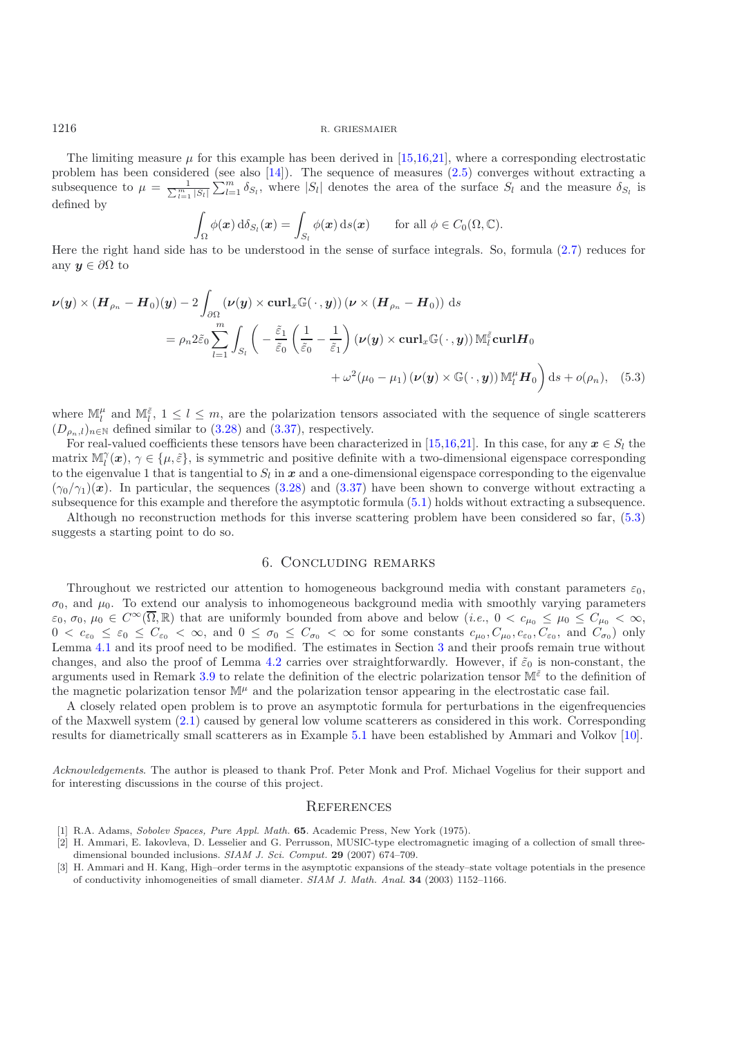The limiting measure $\mu$ for this example has been derived in [15,16,21], where a corresponding electrostatic problem has been considered (see also [14]). The sequence of measures (2.5) converges without extracting a subsequence to $\mu = \frac{1}{\sum_{l=1}^m |S_l|} \sum_{l=1}^m \delta_{S_l}$, where $|S_l|$ denotes the area of the surface $S_l$ and the measure $\delta_{S_l}$ is defined by

$$\int_\Omega \phi(\boldsymbol{x}) \, \mathrm{d}\delta_{S_l}(\boldsymbol{x}) = \int_{S_l} \phi(\boldsymbol{x}) \, \mathrm{d}s(\boldsymbol{x}) \qquad \text{for all } \phi \in C_0(\Omega, \mathbb{C}).$$

Here the right hand side has to be understood in the sense of surface integrals. So, formula (2.7) reduces for any $\boldsymbol{y} \in \partial\Omega$ to

$$\begin{aligned}
\boldsymbol{\nu}(\boldsymbol{y}) \times (\boldsymbol{H}_{\rho_n} - \boldsymbol{H}_0)(\boldsymbol{y}) - 2\int_{\partial\Omega} (\boldsymbol{\nu}(\boldsymbol{y}) \times \mathbf{curl}_x \mathbb{G}(\,\cdot\,,\boldsymbol{y}))\,(\boldsymbol{\nu} \times (\boldsymbol{H}_{\rho_n} - \boldsymbol{H}_0))\,\mathrm{d}s \\
= \rho_n 2\tilde{\varepsilon}_0 \sum_{l=1}^m \int_{S_l} \bigg( -\frac{\tilde{\varepsilon}_1}{\tilde{\varepsilon}_0}\left(\frac{1}{\tilde{\varepsilon}_0} - \frac{1}{\tilde{\varepsilon}_1}\right) (\boldsymbol{\nu}(\boldsymbol{y}) \times \mathbf{curl}_x \mathbb{G}(\,\cdot\,,\boldsymbol{y}))\,\mathbb{M}_l^{\tilde{\varepsilon}} \mathbf{curl} \boldsymbol{H}_0 \\
+ \omega^2(\mu_0 - \mu_1)\,(\boldsymbol{\nu}(\boldsymbol{y}) \times \mathbb{G}(\,\cdot\,,\boldsymbol{y}))\,\mathbb{M}_l^{\mu} \boldsymbol{H}_0 \bigg)\,\mathrm{d}s + o(\rho_n), \quad (5.3)
\end{aligned}$$

where $\mathbb{M}_l^{\mu}$ and $\mathbb{M}_l^{\tilde{\varepsilon}}$, $1 \le l \le m$, are the polarization tensors associated with the sequence of single scatterers $(D_{\rho_n,l})_{n\in\mathbb{N}}$ defined similar to (3.28) and (3.37), respectively.

For real-valued coefficients these tensors have been characterized in [15,16,21]. In this case, for any $\boldsymbol{x} \in S_l$ the matrix $\mathbb{M}_l^{\gamma}(\boldsymbol{x})$, $\gamma \in \{\mu, \tilde{\varepsilon}\}$, is symmetric and positive definite with a two-dimensional eigenspace corresponding to the eigenvalue 1 that is tangential to $S_l$ in $\boldsymbol{x}$ and a one-dimensional eigenspace corresponding to the eigenvalue $(\gamma_0/\gamma_1)(\boldsymbol{x})$. In particular, the sequences (3.28) and (3.37) have been shown to converge without extracting a subsequence for this example and therefore the asymptotic formula (5.1) holds without extracting a subsequence.

Although no reconstruction methods for this inverse scattering problem have been considered so far, (5.3) suggests a starting point to do so.

## 6. Concluding remarks

Throughout we restricted our attention to homogeneous background media with constant parameters $\varepsilon_0$, $\sigma_0$, and $\mu_0$. To extend our analysis to inhomogeneous background media with smoothly varying parameters $\varepsilon_0, \sigma_0, \mu_0 \in C^\infty(\overline{\Omega}, \mathbb{R})$ that are uniformly bounded from above and below (*i.e.*, $0 < c_{\mu_0} \le \mu_0 \le C_{\mu_0} < \infty$, $0 < c_{\varepsilon_0} \le \varepsilon_0 \le C_{\varepsilon_0} < \infty$, and $0 \le \sigma_0 \le C_{\sigma_0} < \infty$ for some constants $c_{\mu_0}, C_{\mu_0}, c_{\varepsilon_0}, C_{\varepsilon_0}$, and $C_{\sigma_0}$) only Lemma 4.1 and its proof need to be modified. The estimates in Section 3 and their proofs remain true without changes, and also the proof of Lemma 4.2 carries over straightforwardly. However, if $\tilde{\varepsilon}_0$ is non-constant, the arguments used in Remark 3.9 to relate the definition of the electric polarization tensor $\mathbb{M}^{\tilde{\varepsilon}}$ to the definition of the magnetic polarization tensor $\mathbb{M}^{\mu}$ and the polarization tensor appearing in the electrostatic case fail.

A closely related open problem is to prove an asymptotic formula for perturbations in the eigenfrequencies of the Maxwell system (2.1) caused by general low volume scatterers as considered in this work. Corresponding results for diametrically small scatterers as in Example 5.1 have been established by Ammari and Volkov [10].

*Acknowledgements*. The author is pleased to thank Prof. Peter Monk and Prof. Michael Vogelius for their support and for interesting discussions in the course of this project.

## References

[1] R.A. Adams, *Sobolev Spaces, Pure Appl. Math.* **65**. Academic Press, New York (1975).

[2] H. Ammari, E. Iakovleva, D. Lesselier and G. Perrusson, MUSIC-type electromagnetic imaging of a collection of small three-dimensional bounded inclusions. *SIAM J. Sci. Comput.* **29** (2007) 674–709.

[3] H. Ammari and H. Kang, High–order terms in the asymptotic expansions of the steady–state voltage potentials in the presence of conductivity inhomogeneities of small diameter. *SIAM J. Math. Anal.* **34** (2003) 1152–1166.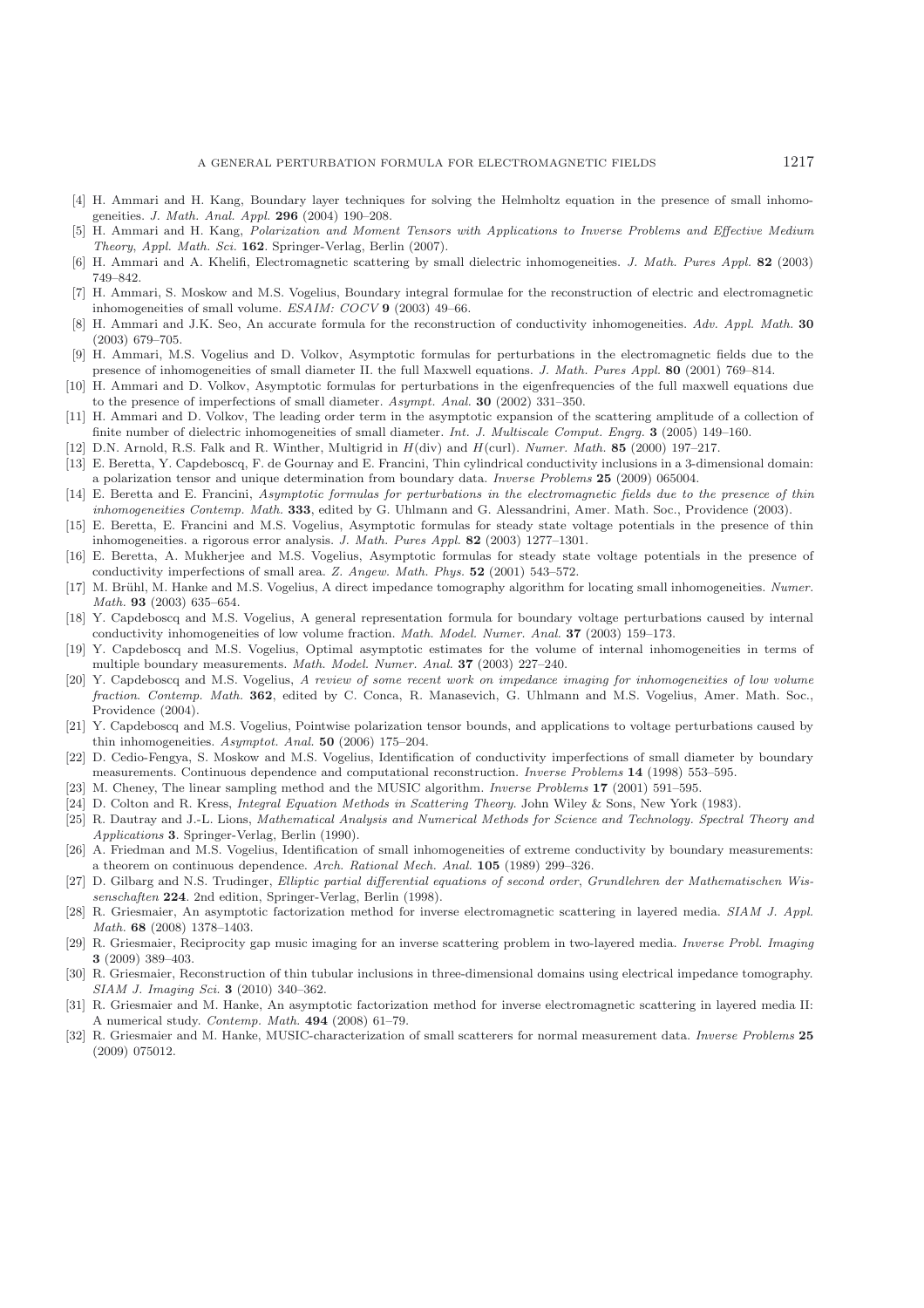[4] H. Ammari and H. Kang, Boundary layer techniques for solving the Helmholtz equation in the presence of small inhomogeneities. *J. Math. Anal. Appl.* **296** (2004) 190–208.

[5] H. Ammari and H. Kang, *Polarization and Moment Tensors with Applications to Inverse Problems and Effective Medium Theory, Appl. Math. Sci.* **162**. Springer-Verlag, Berlin (2007).

[6] H. Ammari and A. Khelifi, Electromagnetic scattering by small dielectric inhomogeneities. *J. Math. Pures Appl.* **82** (2003) 749–842.

[7] H. Ammari, S. Moskow and M.S. Vogelius, Boundary integral formulae for the reconstruction of electric and electromagnetic inhomogeneities of small volume. *ESAIM: COCV* **9** (2003) 49–66.

[8] H. Ammari and J.K. Seo, An accurate formula for the reconstruction of conductivity inhomogeneities. *Adv. Appl. Math.* **30** (2003) 679–705.

[9] H. Ammari, M.S. Vogelius and D. Volkov, Asymptotic formulas for perturbations in the electromagnetic fields due to the presence of inhomogeneities of small diameter II. the full Maxwell equations. *J. Math. Pures Appl.* **80** (2001) 769–814.

[10] H. Ammari and D. Volkov, Asymptotic formulas for perturbations in the eigenfrequencies of the full maxwell equations due to the presence of imperfections of small diameter. *Asympt. Anal.* **30** (2002) 331–350.

[11] H. Ammari and D. Volkov, The leading order term in the asymptotic expansion of the scattering amplitude of a collection of finite number of dielectric inhomogeneities of small diameter. *Int. J. Multiscale Comput. Engrg.* **3** (2005) 149–160.

[12] D.N. Arnold, R.S. Falk and R. Winther, Multigrid in $H(\text{div})$ and $H(\text{curl})$. *Numer. Math.* **85** (2000) 197–217.

[13] E. Beretta, Y. Capdeboscq, F. de Gournay and E. Francini, Thin cylindrical conductivity inclusions in a 3-dimensional domain: a polarization tensor and unique determination from boundary data. *Inverse Problems* **25** (2009) 065004.

[14] E. Beretta and E. Francini, *Asymptotic formulas for perturbations in the electromagnetic fields due to the presence of thin inhomogeneities Contemp. Math.* **333**, edited by G. Uhlmann and G. Alessandrini, Amer. Math. Soc., Providence (2003).

[15] E. Beretta, E. Francini and M.S. Vogelius, Asymptotic formulas for steady state voltage potentials in the presence of thin inhomogeneities. a rigorous error analysis. *J. Math. Pures Appl.* **82** (2003) 1277–1301.

[16] E. Beretta, A. Mukherjee and M.S. Vogelius, Asymptotic formulas for steady state voltage potentials in the presence of conductivity imperfections of small area. *Z. Angew. Math. Phys.* **52** (2001) 543–572.

[17] M. Brühl, M. Hanke and M.S. Vogelius, A direct impedance tomography algorithm for locating small inhomogeneities. *Numer. Math.* **93** (2003) 635–654.

[18] Y. Capdeboscq and M.S. Vogelius, A general representation formula for boundary voltage perturbations caused by internal conductivity inhomogeneities of low volume fraction. *Math. Model. Numer. Anal.* **37** (2003) 159–173.

[19] Y. Capdeboscq and M.S. Vogelius, Optimal asymptotic estimates for the volume of internal inhomogeneities in terms of multiple boundary measurements. *Math. Model. Numer. Anal.* **37** (2003) 227–240.

[20] Y. Capdeboscq and M.S. Vogelius, *A review of some recent work on impedance imaging for inhomogeneities of low volume fraction. Contemp. Math.* **362**, edited by C. Conca, R. Manasevich, G. Uhlmann and M.S. Vogelius, Amer. Math. Soc., Providence (2004).

[21] Y. Capdeboscq and M.S. Vogelius, Pointwise polarization tensor bounds, and applications to voltage perturbations caused by thin inhomogeneities. *Asymptot. Anal.* **50** (2006) 175–204.

[22] D. Cedio-Fengya, S. Moskow and M.S. Vogelius, Identification of conductivity imperfections of small diameter by boundary measurements. Continuous dependence and computational reconstruction. *Inverse Problems* **14** (1998) 553–595.

[23] M. Cheney, The linear sampling method and the MUSIC algorithm. *Inverse Problems* **17** (2001) 591–595.

[24] D. Colton and R. Kress, *Integral Equation Methods in Scattering Theory*. John Wiley & Sons, New York (1983).

[25] R. Dautray and J.-L. Lions, *Mathematical Analysis and Numerical Methods for Science and Technology. Spectral Theory and Applications* **3**. Springer-Verlag, Berlin (1990).

[26] A. Friedman and M.S. Vogelius, Identification of small inhomogeneities of extreme conductivity by boundary measurements: a theorem on continuous dependence. *Arch. Rational Mech. Anal.* **105** (1989) 299–326.

[27] D. Gilbarg and N.S. Trudinger, *Elliptic partial differential equations of second order, Grundlehren der Mathematischen Wissenschaften* **224**. 2nd edition, Springer-Verlag, Berlin (1998).

[28] R. Griesmaier, An asymptotic factorization method for inverse electromagnetic scattering in layered media. *SIAM J. Appl. Math.* **68** (2008) 1378–1403.

[29] R. Griesmaier, Reciprocity gap music imaging for an inverse scattering problem in two-layered media. *Inverse Probl. Imaging* **3** (2009) 389–403.

[30] R. Griesmaier, Reconstruction of thin tubular inclusions in three-dimensional domains using electrical impedance tomography. *SIAM J. Imaging Sci.* **3** (2010) 340–362.

[31] R. Griesmaier and M. Hanke, An asymptotic factorization method for inverse electromagnetic scattering in layered media II: A numerical study. *Contemp. Math.* **494** (2008) 61–79.

[32] R. Griesmaier and M. Hanke, MUSIC-characterization of small scatterers for normal measurement data. *Inverse Problems* **25** (2009) 075012.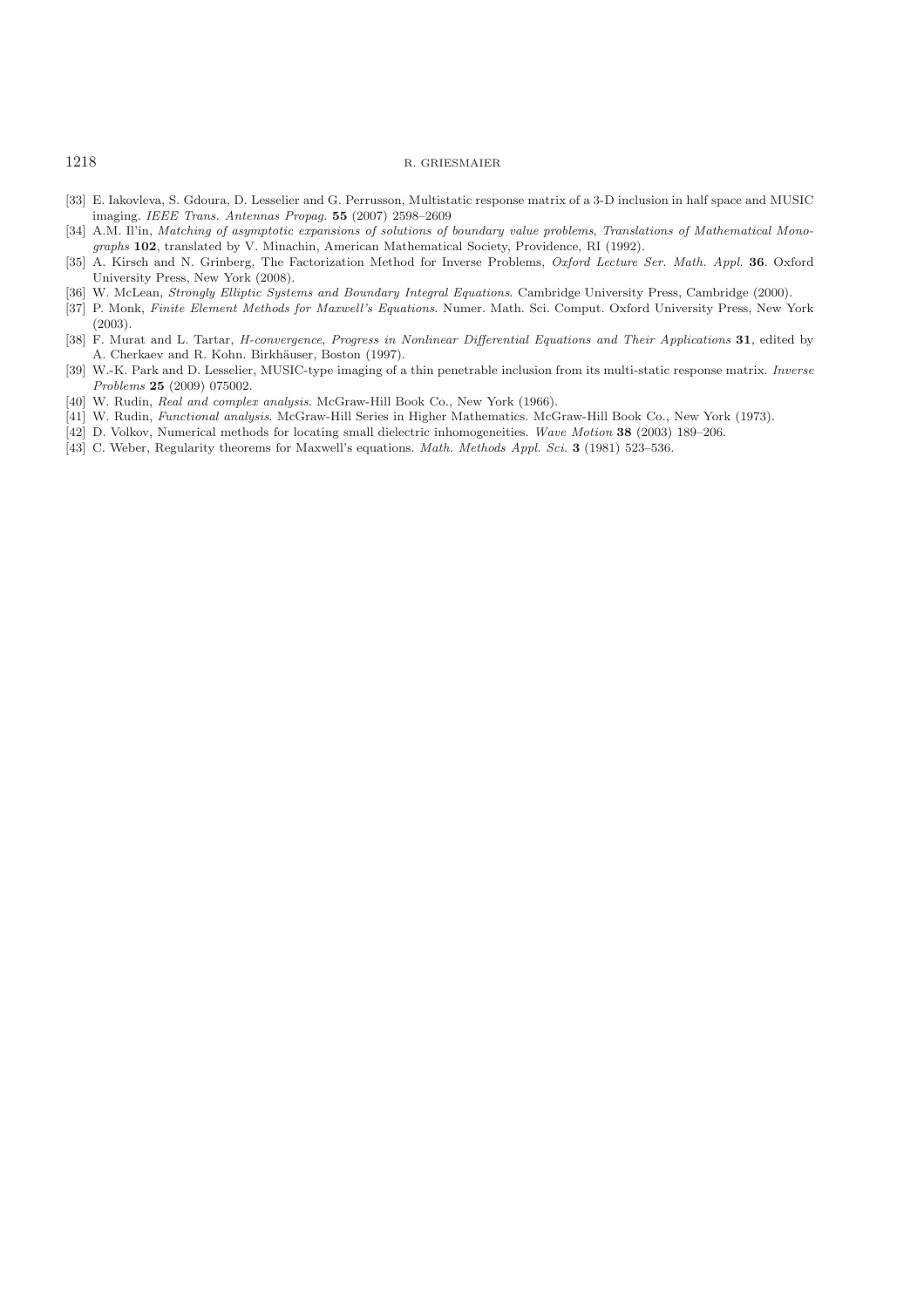[33] E. Iakovleva, S. Gdoura, D. Lesselier and G. Perrusson, Multistatic response matrix of a 3-D inclusion in half space and MUSIC imaging. *IEEE Trans. Antennas Propag.* **55** (2007) 2598–2609

[34] A.M. Il'in, *Matching of asymptotic expansions of solutions of boundary value problems*, *Translations of Mathematical Monographs* **102**, translated by V. Minachin, American Mathematical Society, Providence, RI (1992).

[35] A. Kirsch and N. Grinberg, The Factorization Method for Inverse Problems, *Oxford Lecture Ser. Math. Appl.* **36**. Oxford University Press, New York (2008).

[36] W. McLean, *Strongly Elliptic Systems and Boundary Integral Equations*. Cambridge University Press, Cambridge (2000).

[37] P. Monk, *Finite Element Methods for Maxwell's Equations.* Numer. Math. Sci. Comput. Oxford University Press, New York (2003).

[38] F. Murat and L. Tartar, *H-convergence*, *Progress in Nonlinear Differential Equations and Their Applications* **31**, edited by A. Cherkaev and R. Kohn. Birkhäuser, Boston (1997).

[39] W.-K. Park and D. Lesselier, MUSIC-type imaging of a thin penetrable inclusion from its multi-static response matrix. *Inverse Problems* **25** (2009) 075002.

[40] W. Rudin, *Real and complex analysis*. McGraw-Hill Book Co., New York (1966).

[41] W. Rudin, *Functional analysis*. McGraw-Hill Series in Higher Mathematics. McGraw-Hill Book Co., New York (1973).

[42] D. Volkov, Numerical methods for locating small dielectric inhomogeneities. *Wave Motion* **38** (2003) 189–206.

[43] C. Weber, Regularity theorems for Maxwell's equations. *Math. Methods Appl. Sci.* **3** (1981) 523–536.